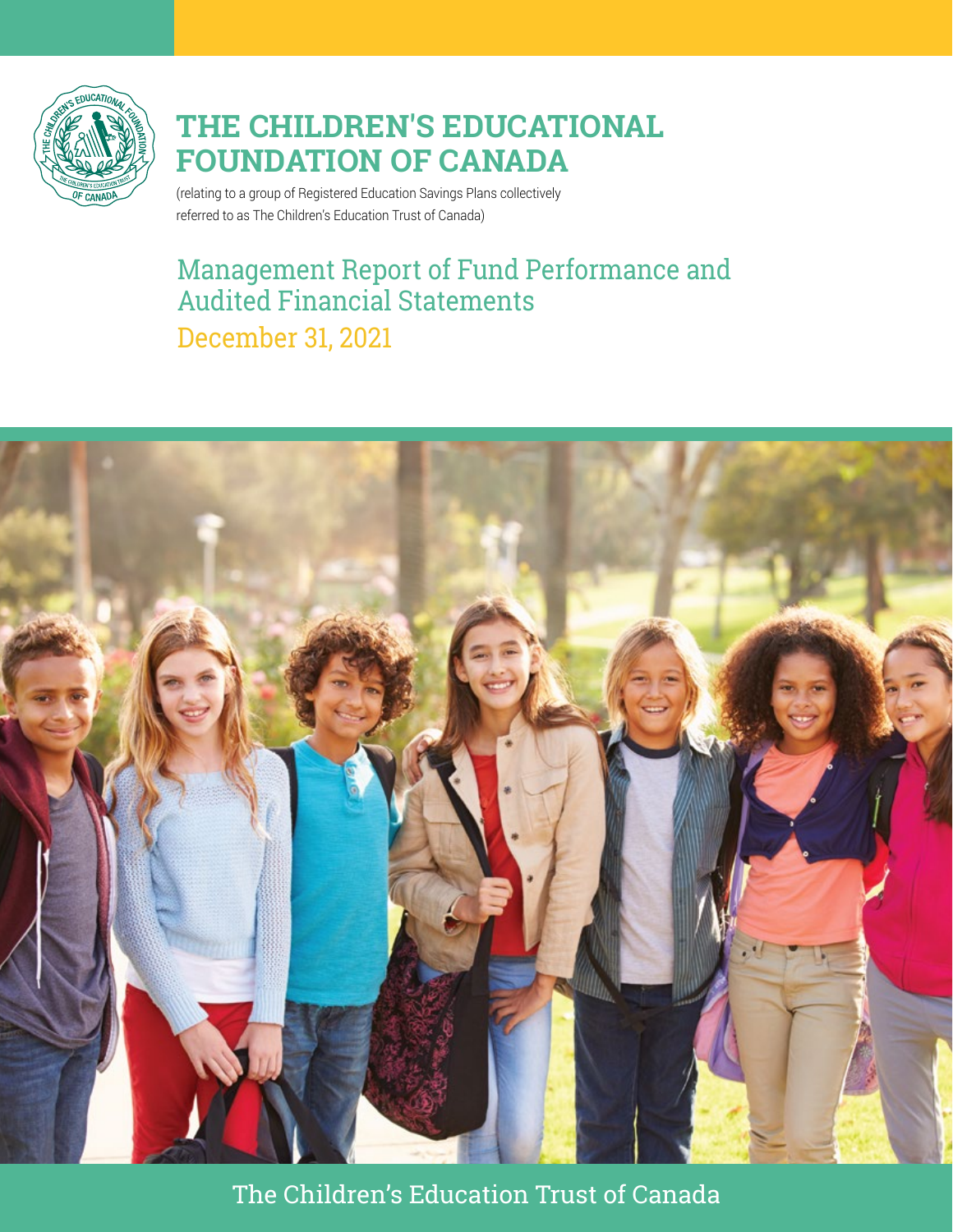# THE CHILDREN'S EDUCATIONAL FOUNDATION OF CANADA

(relating to a group of Registered Education Savings Plans collectively referred to as The Children's Education Trust of Canada)

## Management Report of Fund Performance and Audited Financial Statements

## December 31, 2021

The Children's Education Trust of Canada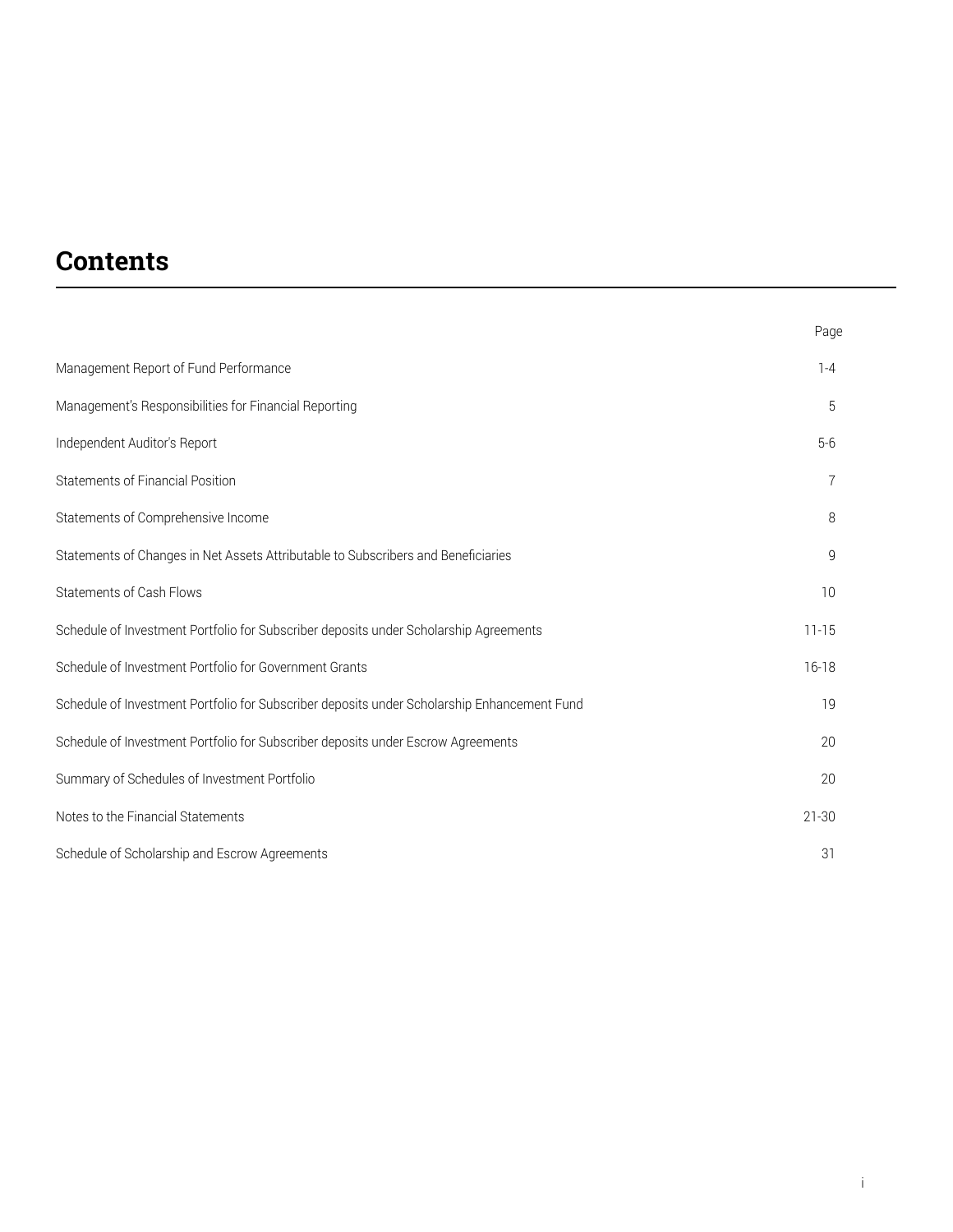# Contents

| | Page |
|---|---|
| Management Report of Fund Performance | 1-4 |
| Management's Responsibilities for Financial Reporting | 5 |
| Independent Auditor's Report | 5-6 |
| Statements of Financial Position | 7 |
| Statements of Comprehensive Income | 8 |
| Statements of Changes in Net Assets Attributable to Subscribers and Beneficiaries | 9 |
| Statements of Cash Flows | 10 |
| Schedule of Investment Portfolio for Subscriber deposits under Scholarship Agreements | 11-15 |
| Schedule of Investment Portfolio for Government Grants | 16-18 |
| Schedule of Investment Portfolio for Subscriber deposits under Scholarship Enhancement Fund | 19 |
| Schedule of Investment Portfolio for Subscriber deposits under Escrow Agreements | 20 |
| Summary of Schedules of Investment Portfolio | 20 |
| Notes to the Financial Statements | 21-30 |
| Schedule of Scholarship and Escrow Agreements | 31 |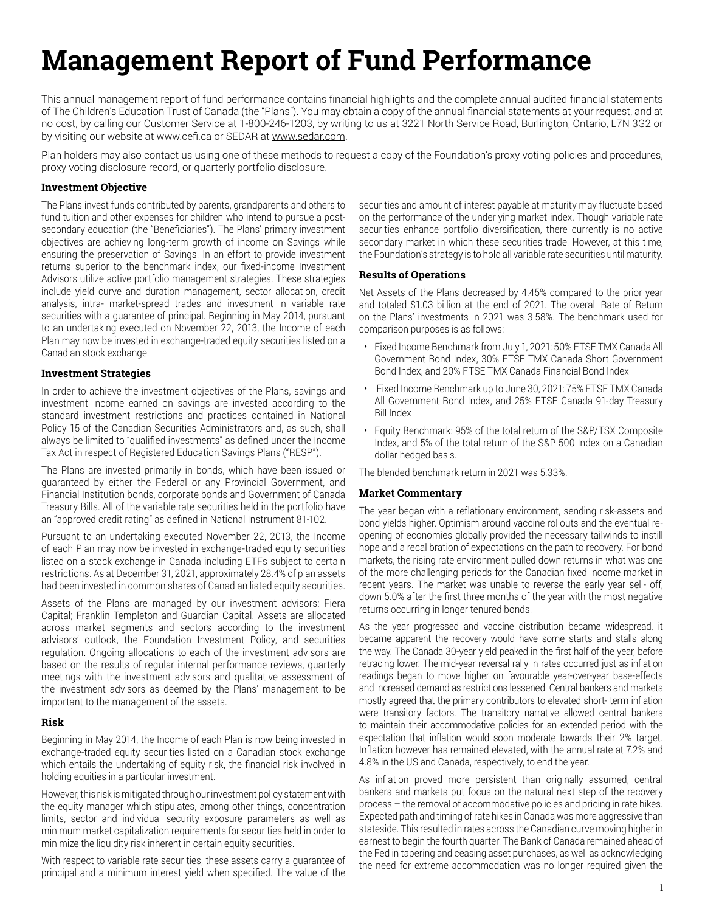# Management Report of Fund Performance

This annual management report of fund performance contains financial highlights and the complete annual audited financial statements of The Children's Education Trust of Canada (the "Plans"). You may obtain a copy of the annual financial statements at your request, and at no cost, by calling our Customer Service at 1-800-246-1203, by writing to us at 3221 North Service Road, Burlington, Ontario, L7N 3G2 or by visiting our website at www.cefi.ca or SEDAR at www.sedar.com.

Plan holders may also contact us using one of these methods to request a copy of the Foundation's proxy voting policies and procedures, proxy voting disclosure record, or quarterly portfolio disclosure.

### Investment Objective

The Plans invest funds contributed by parents, grandparents and others to fund tuition and other expenses for children who intend to pursue a post-secondary education (the "Beneficiaries"). The Plans' primary investment objectives are achieving long-term growth of income on Savings while ensuring the preservation of Savings. In an effort to provide investment returns superior to the benchmark index, our fixed-income Investment Advisors utilize active portfolio management strategies. These strategies include yield curve and duration management, sector allocation, credit analysis, intra- market-spread trades and investment in variable rate securities with a guarantee of principal. Beginning in May 2014, pursuant to an undertaking executed on November 22, 2013, the Income of each Plan may now be invested in exchange-traded equity securities listed on a Canadian stock exchange.

### Investment Strategies

In order to achieve the investment objectives of the Plans, savings and investment income earned on savings are invested according to the standard investment restrictions and practices contained in National Policy 15 of the Canadian Securities Administrators and, as such, shall always be limited to "qualified investments" as defined under the Income Tax Act in respect of Registered Education Savings Plans ("RESP").

The Plans are invested primarily in bonds, which have been issued or guaranteed by either the Federal or any Provincial Government, and Financial Institution bonds, corporate bonds and Government of Canada Treasury Bills. All of the variable rate securities held in the portfolio have an "approved credit rating" as defined in National Instrument 81-102.

Pursuant to an undertaking executed November 22, 2013, the Income of each Plan may now be invested in exchange-traded equity securities listed on a stock exchange in Canada including ETFs subject to certain restrictions. As at December 31, 2021, approximately 28.4% of plan assets had been invested in common shares of Canadian listed equity securities.

Assets of the Plans are managed by our investment advisors: Fiera Capital; Franklin Templeton and Guardian Capital. Assets are allocated across market segments and sectors according to the investment advisors' outlook, the Foundation Investment Policy, and securities regulation. Ongoing allocations to each of the investment advisors are based on the results of regular internal performance reviews, quarterly meetings with the investment advisors and qualitative assessment of the investment advisors as deemed by the Plans' management to be important to the management of the assets.

### Risk

Beginning in May 2014, the Income of each Plan is now being invested in exchange-traded equity securities listed on a Canadian stock exchange which entails the undertaking of equity risk, the financial risk involved in holding equities in a particular investment.

However, this risk is mitigated through our investment policy statement with the equity manager which stipulates, among other things, concentration limits, sector and individual security exposure parameters as well as minimum market capitalization requirements for securities held in order to minimize the liquidity risk inherent in certain equity securities.

With respect to variable rate securities, these assets carry a guarantee of principal and a minimum interest yield when specified. The value of the securities and amount of interest payable at maturity may fluctuate based on the performance of the underlying market index. Though variable rate securities enhance portfolio diversification, there currently is no active secondary market in which these securities trade. However, at this time, the Foundation's strategy is to hold all variable rate securities until maturity.

### Results of Operations

Net Assets of the Plans decreased by 4.45% compared to the prior year and totaled $1.03 billion at the end of 2021. The overall Rate of Return on the Plans' investments in 2021 was 3.58%. The benchmark used for comparison purposes is as follows:

- Fixed Income Benchmark from July 1, 2021: 50% FTSE TMX Canada All Government Bond Index, 30% FTSE TMX Canada Short Government Bond Index, and 20% FTSE TMX Canada Financial Bond Index
- Fixed Income Benchmark up to June 30, 2021: 75% FTSE TMX Canada All Government Bond Index, and 25% FTSE Canada 91-day Treasury Bill Index
- Equity Benchmark: 95% of the total return of the S&P/TSX Composite Index, and 5% of the total return of the S&P 500 Index on a Canadian dollar hedged basis.

The blended benchmark return in 2021 was 5.33%.

### Market Commentary

The year began with a reflationary environment, sending risk-assets and bond yields higher. Optimism around vaccine rollouts and the eventual re-opening of economies globally provided the necessary tailwinds to instill hope and a recalibration of expectations on the path to recovery. For bond markets, the rising rate environment pulled down returns in what was one of the more challenging periods for the Canadian fixed income market in recent years. The market was unable to reverse the early year sell- off, down 5.0% after the first three months of the year with the most negative returns occurring in longer tenured bonds.

As the year progressed and vaccine distribution became widespread, it became apparent the recovery would have some starts and stalls along the way. The Canada 30-year yield peaked in the first half of the year, before retracing lower. The mid-year reversal rally in rates occurred just as inflation readings began to move higher on favourable year-over-year base-effects and increased demand as restrictions lessened. Central bankers and markets mostly agreed that the primary contributors to elevated short- term inflation were transitory factors. The transitory narrative allowed central bankers to maintain their accommodative policies for an extended period with the expectation that inflation would soon moderate towards their 2% target. Inflation however has remained elevated, with the annual rate at 7.2% and 4.8% in the US and Canada, respectively, to end the year.

As inflation proved more persistent than originally assumed, central bankers and markets put focus on the natural next step of the recovery process – the removal of accommodative policies and pricing in rate hikes. Expected path and timing of rate hikes in Canada was more aggressive than stateside. This resulted in rates across the Canadian curve moving higher in earnest to begin the fourth quarter. The Bank of Canada remained ahead of the Fed in tapering and ceasing asset purchases, as well as acknowledging the need for extreme accommodation was no longer required given the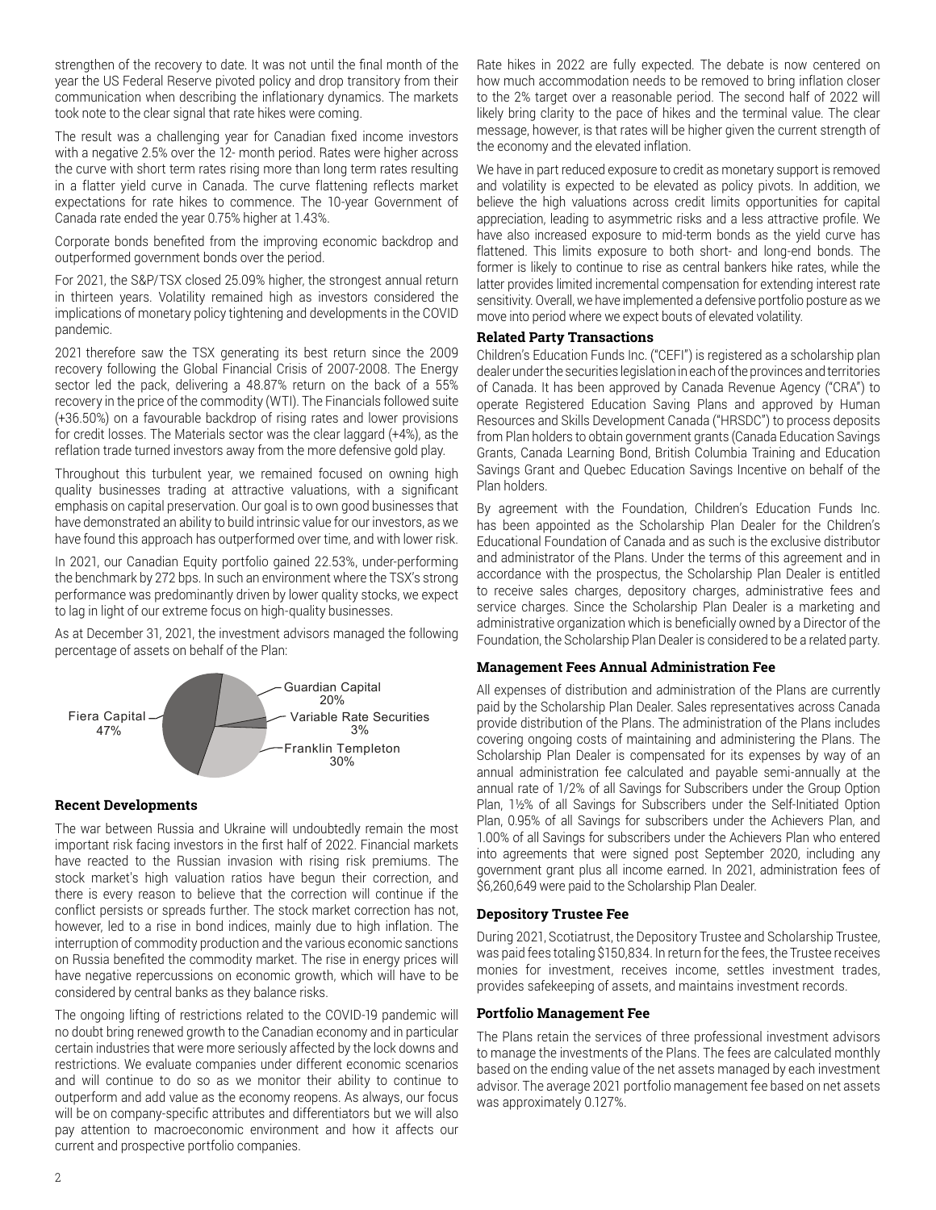strengthen of the recovery to date. It was not until the final month of the year the US Federal Reserve pivoted policy and drop transitory from their communication when describing the inflationary dynamics. The markets took note to the clear signal that rate hikes were coming.

The result was a challenging year for Canadian fixed income investors with a negative 2.5% over the 12- month period. Rates were higher across the curve with short term rates rising more than long term rates resulting in a flatter yield curve in Canada. The curve flattening reflects market expectations for rate hikes to commence. The 10-year Government of Canada rate ended the year 0.75% higher at 1.43%.

Corporate bonds benefited from the improving economic backdrop and outperformed government bonds over the period.

For 2021, the S&P/TSX closed 25.09% higher, the strongest annual return in thirteen years. Volatility remained high as investors considered the implications of monetary policy tightening and developments in the COVID pandemic.

2021 therefore saw the TSX generating its best return since the 2009 recovery following the Global Financial Crisis of 2007-2008. The Energy sector led the pack, delivering a 48.87% return on the back of a 55% recovery in the price of the commodity (WTI). The Financials followed suite (+36.50%) on a favourable backdrop of rising rates and lower provisions for credit losses. The Materials sector was the clear laggard (+4%), as the reflation trade turned investors away from the more defensive gold play.

Throughout this turbulent year, we remained focused on owning high quality businesses trading at attractive valuations, with a significant emphasis on capital preservation. Our goal is to own good businesses that have demonstrated an ability to build intrinsic value for our investors, as we have found this approach has outperformed over time, and with lower risk.

In 2021, our Canadian Equity portfolio gained 22.53%, under-performing the benchmark by 272 bps. In such an environment where the TSX's strong performance was predominantly driven by lower quality stocks, we expect to lag in light of our extreme focus on high-quality businesses.

As at December 31, 2021, the investment advisors managed the following percentage of assets on behalf of the Plan:

Fiera Capital 47%; Guardian Capital 20%; Variable Rate Securities 3%; Franklin Templeton 30%

### Recent Developments

The war between Russia and Ukraine will undoubtedly remain the most important risk facing investors in the first half of 2022. Financial markets have reacted to the Russian invasion with rising risk premiums. The stock market's high valuation ratios have begun their correction, and there is every reason to believe that the correction will continue if the conflict persists or spreads further. The stock market correction has not, however, led to a rise in bond indices, mainly due to high inflation. The interruption of commodity production and the various economic sanctions on Russia benefited the commodity market. The rise in energy prices will have negative repercussions on economic growth, which will have to be considered by central banks as they balance risks.

The ongoing lifting of restrictions related to the COVID-19 pandemic will no doubt bring renewed growth to the Canadian economy and in particular certain industries that were more seriously affected by the lock downs and restrictions. We evaluate companies under different economic scenarios and will continue to do so as we monitor their ability to continue to outperform and add value as the economy reopens. As always, our focus will be on company-specific attributes and differentiators but we will also pay attention to macroeconomic environment and how it affects our current and prospective portfolio companies.

Rate hikes in 2022 are fully expected. The debate is now centered on how much accommodation needs to be removed to bring inflation closer to the 2% target over a reasonable period. The second half of 2022 will likely bring clarity to the pace of hikes and the terminal value. The clear message, however, is that rates will be higher given the current strength of the economy and the elevated inflation.

We have in part reduced exposure to credit as monetary support is removed and volatility is expected to be elevated as policy pivots. In addition, we believe the high valuations across credit limits opportunities for capital appreciation, leading to asymmetric risks and a less attractive profile. We have also increased exposure to mid-term bonds as the yield curve has flattened. This limits exposure to both short- and long-end bonds. The former is likely to continue to rise as central bankers hike rates, while the latter provides limited incremental compensation for extending interest rate sensitivity. Overall, we have implemented a defensive portfolio posture as we move into period where we expect bouts of elevated volatility.

### Related Party Transactions

Children's Education Funds Inc. ("CEFI") is registered as a scholarship plan dealer under the securities legislation in each of the provinces and territories of Canada. It has been approved by Canada Revenue Agency ("CRA") to operate Registered Education Saving Plans and approved by Human Resources and Skills Development Canada ("HRSDC") to process deposits from Plan holders to obtain government grants (Canada Education Savings Grants, Canada Learning Bond, British Columbia Training and Education Savings Grant and Quebec Education Savings Incentive on behalf of the Plan holders.

By agreement with the Foundation, Children's Education Funds Inc. has been appointed as the Scholarship Plan Dealer for the Children's Educational Foundation of Canada and as such is the exclusive distributor and administrator of the Plans. Under the terms of this agreement and in accordance with the prospectus, the Scholarship Plan Dealer is entitled to receive sales charges, depository charges, administrative fees and service charges. Since the Scholarship Plan Dealer is a marketing and administrative organization which is beneficially owned by a Director of the Foundation, the Scholarship Plan Dealer is considered to be a related party.

### Management Fees Annual Administration Fee

All expenses of distribution and administration of the Plans are currently paid by the Scholarship Plan Dealer. Sales representatives across Canada provide distribution of the Plans. The administration of the Plans includes covering ongoing costs of maintaining and administering the Plans. The Scholarship Plan Dealer is compensated for its expenses by way of an annual administration fee calculated and payable semi-annually at the annual rate of 1/2% of all Savings for Subscribers under the Group Option Plan, 1½% of all Savings for Subscribers under the Self-Initiated Option Plan, 0.95% of all Savings for subscribers under the Achievers Plan, and 1.00% of all Savings for subscribers under the Achievers Plan who entered into agreements that were signed post September 2020, including any government grant plus all income earned. In 2021, administration fees of $6,260,649 were paid to the Scholarship Plan Dealer.

### Depository Trustee Fee

During 2021, Scotiatrust, the Depository Trustee and Scholarship Trustee, was paid fees totaling $150,834. In return for the fees, the Trustee receives monies for investment, receives income, settles investment trades, provides safekeeping of assets, and maintains investment records.

### Portfolio Management Fee

The Plans retain the services of three professional investment advisors to manage the investments of the Plans. The fees are calculated monthly based on the ending value of the net assets managed by each investment advisor. The average 2021 portfolio management fee based on net assets was approximately 0.127%.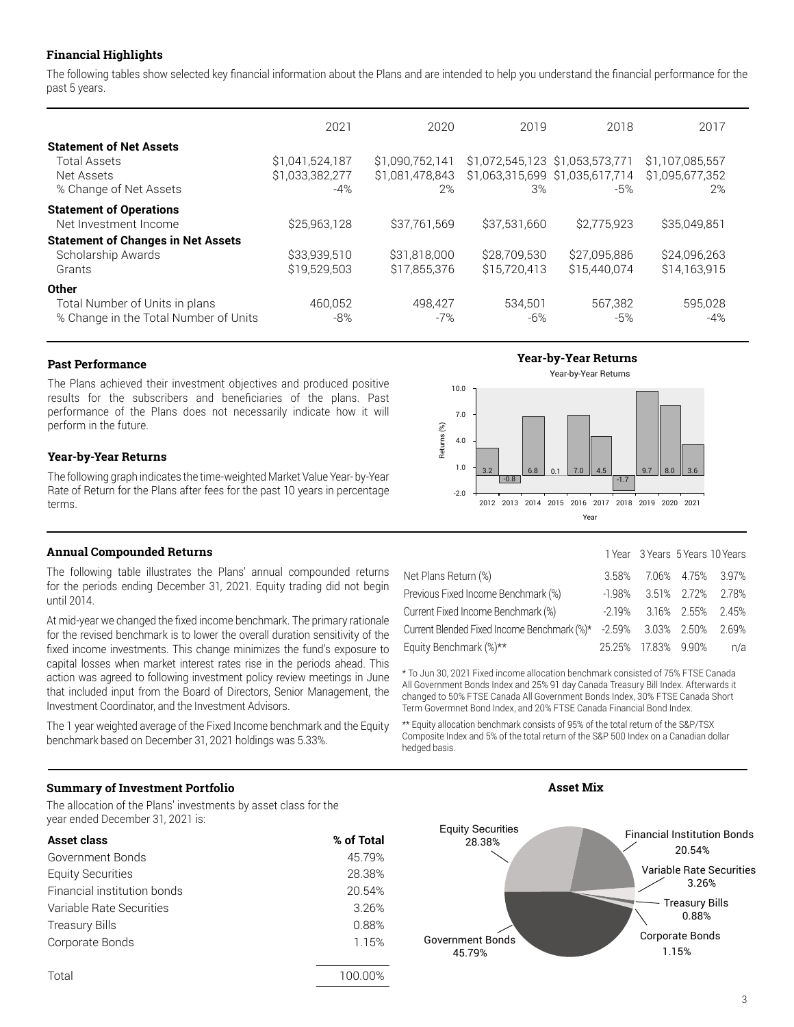### Financial Highlights

The following tables show selected key financial information about the Plans and are intended to help you understand the financial performance for the past 5 years.

| | 2021 | 2020 | 2019 | 2018 | 2017 |
|---|---|---|---|---|---|
| **Statement of Net Assets** | | | | | |
| Total Assets | $1,041,524,187 | $1,090,752,141 | $1,072,545,123 | $1,053,573,771 | $1,107,085,557 |
| Net Assets | $1,033,382,277 | $1,081,478,843 | $1,063,315,699 | $1,035,617,714 | $1,095,677,352 |
| % Change of Net Assets | -4% | 2% | 3% | -5% | 2% |
| **Statement of Operations** | | | | | |
| Net Investment Income | $25,963,128 | $37,761,569 | $37,531,660 | $2,775,923 | $35,049,851 |
| **Statement of Changes in Net Assets** | | | | | |
| Scholarship Awards | $33,939,510 | $31,818,000 | $28,709,530 | $27,095,886 | $24,096,263 |
| Grants | $19,529,503 | $17,855,376 | $15,720,413 | $15,440,074 | $14,163,915 |
| **Other** | | | | | |
| Total Number of Units in plans | 460,052 | 498,427 | 534,501 | 567,382 | 595,028 |
| % Change in the Total Number of Units | -8% | -7% | -6% | -5% | -4% |

### Past Performance

The Plans achieved their investment objectives and produced positive results for the subscribers and beneficiaries of the plans. Past performance of the Plans does not necessarily indicate how it will perform in the future.

### Year-by-Year Returns

The following graph indicates the time-weighted Market Value Year-by-Year Rate of Return for the Plans after fees for the past 10 years in percentage terms.

**Year-by-Year Returns**

| Year | 2012 | 2013 | 2014 | 2015 | 2016 | 2017 | 2018 | 2019 | 2020 | 2021 |
|---|---|---|---|---|---|---|---|---|---|---|
| Returns (%) | 3.2 | -0.8 | 6.8 | 0.1 | 7.0 | 4.5 | -1.7 | 9.7 | 8.0 | 3.6 |

### Annual Compounded Returns

The following table illustrates the Plans' annual compounded returns for the periods ending December 31, 2021. Equity trading did not begin until 2014.

At mid-year we changed the fixed income benchmark. The primary rationale for the revised benchmark is to lower the overall duration sensitivity of the fixed income investments. This change minimizes the fund's exposure to capital losses when market interest rates rise in the periods ahead. This action was agreed to following investment policy review meetings in June that included input from the Board of Directors, Senior Management, the Investment Coordinator, and the Investment Advisors.

The 1 year weighted average of the Fixed Income benchmark and the Equity benchmark based on December 31, 2021 holdings was 5.33%.

| | 1 Year | 3 Years | 5 Years | 10 Years |
|---|---|---|---|---|
| Net Plans Return (%) | 3.58% | 7.06% | 4.75% | 3.97% |
| Previous Fixed Income Benchmark (%) | -1.98% | 3.51% | 2.72% | 2.78% |
| Current Fixed Income Benchmark (%) | -2.19% | 3.16% | 2.55% | 2.45% |
| Current Blended Fixed Income Benchmark (%)* | -2.59% | 3.03% | 2.50% | 2.69% |
| Equity Benchmark (%)** | 25.25% | 17.83% | 9.90% | n/a |

\* To Jun 30, 2021 Fixed income allocation benchmark consisted of 75% FTSE Canada All Government Bonds Index and 25% 91 day Canada Treasury Bill Index. Afterwards it changed to 50% FTSE Canada All Government Bonds Index, 30% FTSE Canada Short Term Govermnet Bond Index, and 20% FTSE Canada Financial Bond Index.

\** Equity allocation benchmark consists of 95% of the total return of the S&P/TSX Composite Index and 5% of the total return of the S&P 500 Index on a Canadian dollar hedged basis.

### Summary of Investment Portfolio

The allocation of the Plans' investments by asset class for the year ended December 31, 2021 is:

| Asset class | % of Total |
|---|---|
| Government Bonds | 45.79% |
| Equity Securities | 28.38% |
| Financial institution bonds | 20.54% |
| Variable Rate Securities | 3.26% |
| Treasury Bills | 0.88% |
| Corporate Bonds | 1.15% |
| Total | 100.00% |

**Asset Mix**

Equity Securities 28.38%
Financial Institution Bonds 20.54%
Variable Rate Securities 3.26%
Treasury Bills 0.88%
Corporate Bonds 1.15%
Government Bonds 45.79%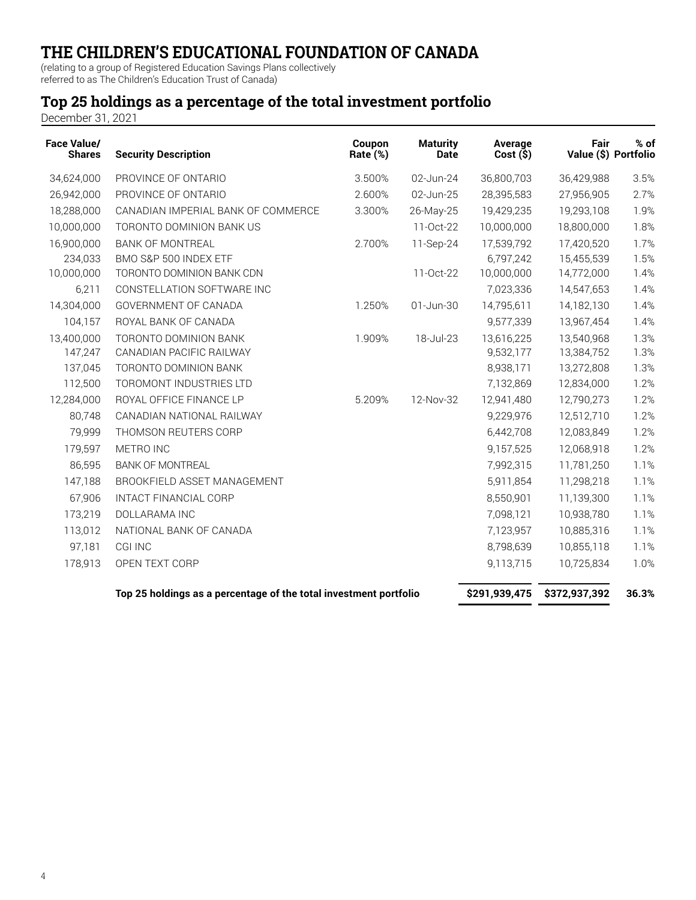# THE CHILDREN'S EDUCATIONAL FOUNDATION OF CANADA

(relating to a group of Registered Education Savings Plans collectively referred to as The Children's Education Trust of Canada)

## Top 25 holdings as a percentage of the total investment portfolio

December 31, 2021

| Face Value/ Shares | Security Description | Coupon Rate (%) | Maturity Date | Average Cost ($) | Fair Value ($) | % of Portfolio |
|---|---|---|---|---|---|---|
| 34,624,000 | PROVINCE OF ONTARIO | 3.500% | 02-Jun-24 | 36,800,703 | 36,429,988 | 3.5% |
| 26,942,000 | PROVINCE OF ONTARIO | 2.600% | 02-Jun-25 | 28,395,583 | 27,956,905 | 2.7% |
| 18,288,000 | CANADIAN IMPERIAL BANK OF COMMERCE | 3.300% | 26-May-25 | 19,429,235 | 19,293,108 | 1.9% |
| 10,000,000 | TORONTO DOMINION BANK US | | 11-Oct-22 | 10,000,000 | 18,800,000 | 1.8% |
| 16,900,000 | BANK OF MONTREAL | 2.700% | 11-Sep-24 | 17,539,792 | 17,420,520 | 1.7% |
| 234,033 | BMO S&P 500 INDEX ETF | | | 6,797,242 | 15,455,539 | 1.5% |
| 10,000,000 | TORONTO DOMINION BANK CDN | | 11-Oct-22 | 10,000,000 | 14,772,000 | 1.4% |
| 6,211 | CONSTELLATION SOFTWARE INC | | | 7,023,336 | 14,547,653 | 1.4% |
| 14,304,000 | GOVERNMENT OF CANADA | 1.250% | 01-Jun-30 | 14,795,611 | 14,182,130 | 1.4% |
| 104,157 | ROYAL BANK OF CANADA | | | 9,577,339 | 13,967,454 | 1.4% |
| 13,400,000 | TORONTO DOMINION BANK | 1.909% | 18-Jul-23 | 13,616,225 | 13,540,968 | 1.3% |
| 147,247 | CANADIAN PACIFIC RAILWAY | | | 9,532,177 | 13,384,752 | 1.3% |
| 137,045 | TORONTO DOMINION BANK | | | 8,938,171 | 13,272,808 | 1.3% |
| 112,500 | TOROMONT INDUSTRIES LTD | | | 7,132,869 | 12,834,000 | 1.2% |
| 12,284,000 | ROYAL OFFICE FINANCE LP | 5.209% | 12-Nov-32 | 12,941,480 | 12,790,273 | 1.2% |
| 80,748 | CANADIAN NATIONAL RAILWAY | | | 9,229,976 | 12,512,710 | 1.2% |
| 79,999 | THOMSON REUTERS CORP | | | 6,442,708 | 12,083,849 | 1.2% |
| 179,597 | METRO INC | | | 9,157,525 | 12,068,918 | 1.2% |
| 86,595 | BANK OF MONTREAL | | | 7,992,315 | 11,781,250 | 1.1% |
| 147,188 | BROOKFIELD ASSET MANAGEMENT | | | 5,911,854 | 11,298,218 | 1.1% |
| 67,906 | INTACT FINANCIAL CORP | | | 8,550,901 | 11,139,300 | 1.1% |
| 173,219 | DOLLARAMA INC | | | 7,098,121 | 10,938,780 | 1.1% |
| 113,012 | NATIONAL BANK OF CANADA | | | 7,123,957 | 10,885,316 | 1.1% |
| 97,181 | CGI INC | | | 8,798,639 | 10,855,118 | 1.1% |
| 178,913 | OPEN TEXT CORP | | | 9,113,715 | 10,725,834 | 1.0% |
| | **Top 25 holdings as a percentage of the total investment portfolio** | | | **$291,939,475** | **$372,937,392** | **36.3%** |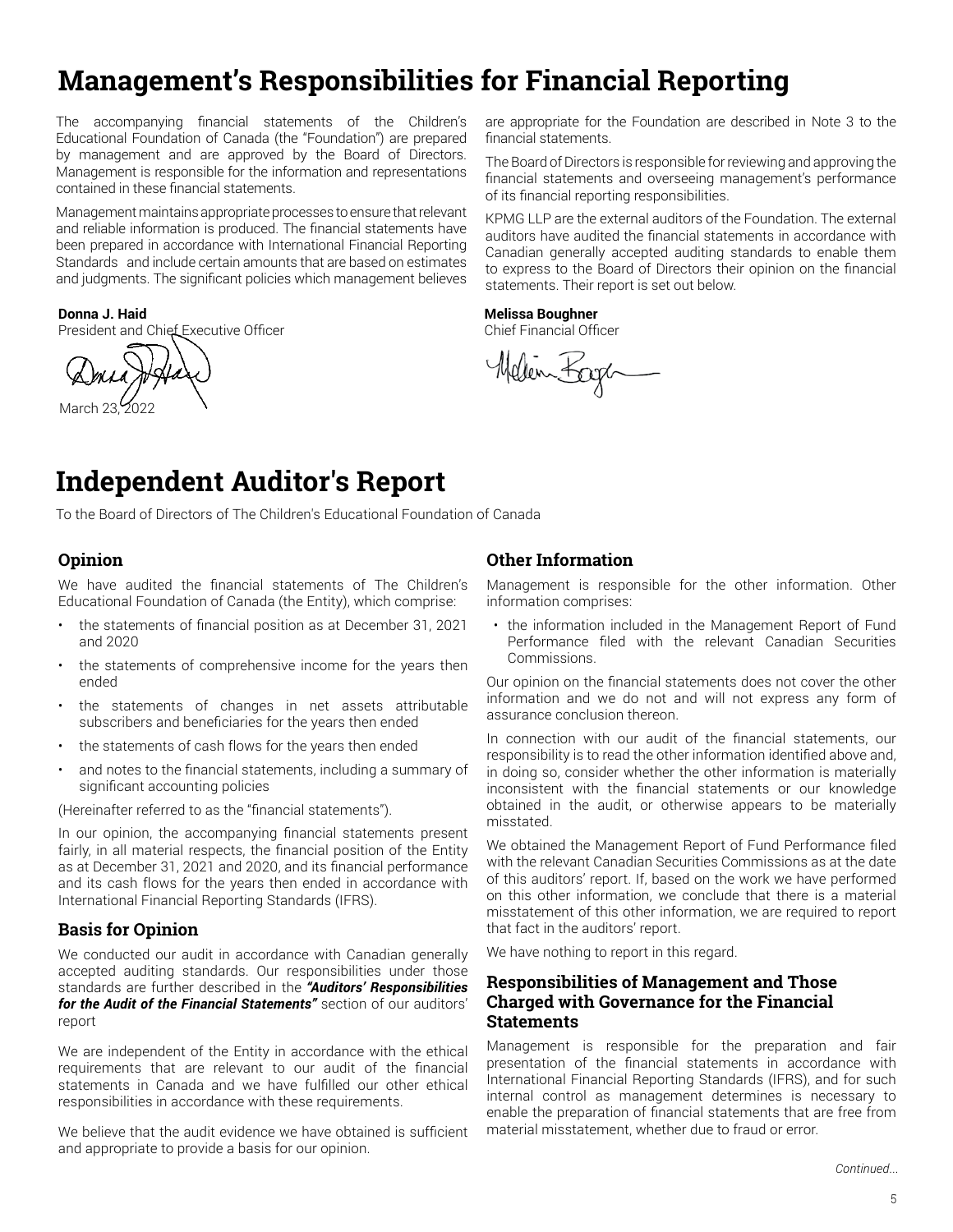# Management's Responsibilities for Financial Reporting

The accompanying financial statements of the Children's Educational Foundation of Canada (the "Foundation") are prepared by management and are approved by the Board of Directors. Management is responsible for the information and representations contained in these financial statements.

Management maintains appropriate processes to ensure that relevant and reliable information is produced. The financial statements have been prepared in accordance with International Financial Reporting Standards and include certain amounts that are based on estimates and judgments. The significant policies which management believes are appropriate for the Foundation are described in Note 3 to the financial statements.

The Board of Directors is responsible for reviewing and approving the financial statements and overseeing management's performance of its financial reporting responsibilities.

KPMG LLP are the external auditors of the Foundation. The external auditors have audited the financial statements in accordance with Canadian generally accepted auditing standards to enable them to express to the Board of Directors their opinion on the financial statements. Their report is set out below.

**Donna J. Haid**
President and Chief Executive Officer

March 23, 2022

**Melissa Boughner**
Chief Financial Officer

# Independent Auditor's Report

To the Board of Directors of The Children's Educational Foundation of Canada

## Opinion

We have audited the financial statements of The Children's Educational Foundation of Canada (the Entity), which comprise:

- the statements of financial position as at December 31, 2021 and 2020
- the statements of comprehensive income for the years then ended
- the statements of changes in net assets attributable subscribers and beneficiaries for the years then ended
- the statements of cash flows for the years then ended
- and notes to the financial statements, including a summary of significant accounting policies

(Hereinafter referred to as the "financial statements").

In our opinion, the accompanying financial statements present fairly, in all material respects, the financial position of the Entity as at December 31, 2021 and 2020, and its financial performance and its cash flows for the years then ended in accordance with International Financial Reporting Standards (IFRS).

## Basis for Opinion

We conducted our audit in accordance with Canadian generally accepted auditing standards. Our responsibilities under those standards are further described in the ***"Auditors' Responsibilities for the Audit of the Financial Statements"*** section of our auditors' report

We are independent of the Entity in accordance with the ethical requirements that are relevant to our audit of the financial statements in Canada and we have fulfilled our other ethical responsibilities in accordance with these requirements.

We believe that the audit evidence we have obtained is sufficient and appropriate to provide a basis for our opinion.

## Other Information

Management is responsible for the other information. Other information comprises:

- the information included in the Management Report of Fund Performance filed with the relevant Canadian Securities Commissions.

Our opinion on the financial statements does not cover the other information and we do not and will not express any form of assurance conclusion thereon.

In connection with our audit of the financial statements, our responsibility is to read the other information identified above and, in doing so, consider whether the other information is materially inconsistent with the financial statements or our knowledge obtained in the audit, or otherwise appears to be materially misstated.

We obtained the Management Report of Fund Performance filed with the relevant Canadian Securities Commissions as at the date of this auditors' report. If, based on the work we have performed on this other information, we conclude that there is a material misstatement of this other information, we are required to report that fact in the auditors' report.

We have nothing to report in this regard.

## Responsibilities of Management and Those Charged with Governance for the Financial Statements

Management is responsible for the preparation and fair presentation of the financial statements in accordance with International Financial Reporting Standards (IFRS), and for such internal control as management determines is necessary to enable the preparation of financial statements that are free from material misstatement, whether due to fraud or error.

*Continued...*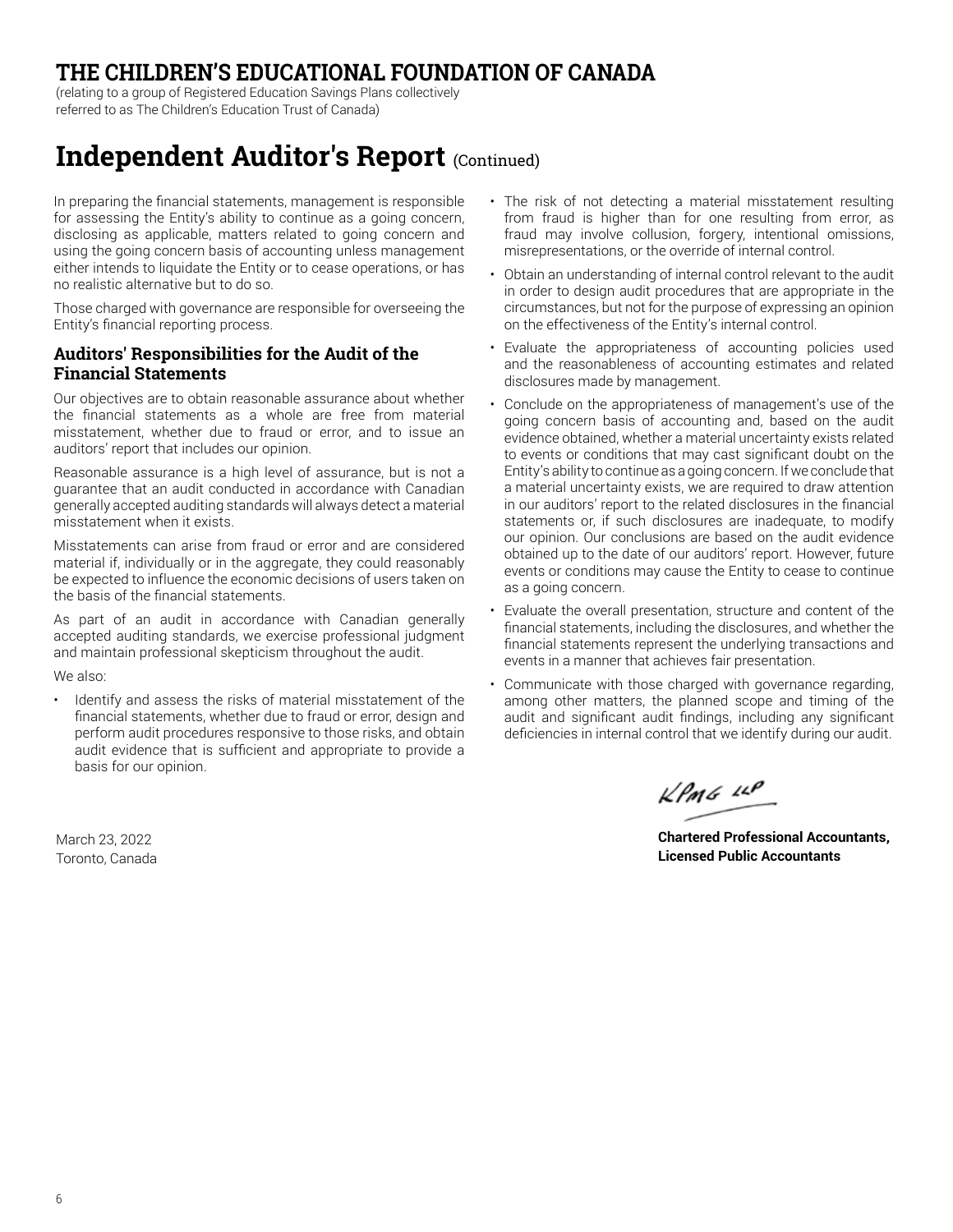# THE CHILDREN'S EDUCATIONAL FOUNDATION OF CANADA

(relating to a group of Registered Education Savings Plans collectively referred to as The Children's Education Trust of Canada)

# Independent Auditor's Report (Continued)

In preparing the financial statements, management is responsible for assessing the Entity's ability to continue as a going concern, disclosing as applicable, matters related to going concern and using the going concern basis of accounting unless management either intends to liquidate the Entity or to cease operations, or has no realistic alternative but to do so.

Those charged with governance are responsible for overseeing the Entity's financial reporting process.

### Auditors' Responsibilities for the Audit of the Financial Statements

Our objectives are to obtain reasonable assurance about whether the financial statements as a whole are free from material misstatement, whether due to fraud or error, and to issue an auditors' report that includes our opinion.

Reasonable assurance is a high level of assurance, but is not a guarantee that an audit conducted in accordance with Canadian generally accepted auditing standards will always detect a material misstatement when it exists.

Misstatements can arise from fraud or error and are considered material if, individually or in the aggregate, they could reasonably be expected to influence the economic decisions of users taken on the basis of the financial statements.

As part of an audit in accordance with Canadian generally accepted auditing standards, we exercise professional judgment and maintain professional skepticism throughout the audit.

We also:

- Identify and assess the risks of material misstatement of the financial statements, whether due to fraud or error, design and perform audit procedures responsive to those risks, and obtain audit evidence that is sufficient and appropriate to provide a basis for our opinion.
- The risk of not detecting a material misstatement resulting from fraud is higher than for one resulting from error, as fraud may involve collusion, forgery, intentional omissions, misrepresentations, or the override of internal control.
- Obtain an understanding of internal control relevant to the audit in order to design audit procedures that are appropriate in the circumstances, but not for the purpose of expressing an opinion on the effectiveness of the Entity's internal control.
- Evaluate the appropriateness of accounting policies used and the reasonableness of accounting estimates and related disclosures made by management.
- Conclude on the appropriateness of management's use of the going concern basis of accounting and, based on the audit evidence obtained, whether a material uncertainty exists related to events or conditions that may cast significant doubt on the Entity's ability to continue as a going concern. If we conclude that a material uncertainty exists, we are required to draw attention in our auditors' report to the related disclosures in the financial statements or, if such disclosures are inadequate, to modify our opinion. Our conclusions are based on the audit evidence obtained up to the date of our auditors' report. However, future events or conditions may cause the Entity to cease to continue as a going concern.
- Evaluate the overall presentation, structure and content of the financial statements, including the disclosures, and whether the financial statements represent the underlying transactions and events in a manner that achieves fair presentation.
- Communicate with those charged with governance regarding, among other matters, the planned scope and timing of the audit and significant audit findings, including any significant deficiencies in internal control that we identify during our audit.

KPMG LLP

**Chartered Professional Accountants, Licensed Public Accountants**

March 23, 2022
Toronto, Canada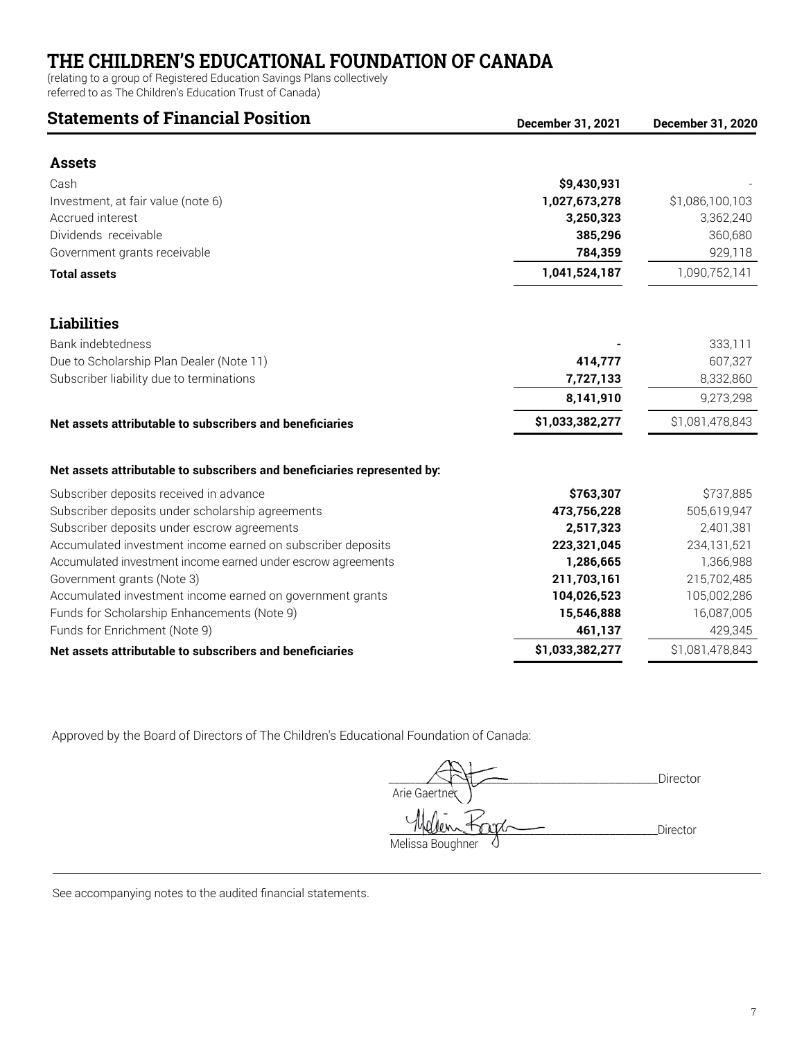# THE CHILDREN'S EDUCATIONAL FOUNDATION OF CANADA

(relating to a group of Registered Education Savings Plans collectively referred to as The Children's Education Trust of Canada)

## Statements of Financial Position

| | December 31, 2021 | December 31, 2020 |
|---|---|---|
| **Assets** | | |
| Cash | **$9,430,931** | - |
| Investment, at fair value (note 6) | **1,027,673,278** | $1,086,100,103 |
| Accrued interest | **3,250,323** | 3,362,240 |
| Dividends receivable | **385,296** | 360,680 |
| Government grants receivable | **784,359** | 929,118 |
| **Total assets** | **1,041,524,187** | 1,090,752,141 |
| **Liabilities** | | |
| Bank indebtedness | **-** | 333,111 |
| Due to Scholarship Plan Dealer (Note 11) | **414,777** | 607,327 |
| Subscriber liability due to terminations | **7,727,133** | 8,332,860 |
| | **8,141,910** | 9,273,298 |
| **Net assets attributable to subscribers and beneficiaries** | **$1,033,382,277** | $1,081,478,843 |
| **Net assets attributable to subscribers and beneficiaries represented by:** | | |
| Subscriber deposits received in advance | **$763,307** | $737,885 |
| Subscriber deposits under scholarship agreements | **473,756,228** | 505,619,947 |
| Subscriber deposits under escrow agreements | **2,517,323** | 2,401,381 |
| Accumulated investment income earned on subscriber deposits | **223,321,045** | 234,131,521 |
| Accumulated investment income earned under escrow agreements | **1,286,665** | 1,366,988 |
| Government grants (Note 3) | **211,703,161** | 215,702,485 |
| Accumulated investment income earned on government grants | **104,026,523** | 105,002,286 |
| Funds for Scholarship Enhancements (Note 9) | **15,546,888** | 16,087,005 |
| Funds for Enrichment (Note 9) | **461,137** | 429,345 |
| **Net assets attributable to subscribers and beneficiaries** | **$1,033,382,277** | $1,081,478,843 |

Approved by the Board of Directors of The Children's Educational Foundation of Canada:

______________________ Director
Arie Gaertner

______________________ Director
Melissa Boughner

See accompanying notes to the audited financial statements.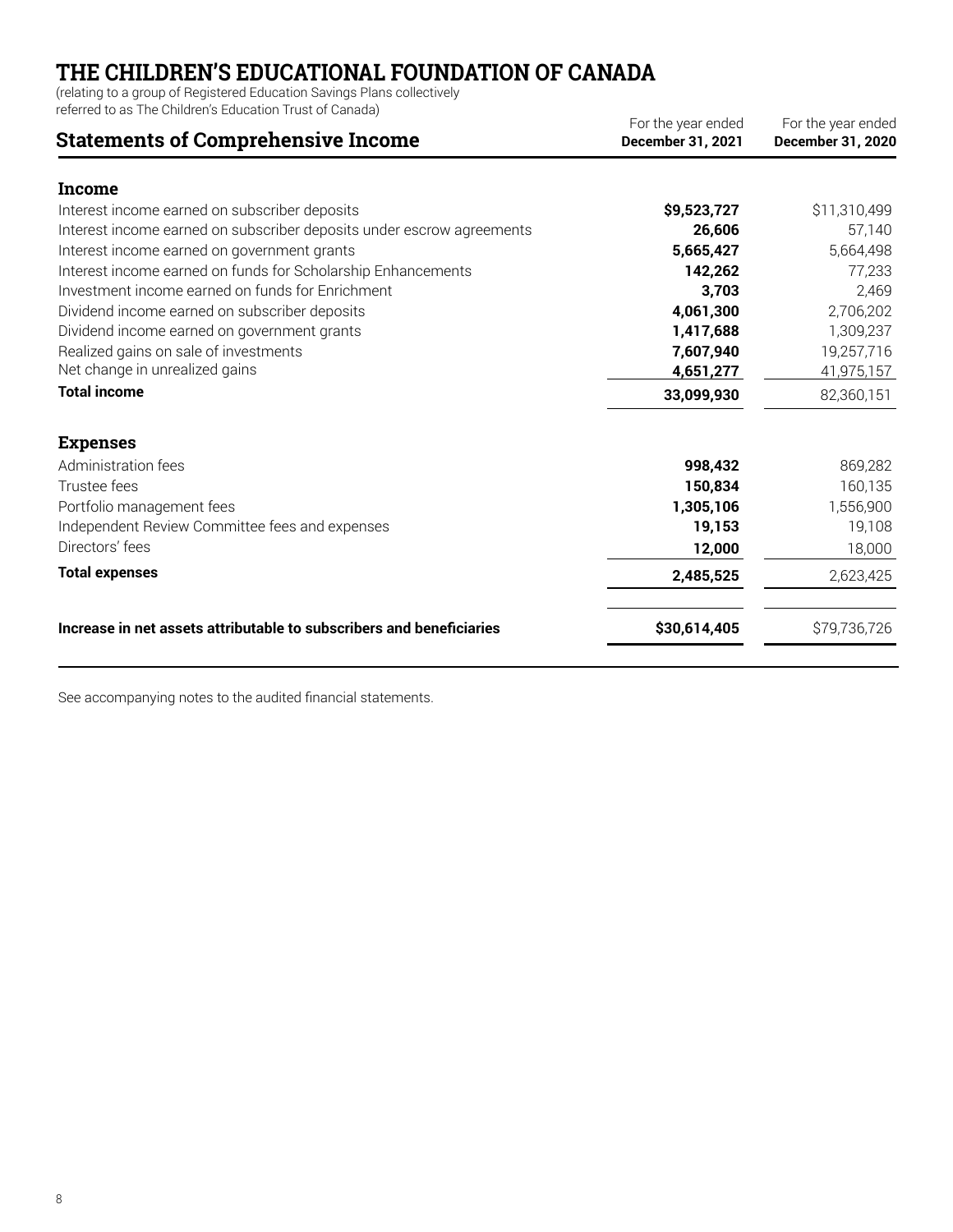# THE CHILDREN'S EDUCATIONAL FOUNDATION OF CANADA

(relating to a group of Registered Education Savings Plans collectively referred to as The Children's Education Trust of Canada)

## Statements of Comprehensive Income

| | For the year ended **December 31, 2021** | For the year ended **December 31, 2020** |
|---|---|---|
| **Income** | | |
| Interest income earned on subscriber deposits | **$9,523,727** | $11,310,499 |
| Interest income earned on subscriber deposits under escrow agreements | **26,606** | 57,140 |
| Interest income earned on government grants | **5,665,427** | 5,664,498 |
| Interest income earned on funds for Scholarship Enhancements | **142,262** | 77,233 |
| Investment income earned on funds for Enrichment | **3,703** | 2,469 |
| Dividend income earned on subscriber deposits | **4,061,300** | 2,706,202 |
| Dividend income earned on government grants | **1,417,688** | 1,309,237 |
| Realized gains on sale of investments | **7,607,940** | 19,257,716 |
| Net change in unrealized gains | **4,651,277** | 41,975,157 |
| **Total income** | **33,099,930** | 82,360,151 |
| **Expenses** | | |
| Administration fees | **998,432** | 869,282 |
| Trustee fees | **150,834** | 160,135 |
| Portfolio management fees | **1,305,106** | 1,556,900 |
| Independent Review Committee fees and expenses | **19,153** | 19,108 |
| Directors' fees | **12,000** | 18,000 |
| **Total expenses** | **2,485,525** | 2,623,425 |
| **Increase in net assets attributable to subscribers and beneficiaries** | **$30,614,405** | $79,736,726 |

See accompanying notes to the audited financial statements.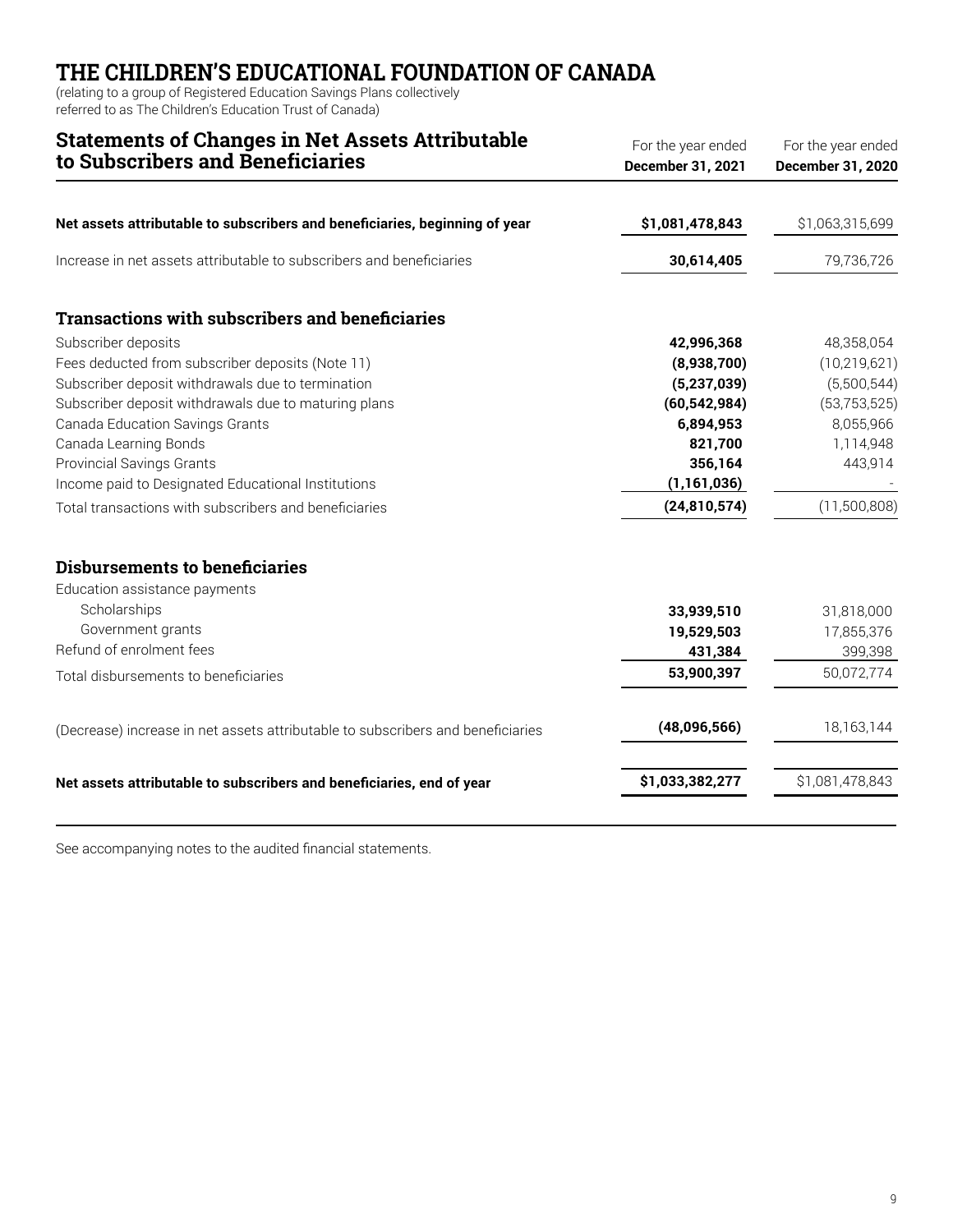# THE CHILDREN'S EDUCATIONAL FOUNDATION OF CANADA

(relating to a group of Registered Education Savings Plans collectively referred to as The Children's Education Trust of Canada)

## Statements of Changes in Net Assets Attributable to Subscribers and Beneficiaries

| | For the year ended **December 31, 2021** | For the year ended **December 31, 2020** |
|---|---|---|
| **Net assets attributable to subscribers and beneficiaries, beginning of year** | **$1,081,478,843** | $1,063,315,699 |
| Increase in net assets attributable to subscribers and beneficiaries | **30,614,405** | 79,736,726 |
| **Transactions with subscribers and beneficiaries** | | |
| Subscriber deposits | **42,996,368** | 48,358,054 |
| Fees deducted from subscriber deposits (Note 11) | **(8,938,700)** | (10,219,621) |
| Subscriber deposit withdrawals due to termination | **(5,237,039)** | (5,500,544) |
| Subscriber deposit withdrawals due to maturing plans | **(60,542,984)** | (53,753,525) |
| Canada Education Savings Grants | **6,894,953** | 8,055,966 |
| Canada Learning Bonds | **821,700** | 1,114,948 |
| Provincial Savings Grants | **356,164** | 443,914 |
| Income paid to Designated Educational Institutions | **(1,161,036)** | - |
| Total transactions with subscribers and beneficiaries | **(24,810,574)** | (11,500,808) |
| **Disbursements to beneficiaries** | | |
| Education assistance payments | | |
| Scholarships | **33,939,510** | 31,818,000 |
| Government grants | **19,529,503** | 17,855,376 |
| Refund of enrolment fees | **431,384** | 399,398 |
| Total disbursements to beneficiaries | **53,900,397** | 50,072,774 |
| (Decrease) increase in net assets attributable to subscribers and beneficiaries | **(48,096,566)** | 18,163,144 |
| **Net assets attributable to subscribers and beneficiaries, end of year** | **$1,033,382,277** | $1,081,478,843 |

See accompanying notes to the audited financial statements.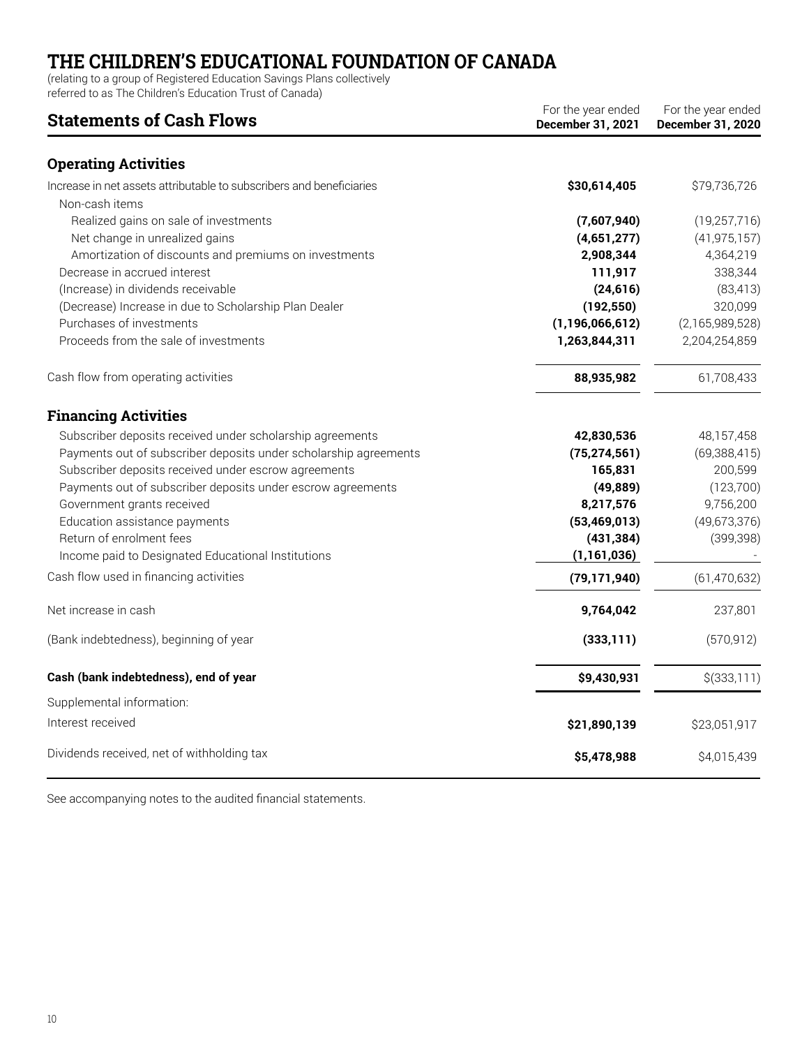# THE CHILDREN'S EDUCATIONAL FOUNDATION OF CANADA

(relating to a group of Registered Education Savings Plans collectively referred to as The Children's Education Trust of Canada)

## Statements of Cash Flows

| | For the year ended **December 31, 2021** | For the year ended **December 31, 2020** |
|---|---|---|
| **Operating Activities** | | |
| Increase in net assets attributable to subscribers and beneficiaries | **$30,614,405** | $79,736,726 |
| Non-cash items | | |
| Realized gains on sale of investments | **(7,607,940)** | (19,257,716) |
| Net change in unrealized gains | **(4,651,277)** | (41,975,157) |
| Amortization of discounts and premiums on investments | **2,908,344** | 4,364,219 |
| Decrease in accrued interest | **111,917** | 338,344 |
| (Increase) in dividends receivable | **(24,616)** | (83,413) |
| (Decrease) Increase in due to Scholarship Plan Dealer | **(192,550)** | 320,099 |
| Purchases of investments | **(1,196,066,612)** | (2,165,989,528) |
| Proceeds from the sale of investments | **1,263,844,311** | 2,204,254,859 |
| Cash flow from operating activities | **88,935,982** | 61,708,433 |
| **Financing Activities** | | |
| Subscriber deposits received under scholarship agreements | **42,830,536** | 48,157,458 |
| Payments out of subscriber deposits under scholarship agreements | **(75,274,561)** | (69,388,415) |
| Subscriber deposits received under escrow agreements | **165,831** | 200,599 |
| Payments out of subscriber deposits under escrow agreements | **(49,889)** | (123,700) |
| Government grants received | **8,217,576** | 9,756,200 |
| Education assistance payments | **(53,469,013)** | (49,673,376) |
| Return of enrolment fees | **(431,384)** | (399,398) |
| Income paid to Designated Educational Institutions | **(1,161,036)** | - |
| Cash flow used in financing activities | **(79,171,940)** | (61,470,632) |
| Net increase in cash | **9,764,042** | 237,801 |
| (Bank indebtedness), beginning of year | **(333,111)** | (570,912) |
| **Cash (bank indebtedness), end of year** | **$9,430,931** | $(333,111) |
| Supplemental information: | | |
| Interest received | **$21,890,139** | $23,051,917 |
| Dividends received, net of withholding tax | **$5,478,988** | $4,015,439 |

See accompanying notes to the audited financial statements.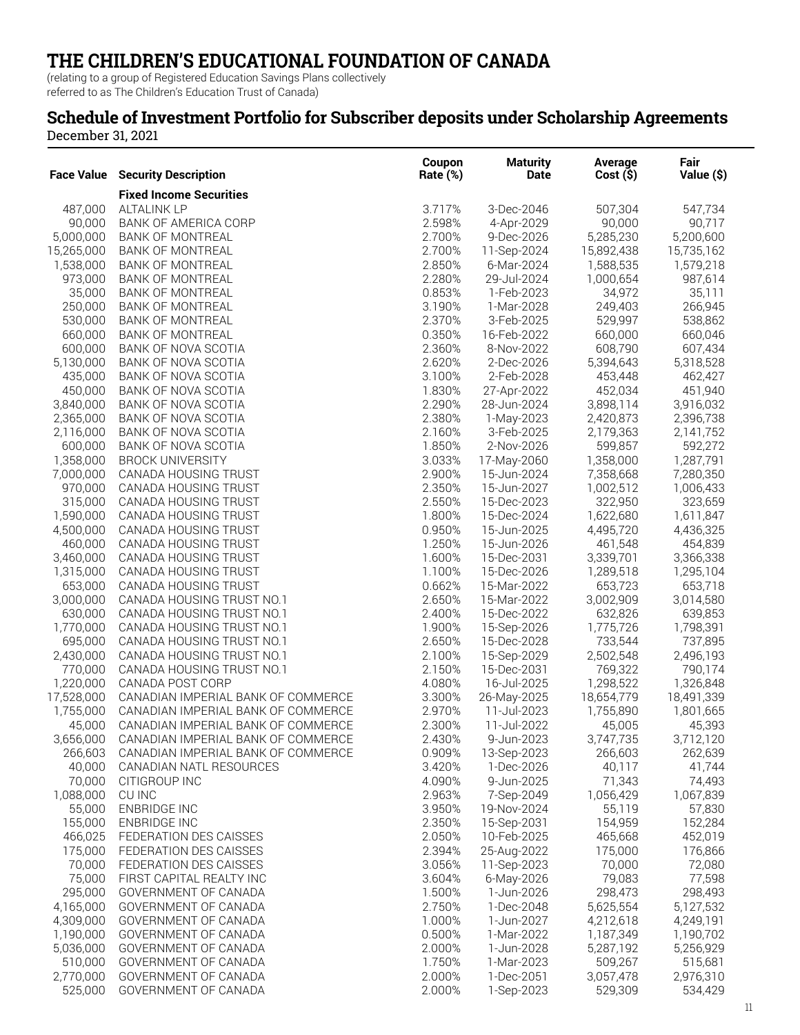# THE CHILDREN'S EDUCATIONAL FOUNDATION OF CANADA

(relating to a group of Registered Education Savings Plans collectively referred to as The Children's Education Trust of Canada)

## Schedule of Investment Portfolio for Subscriber deposits under Scholarship Agreements

December 31, 2021

| Face Value | Security Description | Coupon Rate (%) | Maturity Date | Average Cost ($) | Fair Value ($) |
|---|---|---|---|---|---|
| | **Fixed Income Securities** | | | | |
| 487,000 | ALTALINK LP | 3.717% | 3-Dec-2046 | 507,304 | 547,734 |
| 90,000 | BANK OF AMERICA CORP | 2.598% | 4-Apr-2029 | 90,000 | 90,717 |
| 5,000,000 | BANK OF MONTREAL | 2.700% | 9-Dec-2026 | 5,285,230 | 5,200,600 |
| 15,265,000 | BANK OF MONTREAL | 2.700% | 11-Sep-2024 | 15,892,438 | 15,735,162 |
| 1,538,000 | BANK OF MONTREAL | 2.850% | 6-Mar-2024 | 1,588,535 | 1,579,218 |
| 973,000 | BANK OF MONTREAL | 2.280% | 29-Jul-2024 | 1,000,654 | 987,614 |
| 35,000 | BANK OF MONTREAL | 0.853% | 1-Feb-2023 | 34,972 | 35,111 |
| 250,000 | BANK OF MONTREAL | 3.190% | 1-Mar-2028 | 249,403 | 266,945 |
| 530,000 | BANK OF MONTREAL | 2.370% | 3-Feb-2025 | 529,997 | 538,862 |
| 660,000 | BANK OF MONTREAL | 0.350% | 16-Feb-2022 | 660,000 | 660,046 |
| 600,000 | BANK OF NOVA SCOTIA | 2.360% | 8-Nov-2022 | 608,790 | 607,434 |
| 5,130,000 | BANK OF NOVA SCOTIA | 2.620% | 2-Dec-2026 | 5,394,643 | 5,318,528 |
| 435,000 | BANK OF NOVA SCOTIA | 3.100% | 2-Feb-2028 | 453,448 | 462,427 |
| 450,000 | BANK OF NOVA SCOTIA | 1.830% | 27-Apr-2022 | 452,034 | 451,940 |
| 3,840,000 | BANK OF NOVA SCOTIA | 2.290% | 28-Jun-2024 | 3,898,114 | 3,916,032 |
| 2,365,000 | BANK OF NOVA SCOTIA | 2.380% | 1-May-2023 | 2,420,873 | 2,396,738 |
| 2,116,000 | BANK OF NOVA SCOTIA | 2.160% | 3-Feb-2025 | 2,179,363 | 2,141,752 |
| 600,000 | BANK OF NOVA SCOTIA | 1.850% | 2-Nov-2026 | 599,857 | 592,272 |
| 1,358,000 | BROCK UNIVERSITY | 3.033% | 17-May-2060 | 1,358,000 | 1,287,791 |
| 7,000,000 | CANADA HOUSING TRUST | 2.900% | 15-Jun-2024 | 7,358,668 | 7,280,350 |
| 970,000 | CANADA HOUSING TRUST | 2.350% | 15-Jun-2027 | 1,002,512 | 1,006,433 |
| 315,000 | CANADA HOUSING TRUST | 2.550% | 15-Dec-2023 | 322,950 | 323,659 |
| 1,590,000 | CANADA HOUSING TRUST | 1.800% | 15-Dec-2024 | 1,622,680 | 1,611,847 |
| 4,500,000 | CANADA HOUSING TRUST | 0.950% | 15-Jun-2025 | 4,495,720 | 4,436,325 |
| 460,000 | CANADA HOUSING TRUST | 1.250% | 15-Jun-2026 | 461,548 | 454,839 |
| 3,460,000 | CANADA HOUSING TRUST | 1.600% | 15-Dec-2031 | 3,339,701 | 3,366,338 |
| 1,315,000 | CANADA HOUSING TRUST | 1.100% | 15-Dec-2026 | 1,289,518 | 1,295,104 |
| 653,000 | CANADA HOUSING TRUST | 0.662% | 15-Mar-2022 | 653,723 | 653,718 |
| 3,000,000 | CANADA HOUSING TRUST NO.1 | 2.650% | 15-Mar-2022 | 3,002,909 | 3,014,580 |
| 630,000 | CANADA HOUSING TRUST NO.1 | 2.400% | 15-Dec-2022 | 632,826 | 639,853 |
| 1,770,000 | CANADA HOUSING TRUST NO.1 | 1.900% | 15-Sep-2026 | 1,775,726 | 1,798,391 |
| 695,000 | CANADA HOUSING TRUST NO.1 | 2.650% | 15-Dec-2028 | 733,544 | 737,895 |
| 2,430,000 | CANADA HOUSING TRUST NO.1 | 2.100% | 15-Sep-2029 | 2,502,548 | 2,496,193 |
| 770,000 | CANADA HOUSING TRUST NO.1 | 2.150% | 15-Dec-2031 | 769,322 | 790,174 |
| 1,220,000 | CANADA POST CORP | 4.080% | 16-Jul-2025 | 1,298,522 | 1,326,848 |
| 17,528,000 | CANADIAN IMPERIAL BANK OF COMMERCE | 3.300% | 26-May-2025 | 18,654,779 | 18,491,339 |
| 1,755,000 | CANADIAN IMPERIAL BANK OF COMMERCE | 2.970% | 11-Jul-2023 | 1,755,890 | 1,801,665 |
| 45,000 | CANADIAN IMPERIAL BANK OF COMMERCE | 2.300% | 11-Jul-2022 | 45,005 | 45,393 |
| 3,656,000 | CANADIAN IMPERIAL BANK OF COMMERCE | 2.430% | 9-Jun-2023 | 3,747,735 | 3,712,120 |
| 266,603 | CANADIAN IMPERIAL BANK OF COMMERCE | 0.909% | 13-Sep-2023 | 266,603 | 262,639 |
| 40,000 | CANADIAN NATL RESOURCES | 3.420% | 1-Dec-2026 | 40,117 | 41,744 |
| 70,000 | CITIGROUP INC | 4.090% | 9-Jun-2025 | 71,343 | 74,493 |
| 1,088,000 | CU INC | 2.963% | 7-Sep-2049 | 1,056,429 | 1,067,839 |
| 55,000 | ENBRIDGE INC | 3.950% | 19-Nov-2024 | 55,119 | 57,830 |
| 155,000 | ENBRIDGE INC | 2.350% | 15-Sep-2031 | 154,959 | 152,284 |
| 466,025 | FEDERATION DES CAISSES | 2.050% | 10-Feb-2025 | 465,668 | 452,019 |
| 175,000 | FEDERATION DES CAISSES | 2.394% | 25-Aug-2022 | 175,000 | 176,866 |
| 70,000 | FEDERATION DES CAISSES | 3.056% | 11-Sep-2023 | 70,000 | 72,080 |
| 75,000 | FIRST CAPITAL REALTY INC | 3.604% | 6-May-2026 | 79,083 | 77,598 |
| 295,000 | GOVERNMENT OF CANADA | 1.500% | 1-Jun-2026 | 298,473 | 298,493 |
| 4,165,000 | GOVERNMENT OF CANADA | 2.750% | 1-Dec-2048 | 5,625,554 | 5,127,532 |
| 4,309,000 | GOVERNMENT OF CANADA | 1.000% | 1-Jun-2027 | 4,212,618 | 4,249,191 |
| 1,190,000 | GOVERNMENT OF CANADA | 0.500% | 1-Mar-2022 | 1,187,349 | 1,190,702 |
| 5,036,000 | GOVERNMENT OF CANADA | 2.000% | 1-Jun-2028 | 5,287,192 | 5,256,929 |
| 510,000 | GOVERNMENT OF CANADA | 1.750% | 1-Mar-2023 | 509,267 | 515,681 |
| 2,770,000 | GOVERNMENT OF CANADA | 2.000% | 1-Dec-2051 | 3,057,478 | 2,976,310 |
| 525,000 | GOVERNMENT OF CANADA | 2.000% | 1-Sep-2023 | 529,309 | 534,429 |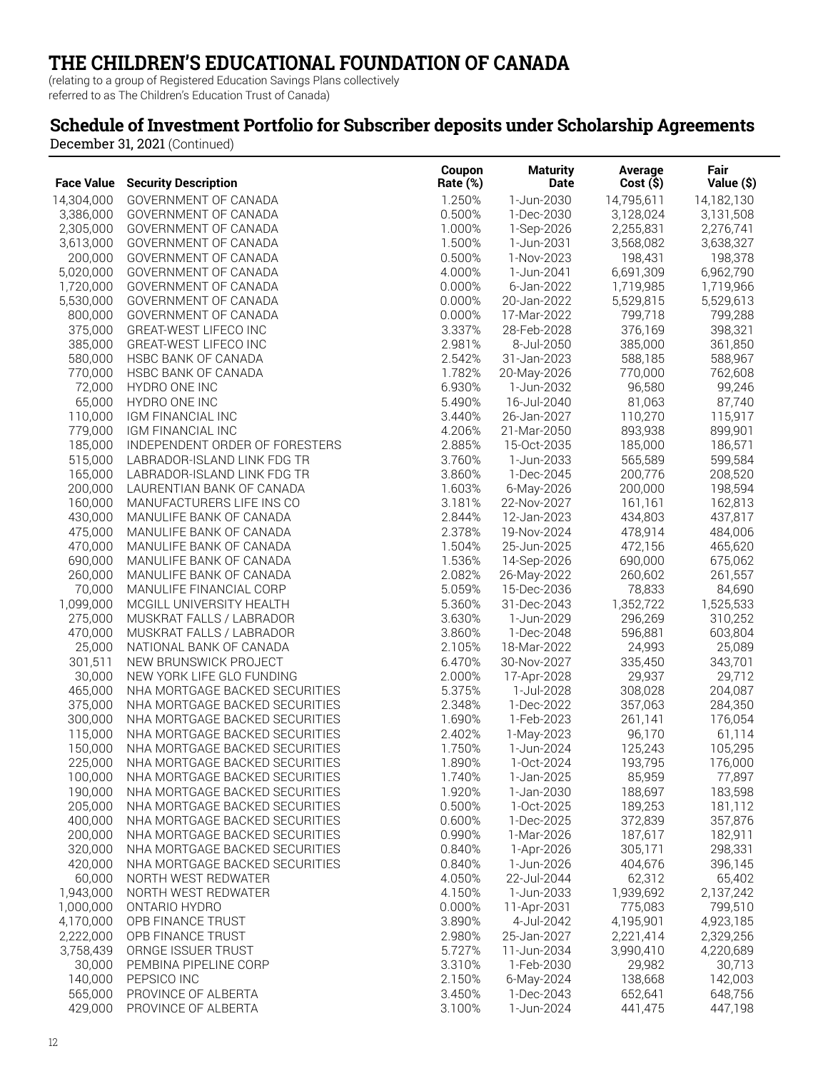# THE CHILDREN'S EDUCATIONAL FOUNDATION OF CANADA

(relating to a group of Registered Education Savings Plans collectively referred to as The Children's Education Trust of Canada)

## Schedule of Investment Portfolio for Subscriber deposits under Scholarship Agreements

December 31, 2021 (Continued)

| Face Value | Security Description | Coupon Rate (%) | Maturity Date | Average Cost ($) | Fair Value ($) |
|---|---|---|---|---|---|
| 14,304,000 | GOVERNMENT OF CANADA | 1.250% | 1-Jun-2030 | 14,795,611 | 14,182,130 |
| 3,386,000 | GOVERNMENT OF CANADA | 0.500% | 1-Dec-2030 | 3,128,024 | 3,131,508 |
| 2,305,000 | GOVERNMENT OF CANADA | 1.000% | 1-Sep-2026 | 2,255,831 | 2,276,741 |
| 3,613,000 | GOVERNMENT OF CANADA | 1.500% | 1-Jun-2031 | 3,568,082 | 3,638,327 |
| 200,000 | GOVERNMENT OF CANADA | 0.500% | 1-Nov-2023 | 198,431 | 198,378 |
| 5,020,000 | GOVERNMENT OF CANADA | 4.000% | 1-Jun-2041 | 6,691,309 | 6,962,790 |
| 1,720,000 | GOVERNMENT OF CANADA | 0.000% | 6-Jan-2022 | 1,719,985 | 1,719,966 |
| 5,530,000 | GOVERNMENT OF CANADA | 0.000% | 20-Jan-2022 | 5,529,815 | 5,529,613 |
| 800,000 | GOVERNMENT OF CANADA | 0.000% | 17-Mar-2022 | 799,718 | 799,288 |
| 375,000 | GREAT-WEST LIFECO INC | 3.337% | 28-Feb-2028 | 376,169 | 398,321 |
| 385,000 | GREAT-WEST LIFECO INC | 2.981% | 8-Jul-2050 | 385,000 | 361,850 |
| 580,000 | HSBC BANK OF CANADA | 2.542% | 31-Jan-2023 | 588,185 | 588,967 |
| 770,000 | HSBC BANK OF CANADA | 1.782% | 20-May-2026 | 770,000 | 762,608 |
| 72,000 | HYDRO ONE INC | 6.930% | 1-Jun-2032 | 96,580 | 99,246 |
| 65,000 | HYDRO ONE INC | 5.490% | 16-Jul-2040 | 81,063 | 87,740 |
| 110,000 | IGM FINANCIAL INC | 3.440% | 26-Jan-2027 | 110,270 | 115,917 |
| 779,000 | IGM FINANCIAL INC | 4.206% | 21-Mar-2050 | 893,938 | 899,901 |
| 185,000 | INDEPENDENT ORDER OF FORESTERS | 2.885% | 15-Oct-2035 | 185,000 | 186,571 |
| 515,000 | LABRADOR-ISLAND LINK FDG TR | 3.760% | 1-Jun-2033 | 565,589 | 599,584 |
| 165,000 | LABRADOR-ISLAND LINK FDG TR | 3.860% | 1-Dec-2045 | 200,776 | 208,520 |
| 200,000 | LAURENTIAN BANK OF CANADA | 1.603% | 6-May-2026 | 200,000 | 198,594 |
| 160,000 | MANUFACTURERS LIFE INS CO | 3.181% | 22-Nov-2027 | 161,161 | 162,813 |
| 430,000 | MANULIFE BANK OF CANADA | 2.844% | 12-Jan-2023 | 434,803 | 437,817 |
| 475,000 | MANULIFE BANK OF CANADA | 2.378% | 19-Nov-2024 | 478,914 | 484,006 |
| 470,000 | MANULIFE BANK OF CANADA | 1.504% | 25-Jun-2025 | 472,156 | 465,620 |
| 690,000 | MANULIFE BANK OF CANADA | 1.536% | 14-Sep-2026 | 690,000 | 675,062 |
| 260,000 | MANULIFE BANK OF CANADA | 2.082% | 26-May-2022 | 260,602 | 261,557 |
| 70,000 | MANULIFE FINANCIAL CORP | 5.059% | 15-Dec-2036 | 78,833 | 84,690 |
| 1,099,000 | MCGILL UNIVERSITY HEALTH | 5.360% | 31-Dec-2043 | 1,352,722 | 1,525,533 |
| 275,000 | MUSKRAT FALLS / LABRADOR | 3.630% | 1-Jun-2029 | 296,269 | 310,252 |
| 470,000 | MUSKRAT FALLS / LABRADOR | 3.860% | 1-Dec-2048 | 596,881 | 603,804 |
| 25,000 | NATIONAL BANK OF CANADA | 2.105% | 18-Mar-2022 | 24,993 | 25,089 |
| 301,511 | NEW BRUNSWICK PROJECT | 6.470% | 30-Nov-2027 | 335,450 | 343,701 |
| 30,000 | NEW YORK LIFE GLO FUNDING | 2.000% | 17-Apr-2028 | 29,937 | 29,712 |
| 465,000 | NHA MORTGAGE BACKED SECURITIES | 5.375% | 1-Jul-2028 | 308,028 | 204,087 |
| 375,000 | NHA MORTGAGE BACKED SECURITIES | 2.348% | 1-Dec-2022 | 357,063 | 284,350 |
| 300,000 | NHA MORTGAGE BACKED SECURITIES | 1.690% | 1-Feb-2023 | 261,141 | 176,054 |
| 115,000 | NHA MORTGAGE BACKED SECURITIES | 2.402% | 1-May-2023 | 96,170 | 61,114 |
| 150,000 | NHA MORTGAGE BACKED SECURITIES | 1.750% | 1-Jun-2024 | 125,243 | 105,295 |
| 225,000 | NHA MORTGAGE BACKED SECURITIES | 1.890% | 1-Oct-2024 | 193,795 | 176,000 |
| 100,000 | NHA MORTGAGE BACKED SECURITIES | 1.740% | 1-Jan-2025 | 85,959 | 77,897 |
| 190,000 | NHA MORTGAGE BACKED SECURITIES | 1.920% | 1-Jan-2030 | 188,697 | 183,598 |
| 205,000 | NHA MORTGAGE BACKED SECURITIES | 0.500% | 1-Oct-2025 | 189,253 | 181,112 |
| 400,000 | NHA MORTGAGE BACKED SECURITIES | 0.600% | 1-Dec-2025 | 372,839 | 357,876 |
| 200,000 | NHA MORTGAGE BACKED SECURITIES | 0.990% | 1-Mar-2026 | 187,617 | 182,911 |
| 320,000 | NHA MORTGAGE BACKED SECURITIES | 0.840% | 1-Apr-2026 | 305,171 | 298,331 |
| 420,000 | NHA MORTGAGE BACKED SECURITIES | 0.840% | 1-Jun-2026 | 404,676 | 396,145 |
| 60,000 | NORTH WEST REDWATER | 4.050% | 22-Jul-2044 | 62,312 | 65,402 |
| 1,943,000 | NORTH WEST REDWATER | 4.150% | 1-Jun-2033 | 1,939,692 | 2,137,242 |
| 1,000,000 | ONTARIO HYDRO | 0.000% | 11-Apr-2031 | 775,083 | 799,510 |
| 4,170,000 | OPB FINANCE TRUST | 3.890% | 4-Jul-2042 | 4,195,901 | 4,923,185 |
| 2,222,000 | OPB FINANCE TRUST | 2.980% | 25-Jan-2027 | 2,221,414 | 2,329,256 |
| 3,758,439 | ORNGE ISSUER TRUST | 5.727% | 11-Jun-2034 | 3,990,410 | 4,220,689 |
| 30,000 | PEMBINA PIPELINE CORP | 3.310% | 1-Feb-2030 | 29,982 | 30,713 |
| 140,000 | PEPSICO INC | 2.150% | 6-May-2024 | 138,668 | 142,003 |
| 565,000 | PROVINCE OF ALBERTA | 3.450% | 1-Dec-2043 | 652,641 | 648,756 |
| 429,000 | PROVINCE OF ALBERTA | 3.100% | 1-Jun-2024 | 441,475 | 447,198 |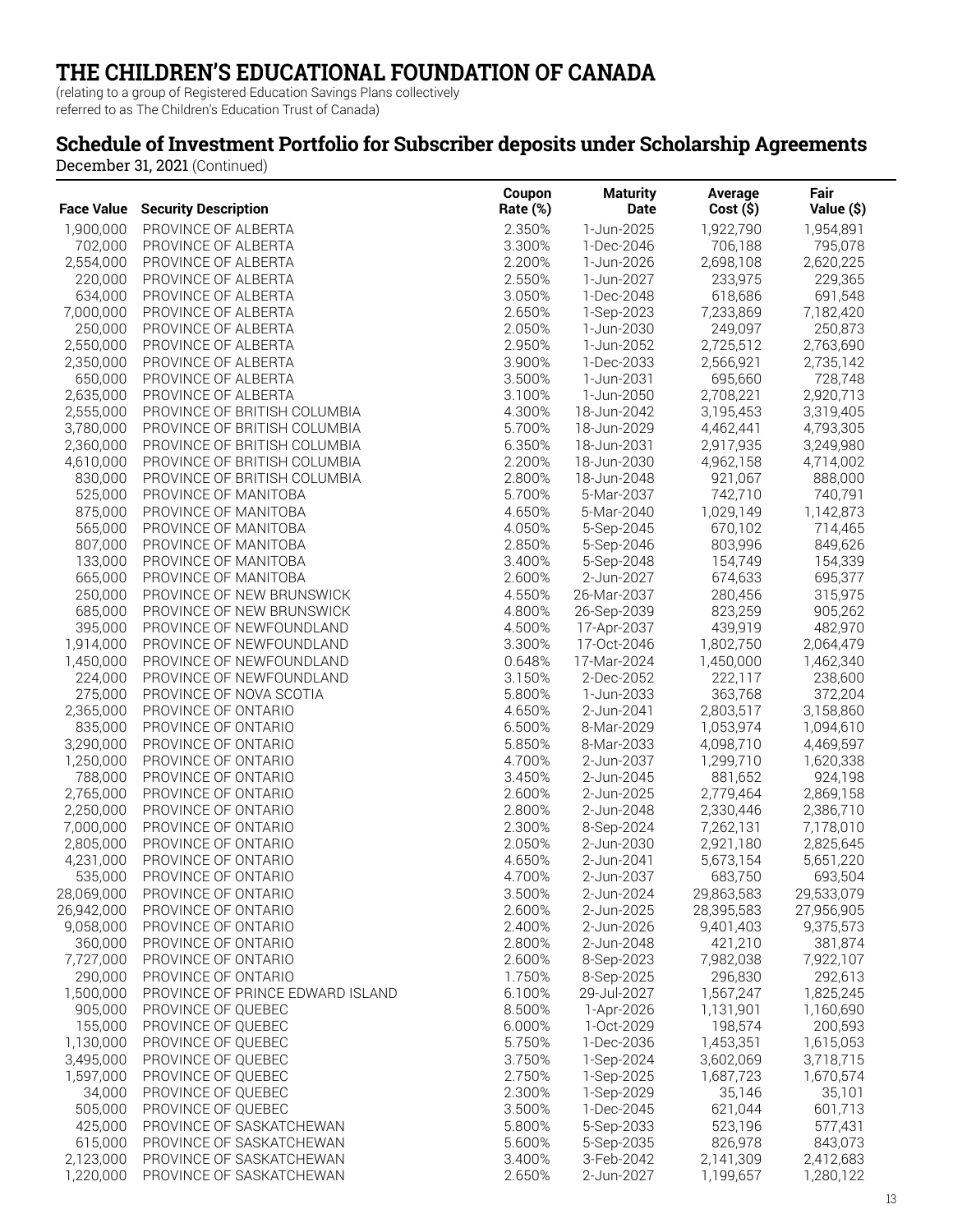# THE CHILDREN'S EDUCATIONAL FOUNDATION OF CANADA

(relating to a group of Registered Education Savings Plans collectively referred to as The Children's Education Trust of Canada)

## Schedule of Investment Portfolio for Subscriber deposits under Scholarship Agreements

December 31, 2021 (Continued)

| Face Value | Security Description | Coupon Rate (%) | Maturity Date | Average Cost ($) | Fair Value ($) |
|---|---|---|---|---|---|
| 1,900,000 | PROVINCE OF ALBERTA | 2.350% | 1-Jun-2025 | 1,922,790 | 1,954,891 |
| 702,000 | PROVINCE OF ALBERTA | 3.300% | 1-Dec-2046 | 706,188 | 795,078 |
| 2,554,000 | PROVINCE OF ALBERTA | 2.200% | 1-Jun-2026 | 2,698,108 | 2,620,225 |
| 220,000 | PROVINCE OF ALBERTA | 2.550% | 1-Jun-2027 | 233,975 | 229,365 |
| 634,000 | PROVINCE OF ALBERTA | 3.050% | 1-Dec-2048 | 618,686 | 691,548 |
| 7,000,000 | PROVINCE OF ALBERTA | 2.650% | 1-Sep-2023 | 7,233,869 | 7,182,420 |
| 250,000 | PROVINCE OF ALBERTA | 2.050% | 1-Jun-2030 | 249,097 | 250,873 |
| 2,550,000 | PROVINCE OF ALBERTA | 2.950% | 1-Jun-2052 | 2,725,512 | 2,763,690 |
| 2,350,000 | PROVINCE OF ALBERTA | 3.900% | 1-Dec-2033 | 2,566,921 | 2,735,142 |
| 650,000 | PROVINCE OF ALBERTA | 3.500% | 1-Jun-2031 | 695,660 | 728,748 |
| 2,635,000 | PROVINCE OF ALBERTA | 3.100% | 1-Jun-2050 | 2,708,221 | 2,920,713 |
| 2,555,000 | PROVINCE OF BRITISH COLUMBIA | 4.300% | 18-Jun-2042 | 3,195,453 | 3,319,405 |
| 3,780,000 | PROVINCE OF BRITISH COLUMBIA | 5.700% | 18-Jun-2029 | 4,462,441 | 4,793,305 |
| 2,360,000 | PROVINCE OF BRITISH COLUMBIA | 6.350% | 18-Jun-2031 | 2,917,935 | 3,249,980 |
| 4,610,000 | PROVINCE OF BRITISH COLUMBIA | 2.200% | 18-Jun-2030 | 4,962,158 | 4,714,002 |
| 830,000 | PROVINCE OF BRITISH COLUMBIA | 2.800% | 18-Jun-2048 | 921,067 | 888,000 |
| 525,000 | PROVINCE OF MANITOBA | 5.700% | 5-Mar-2037 | 742,710 | 740,791 |
| 875,000 | PROVINCE OF MANITOBA | 4.650% | 5-Mar-2040 | 1,029,149 | 1,142,873 |
| 565,000 | PROVINCE OF MANITOBA | 4.050% | 5-Sep-2045 | 670,102 | 714,465 |
| 807,000 | PROVINCE OF MANITOBA | 2.850% | 5-Sep-2046 | 803,996 | 849,626 |
| 133,000 | PROVINCE OF MANITOBA | 3.400% | 5-Sep-2048 | 154,749 | 154,339 |
| 665,000 | PROVINCE OF MANITOBA | 2.600% | 2-Jun-2027 | 674,633 | 695,377 |
| 250,000 | PROVINCE OF NEW BRUNSWICK | 4.550% | 26-Mar-2037 | 280,456 | 315,975 |
| 685,000 | PROVINCE OF NEW BRUNSWICK | 4.800% | 26-Sep-2039 | 823,259 | 905,262 |
| 395,000 | PROVINCE OF NEWFOUNDLAND | 4.500% | 17-Apr-2037 | 439,919 | 482,970 |
| 1,914,000 | PROVINCE OF NEWFOUNDLAND | 3.300% | 17-Oct-2046 | 1,802,750 | 2,064,479 |
| 1,450,000 | PROVINCE OF NEWFOUNDLAND | 0.648% | 17-Mar-2024 | 1,450,000 | 1,462,340 |
| 224,000 | PROVINCE OF NEWFOUNDLAND | 3.150% | 2-Dec-2052 | 222,117 | 238,600 |
| 275,000 | PROVINCE OF NOVA SCOTIA | 5.800% | 1-Jun-2033 | 363,768 | 372,204 |
| 2,365,000 | PROVINCE OF ONTARIO | 4.650% | 2-Jun-2041 | 2,803,517 | 3,158,860 |
| 835,000 | PROVINCE OF ONTARIO | 6.500% | 8-Mar-2029 | 1,053,974 | 1,094,610 |
| 3,290,000 | PROVINCE OF ONTARIO | 5.850% | 8-Mar-2033 | 4,098,710 | 4,469,597 |
| 1,250,000 | PROVINCE OF ONTARIO | 4.700% | 2-Jun-2037 | 1,299,710 | 1,620,338 |
| 788,000 | PROVINCE OF ONTARIO | 3.450% | 2-Jun-2045 | 881,652 | 924,198 |
| 2,765,000 | PROVINCE OF ONTARIO | 2.600% | 2-Jun-2025 | 2,779,464 | 2,869,158 |
| 2,250,000 | PROVINCE OF ONTARIO | 2.800% | 2-Jun-2048 | 2,330,446 | 2,386,710 |
| 7,000,000 | PROVINCE OF ONTARIO | 2.300% | 8-Sep-2024 | 7,262,131 | 7,178,010 |
| 2,805,000 | PROVINCE OF ONTARIO | 2.050% | 2-Jun-2030 | 2,921,180 | 2,825,645 |
| 4,231,000 | PROVINCE OF ONTARIO | 4.650% | 2-Jun-2041 | 5,673,154 | 5,651,220 |
| 535,000 | PROVINCE OF ONTARIO | 4.700% | 2-Jun-2037 | 683,750 | 693,504 |
| 28,069,000 | PROVINCE OF ONTARIO | 3.500% | 2-Jun-2024 | 29,863,583 | 29,533,079 |
| 26,942,000 | PROVINCE OF ONTARIO | 2.600% | 2-Jun-2025 | 28,395,583 | 27,956,905 |
| 9,058,000 | PROVINCE OF ONTARIO | 2.400% | 2-Jun-2026 | 9,401,403 | 9,375,573 |
| 360,000 | PROVINCE OF ONTARIO | 2.800% | 2-Jun-2048 | 421,210 | 381,874 |
| 7,727,000 | PROVINCE OF ONTARIO | 2.600% | 8-Sep-2023 | 7,982,038 | 7,922,107 |
| 290,000 | PROVINCE OF ONTARIO | 1.750% | 8-Sep-2025 | 296,830 | 292,613 |
| 1,500,000 | PROVINCE OF PRINCE EDWARD ISLAND | 6.100% | 29-Jul-2027 | 1,567,247 | 1,825,245 |
| 905,000 | PROVINCE OF QUEBEC | 8.500% | 1-Apr-2026 | 1,131,901 | 1,160,690 |
| 155,000 | PROVINCE OF QUEBEC | 6.000% | 1-Oct-2029 | 198,574 | 200,593 |
| 1,130,000 | PROVINCE OF QUEBEC | 5.750% | 1-Dec-2036 | 1,453,351 | 1,615,053 |
| 3,495,000 | PROVINCE OF QUEBEC | 3.750% | 1-Sep-2024 | 3,602,069 | 3,718,715 |
| 1,597,000 | PROVINCE OF QUEBEC | 2.750% | 1-Sep-2025 | 1,687,723 | 1,670,574 |
| 34,000 | PROVINCE OF QUEBEC | 2.300% | 1-Sep-2029 | 35,146 | 35,101 |
| 505,000 | PROVINCE OF QUEBEC | 3.500% | 1-Dec-2045 | 621,044 | 601,713 |
| 425,000 | PROVINCE OF SASKATCHEWAN | 5.800% | 5-Sep-2033 | 523,196 | 577,431 |
| 615,000 | PROVINCE OF SASKATCHEWAN | 5.600% | 5-Sep-2035 | 826,978 | 843,073 |
| 2,123,000 | PROVINCE OF SASKATCHEWAN | 3.400% | 3-Feb-2042 | 2,141,309 | 2,412,683 |
| 1,220,000 | PROVINCE OF SASKATCHEWAN | 2.650% | 2-Jun-2027 | 1,199,657 | 1,280,122 |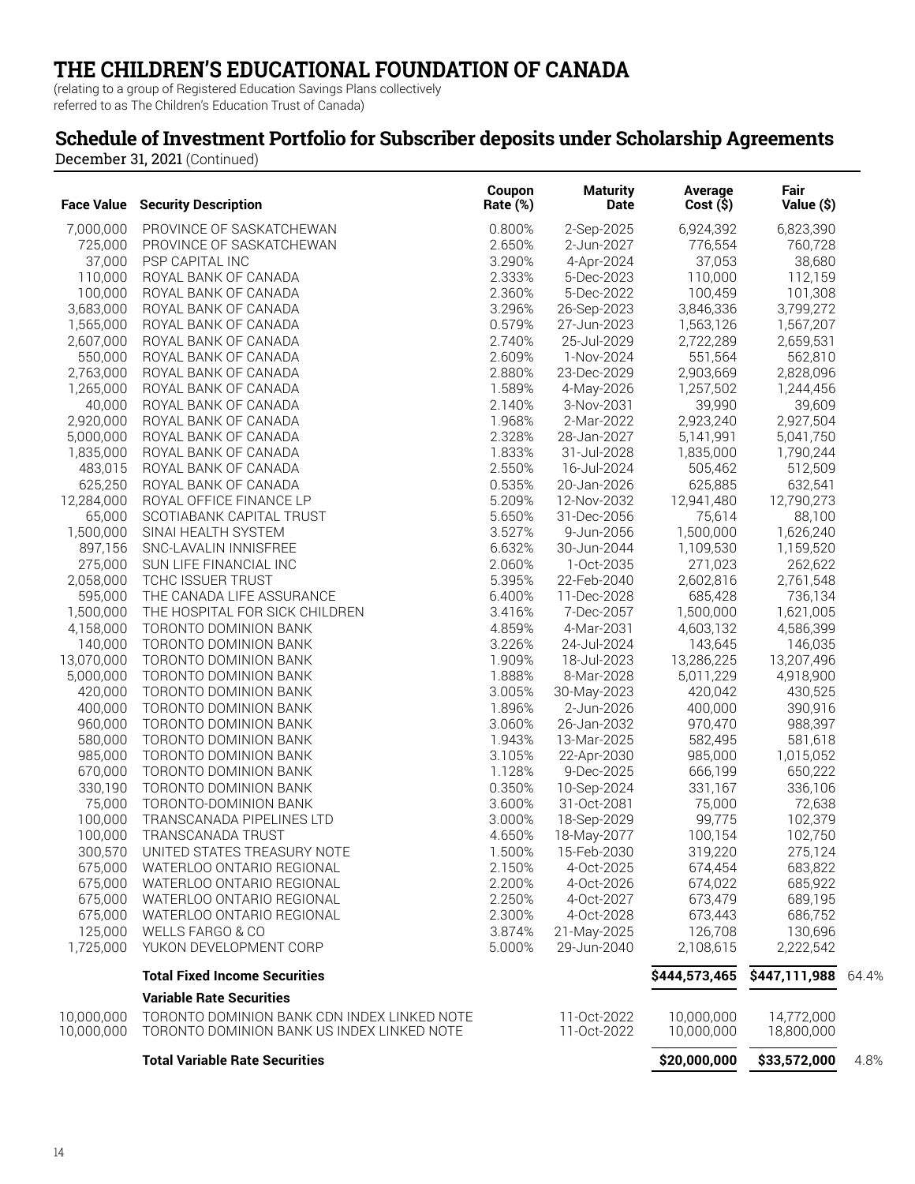# THE CHILDREN'S EDUCATIONAL FOUNDATION OF CANADA

(relating to a group of Registered Education Savings Plans collectively referred to as The Children's Education Trust of Canada)

## Schedule of Investment Portfolio for Subscriber deposits under Scholarship Agreements

December 31, 2021 (Continued)

| Face Value | Security Description | Coupon Rate (%) | Maturity Date | Average Cost ($) | Fair Value ($) | |
|---|---|---|---|---|---|---|
| 7,000,000 | PROVINCE OF SASKATCHEWAN | 0.800% | 2-Sep-2025 | 6,924,392 | 6,823,390 | |
| 725,000 | PROVINCE OF SASKATCHEWAN | 2.650% | 2-Jun-2027 | 776,554 | 760,728 | |
| 37,000 | PSP CAPITAL INC | 3.290% | 4-Apr-2024 | 37,053 | 38,680 | |
| 110,000 | ROYAL BANK OF CANADA | 2.333% | 5-Dec-2023 | 110,000 | 112,159 | |
| 100,000 | ROYAL BANK OF CANADA | 2.360% | 5-Dec-2022 | 100,459 | 101,308 | |
| 3,683,000 | ROYAL BANK OF CANADA | 3.296% | 26-Sep-2023 | 3,846,336 | 3,799,272 | |
| 1,565,000 | ROYAL BANK OF CANADA | 0.579% | 27-Jun-2023 | 1,563,126 | 1,567,207 | |
| 2,607,000 | ROYAL BANK OF CANADA | 2.740% | 25-Jul-2029 | 2,722,289 | 2,659,531 | |
| 550,000 | ROYAL BANK OF CANADA | 2.609% | 1-Nov-2024 | 551,564 | 562,810 | |
| 2,763,000 | ROYAL BANK OF CANADA | 2.880% | 23-Dec-2029 | 2,903,669 | 2,828,096 | |
| 1,265,000 | ROYAL BANK OF CANADA | 1.589% | 4-May-2026 | 1,257,502 | 1,244,456 | |
| 40,000 | ROYAL BANK OF CANADA | 2.140% | 3-Nov-2031 | 39,990 | 39,609 | |
| 2,920,000 | ROYAL BANK OF CANADA | 1.968% | 2-Mar-2022 | 2,923,240 | 2,927,504 | |
| 5,000,000 | ROYAL BANK OF CANADA | 2.328% | 28-Jan-2027 | 5,141,991 | 5,041,750 | |
| 1,835,000 | ROYAL BANK OF CANADA | 1.833% | 31-Jul-2028 | 1,835,000 | 1,790,244 | |
| 483,015 | ROYAL BANK OF CANADA | 2.550% | 16-Jul-2024 | 505,462 | 512,509 | |
| 625,250 | ROYAL BANK OF CANADA | 0.535% | 20-Jan-2026 | 625,885 | 632,541 | |
| 12,284,000 | ROYAL OFFICE FINANCE LP | 5.209% | 12-Nov-2032 | 12,941,480 | 12,790,273 | |
| 65,000 | SCOTIABANK CAPITAL TRUST | 5.650% | 31-Dec-2056 | 75,614 | 88,100 | |
| 1,500,000 | SINAI HEALTH SYSTEM | 3.527% | 9-Jun-2056 | 1,500,000 | 1,626,240 | |
| 897,156 | SNC-LAVALIN INNISFREE | 6.632% | 30-Jun-2044 | 1,109,530 | 1,159,520 | |
| 275,000 | SUN LIFE FINANCIAL INC | 2.060% | 1-Oct-2035 | 271,023 | 262,622 | |
| 2,058,000 | TCHC ISSUER TRUST | 5.395% | 22-Feb-2040 | 2,602,816 | 2,761,548 | |
| 595,000 | THE CANADA LIFE ASSURANCE | 6.400% | 11-Dec-2028 | 685,428 | 736,134 | |
| 1,500,000 | THE HOSPITAL FOR SICK CHILDREN | 3.416% | 7-Dec-2057 | 1,500,000 | 1,621,005 | |
| 4,158,000 | TORONTO DOMINION BANK | 4.859% | 4-Mar-2031 | 4,603,132 | 4,586,399 | |
| 140,000 | TORONTO DOMINION BANK | 3.226% | 24-Jul-2024 | 143,645 | 146,035 | |
| 13,070,000 | TORONTO DOMINION BANK | 1.909% | 18-Jul-2023 | 13,286,225 | 13,207,496 | |
| 5,000,000 | TORONTO DOMINION BANK | 1.888% | 8-Mar-2028 | 5,011,229 | 4,918,900 | |
| 420,000 | TORONTO DOMINION BANK | 3.005% | 30-May-2023 | 420,042 | 430,525 | |
| 400,000 | TORONTO DOMINION BANK | 1.896% | 2-Jun-2026 | 400,000 | 390,916 | |
| 960,000 | TORONTO DOMINION BANK | 3.060% | 26-Jan-2032 | 970,470 | 988,397 | |
| 580,000 | TORONTO DOMINION BANK | 1.943% | 13-Mar-2025 | 582,495 | 581,618 | |
| 985,000 | TORONTO DOMINION BANK | 3.105% | 22-Apr-2030 | 985,000 | 1,015,052 | |
| 670,000 | TORONTO DOMINION BANK | 1.128% | 9-Dec-2025 | 666,199 | 650,222 | |
| 330,190 | TORONTO DOMINION BANK | 0.350% | 10-Sep-2024 | 331,167 | 336,106 | |
| 75,000 | TORONTO-DOMINION BANK | 3.600% | 31-Oct-2081 | 75,000 | 72,638 | |
| 100,000 | TRANSCANADA PIPELINES LTD | 3.000% | 18-Sep-2029 | 99,775 | 102,379 | |
| 100,000 | TRANSCANADA TRUST | 4.650% | 18-May-2077 | 100,154 | 102,750 | |
| 300,570 | UNITED STATES TREASURY NOTE | 1.500% | 15-Feb-2030 | 319,220 | 275,124 | |
| 675,000 | WATERLOO ONTARIO REGIONAL | 2.150% | 4-Oct-2025 | 674,454 | 683,822 | |
| 675,000 | WATERLOO ONTARIO REGIONAL | 2.200% | 4-Oct-2026 | 674,022 | 685,922 | |
| 675,000 | WATERLOO ONTARIO REGIONAL | 2.250% | 4-Oct-2027 | 673,479 | 689,195 | |
| 675,000 | WATERLOO ONTARIO REGIONAL | 2.300% | 4-Oct-2028 | 673,443 | 686,752 | |
| 125,000 | WELLS FARGO & CO | 3.874% | 21-May-2025 | 126,708 | 130,696 | |
| 1,725,000 | YUKON DEVELOPMENT CORP | 5.000% | 29-Jun-2040 | 2,108,615 | 2,222,542 | |
| | **Total Fixed Income Securities** | | | **$444,573,465** | **$447,111,988** | 64.4% |
| | **Variable Rate Securities** | | | | | |
| 10,000,000 | TORONTO DOMINION BANK CDN INDEX LINKED NOTE | | 11-Oct-2022 | 10,000,000 | 14,772,000 | |
| 10,000,000 | TORONTO DOMINION BANK US INDEX LINKED NOTE | | 11-Oct-2022 | 10,000,000 | 18,800,000 | |
| | **Total Variable Rate Securities** | | | **$20,000,000** | **$33,572,000** | 4.8% |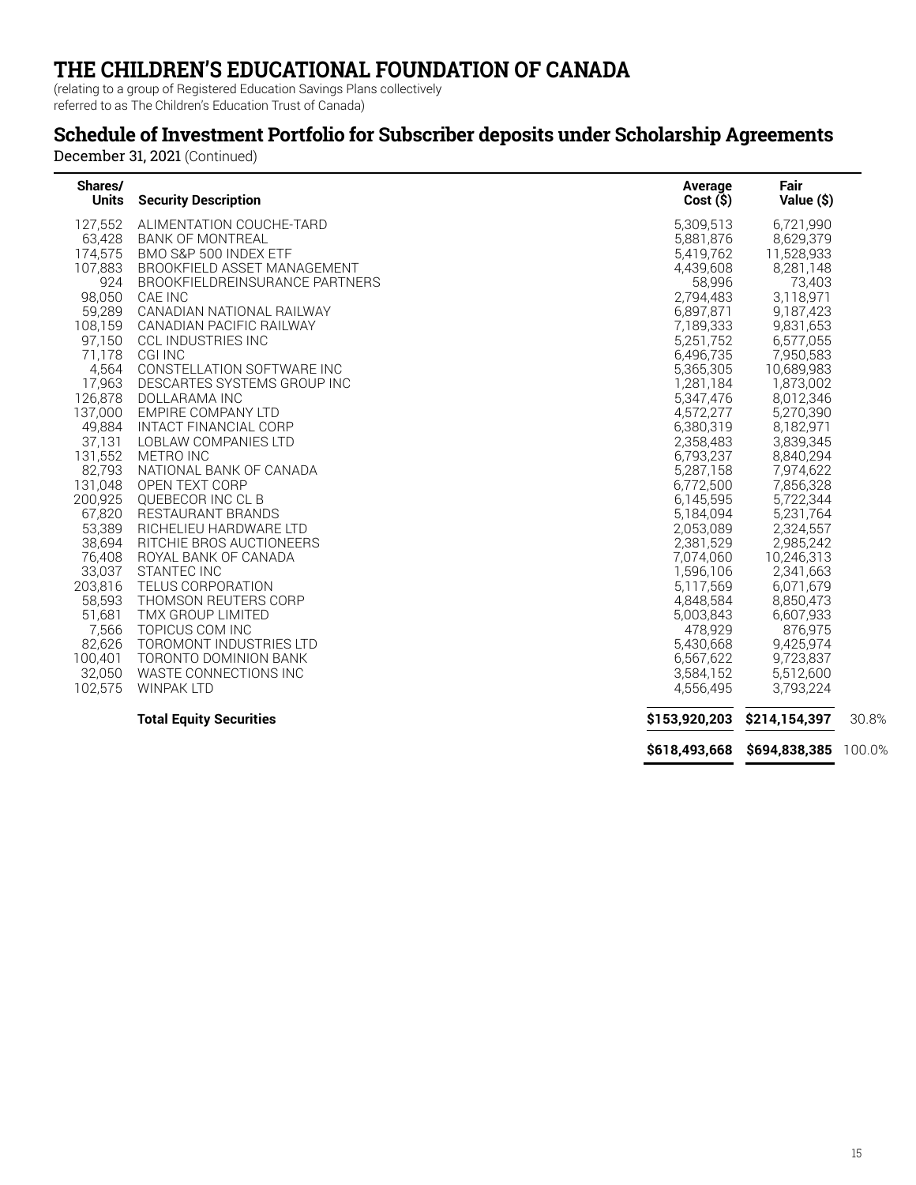# THE CHILDREN'S EDUCATIONAL FOUNDATION OF CANADA

(relating to a group of Registered Education Savings Plans collectively referred to as The Children's Education Trust of Canada)

## Schedule of Investment Portfolio for Subscriber deposits under Scholarship Agreements

December 31, 2021 (Continued)

| Shares/ Units | Security Description | Average Cost ($) | Fair Value ($) | |
|---|---|---|---|---|
| 127,552 | ALIMENTATION COUCHE-TARD | 5,309,513 | 6,721,990 | |
| 63,428 | BANK OF MONTREAL | 5,881,876 | 8,629,379 | |
| 174,575 | BMO S&P 500 INDEX ETF | 5,419,762 | 11,528,933 | |
| 107,883 | BROOKFIELD ASSET MANAGEMENT | 4,439,608 | 8,281,148 | |
| 924 | BROOKFIELDREINSURANCE PARTNERS | 58,996 | 73,403 | |
| 98,050 | CAE INC | 2,794,483 | 3,118,971 | |
| 59,289 | CANADIAN NATIONAL RAILWAY | 6,897,871 | 9,187,423 | |
| 108,159 | CANADIAN PACIFIC RAILWAY | 7,189,333 | 9,831,653 | |
| 97,150 | CCL INDUSTRIES INC | 5,251,752 | 6,577,055 | |
| 71,178 | CGI INC | 6,496,735 | 7,950,583 | |
| 4,564 | CONSTELLATION SOFTWARE INC | 5,365,305 | 10,689,983 | |
| 17,963 | DESCARTES SYSTEMS GROUP INC | 1,281,184 | 1,873,002 | |
| 126,878 | DOLLARAMA INC | 5,347,476 | 8,012,346 | |
| 137,000 | EMPIRE COMPANY LTD | 4,572,277 | 5,270,390 | |
| 49,884 | INTACT FINANCIAL CORP | 6,380,319 | 8,182,971 | |
| 37,131 | LOBLAW COMPANIES LTD | 2,358,483 | 3,839,345 | |
| 131,552 | METRO INC | 6,793,237 | 8,840,294 | |
| 82,793 | NATIONAL BANK OF CANADA | 5,287,158 | 7,974,622 | |
| 131,048 | OPEN TEXT CORP | 6,772,500 | 7,856,328 | |
| 200,925 | QUEBECOR INC CL B | 6,145,595 | 5,722,344 | |
| 67,820 | RESTAURANT BRANDS | 5,184,094 | 5,231,764 | |
| 53,389 | RICHELIEU HARDWARE LTD | 2,053,089 | 2,324,557 | |
| 38,694 | RITCHIE BROS AUCTIONEERS | 2,381,529 | 2,985,242 | |
| 76,408 | ROYAL BANK OF CANADA | 7,074,060 | 10,246,313 | |
| 33,037 | STANTEC INC | 1,596,106 | 2,341,663 | |
| 203,816 | TELUS CORPORATION | 5,117,569 | 6,071,679 | |
| 58,593 | THOMSON REUTERS CORP | 4,848,584 | 8,850,473 | |
| 51,681 | TMX GROUP LIMITED | 5,003,843 | 6,607,933 | |
| 7,566 | TOPICUS COM INC | 478,929 | 876,975 | |
| 82,626 | TOROMONT INDUSTRIES LTD | 5,430,668 | 9,425,974 | |
| 100,401 | TORONTO DOMINION BANK | 6,567,622 | 9,723,837 | |
| 32,050 | WASTE CONNECTIONS INC | 3,584,152 | 5,512,600 | |
| 102,575 | WINPAK LTD | 4,556,495 | 3,793,224 | |
| | **Total Equity Securities** | **$153,920,203** | **$214,154,397** | 30.8% |
| | | **$618,493,668** | **$694,838,385** | 100.0% |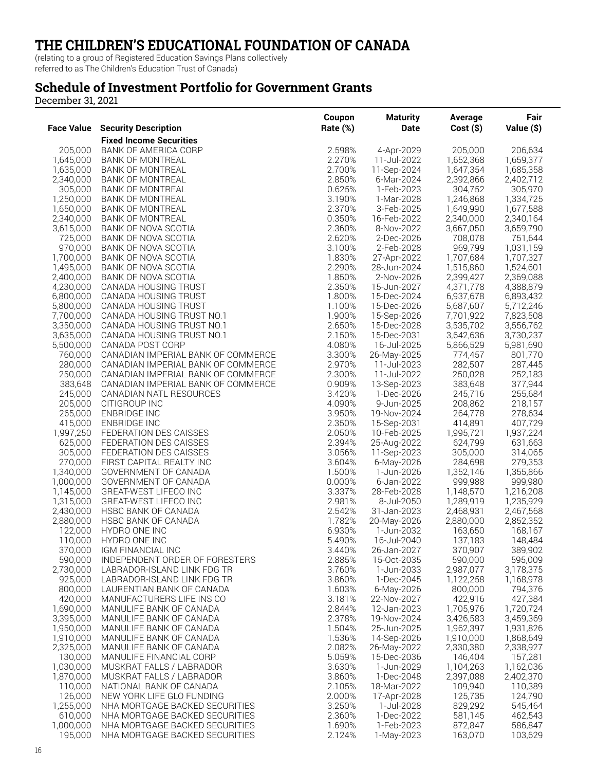# THE CHILDREN'S EDUCATIONAL FOUNDATION OF CANADA

(relating to a group of Registered Education Savings Plans collectively referred to as The Children's Education Trust of Canada)

## Schedule of Investment Portfolio for Government Grants

December 31, 2021

| Face Value | Security Description | Coupon Rate (%) | Maturity Date | Average Cost ($) | Fair Value ($) |
|---|---|---|---|---|---|
| | **Fixed Income Securities** | | | | |
| 205,000 | BANK OF AMERICA CORP | 2.598% | 4-Apr-2029 | 205,000 | 206,634 |
| 1,645,000 | BANK OF MONTREAL | 2.270% | 11-Jul-2022 | 1,652,368 | 1,659,377 |
| 1,635,000 | BANK OF MONTREAL | 2.700% | 11-Sep-2024 | 1,647,354 | 1,685,358 |
| 2,340,000 | BANK OF MONTREAL | 2.850% | 6-Mar-2024 | 2,392,866 | 2,402,712 |
| 305,000 | BANK OF MONTREAL | 0.625% | 1-Feb-2023 | 304,752 | 305,970 |
| 1,250,000 | BANK OF MONTREAL | 3.190% | 1-Mar-2028 | 1,246,868 | 1,334,725 |
| 1,650,000 | BANK OF MONTREAL | 2.370% | 3-Feb-2025 | 1,649,990 | 1,677,588 |
| 2,340,000 | BANK OF MONTREAL | 0.350% | 16-Feb-2022 | 2,340,000 | 2,340,164 |
| 3,615,000 | BANK OF NOVA SCOTIA | 2.360% | 8-Nov-2022 | 3,667,050 | 3,659,790 |
| 725,000 | BANK OF NOVA SCOTIA | 2.620% | 2-Dec-2026 | 708,078 | 751,644 |
| 970,000 | BANK OF NOVA SCOTIA | 3.100% | 2-Feb-2028 | 969,799 | 1,031,159 |
| 1,700,000 | BANK OF NOVA SCOTIA | 1.830% | 27-Apr-2022 | 1,707,684 | 1,707,327 |
| 1,495,000 | BANK OF NOVA SCOTIA | 2.290% | 28-Jun-2024 | 1,515,860 | 1,524,601 |
| 2,400,000 | BANK OF NOVA SCOTIA | 1.850% | 2-Nov-2026 | 2,399,427 | 2,369,088 |
| 4,230,000 | CANADA HOUSING TRUST | 2.350% | 15-Jun-2027 | 4,371,778 | 4,388,879 |
| 6,800,000 | CANADA HOUSING TRUST | 1.800% | 15-Dec-2024 | 6,937,678 | 6,893,432 |
| 5,800,000 | CANADA HOUSING TRUST | 1.100% | 15-Dec-2026 | 5,687,607 | 5,712,246 |
| 7,700,000 | CANADA HOUSING TRUST NO.1 | 1.900% | 15-Sep-2026 | 7,701,922 | 7,823,508 |
| 3,350,000 | CANADA HOUSING TRUST NO.1 | 2.650% | 15-Dec-2028 | 3,535,702 | 3,556,762 |
| 3,635,000 | CANADA HOUSING TRUST NO.1 | 2.150% | 15-Dec-2031 | 3,642,636 | 3,730,237 |
| 5,500,000 | CANADA POST CORP | 4.080% | 16-Jul-2025 | 5,866,529 | 5,981,690 |
| 760,000 | CANADIAN IMPERIAL BANK OF COMMERCE | 3.300% | 26-May-2025 | 774,457 | 801,770 |
| 280,000 | CANADIAN IMPERIAL BANK OF COMMERCE | 2.970% | 11-Jul-2023 | 282,507 | 287,445 |
| 250,000 | CANADIAN IMPERIAL BANK OF COMMERCE | 2.300% | 11-Jul-2022 | 250,028 | 252,183 |
| 383,648 | CANADIAN IMPERIAL BANK OF COMMERCE | 0.909% | 13-Sep-2023 | 383,648 | 377,944 |
| 245,000 | CANADIAN NATL RESOURCES | 3.420% | 1-Dec-2026 | 245,716 | 255,684 |
| 205,000 | CITIGROUP INC | 4.090% | 9-Jun-2025 | 208,862 | 218,157 |
| 265,000 | ENBRIDGE INC | 3.950% | 19-Nov-2024 | 264,778 | 278,634 |
| 415,000 | ENBRIDGE INC | 2.350% | 15-Sep-2031 | 414,891 | 407,729 |
| 1,997,250 | FEDERATION DES CAISSES | 2.050% | 10-Feb-2025 | 1,995,721 | 1,937,224 |
| 625,000 | FEDERATION DES CAISSES | 2.394% | 25-Aug-2022 | 624,799 | 631,663 |
| 305,000 | FEDERATION DES CAISSES | 3.056% | 11-Sep-2023 | 305,000 | 314,065 |
| 270,000 | FIRST CAPITAL REALTY INC | 3.604% | 6-May-2026 | 284,698 | 279,353 |
| 1,340,000 | GOVERNMENT OF CANADA | 1.500% | 1-Jun-2026 | 1,352,146 | 1,355,866 |
| 1,000,000 | GOVERNMENT OF CANADA | 0.000% | 6-Jan-2022 | 999,988 | 999,980 |
| 1,145,000 | GREAT-WEST LIFECO INC | 3.337% | 28-Feb-2028 | 1,148,570 | 1,216,208 |
| 1,315,000 | GREAT-WEST LIFECO INC | 2.981% | 8-Jul-2050 | 1,289,919 | 1,235,929 |
| 2,430,000 | HSBC BANK OF CANADA | 2.542% | 31-Jan-2023 | 2,468,931 | 2,467,568 |
| 2,880,000 | HSBC BANK OF CANADA | 1.782% | 20-May-2026 | 2,880,000 | 2,852,352 |
| 122,000 | HYDRO ONE INC | 6.930% | 1-Jun-2032 | 163,650 | 168,167 |
| 110,000 | HYDRO ONE INC | 5.490% | 16-Jul-2040 | 137,183 | 148,484 |
| 370,000 | IGM FINANCIAL INC | 3.440% | 26-Jan-2027 | 370,907 | 389,902 |
| 590,000 | INDEPENDENT ORDER OF FORESTERS | 2.885% | 15-Oct-2035 | 590,000 | 595,009 |
| 2,730,000 | LABRADOR-ISLAND LINK FDG TR | 3.760% | 1-Jun-2033 | 2,987,077 | 3,178,375 |
| 925,000 | LABRADOR-ISLAND LINK FDG TR | 3.860% | 1-Dec-2045 | 1,122,258 | 1,168,978 |
| 800,000 | LAURENTIAN BANK OF CANADA | 1.603% | 6-May-2026 | 800,000 | 794,376 |
| 420,000 | MANUFACTURERS LIFE INS CO | 3.181% | 22-Nov-2027 | 422,916 | 427,384 |
| 1,690,000 | MANULIFE BANK OF CANADA | 2.844% | 12-Jan-2023 | 1,705,976 | 1,720,724 |
| 3,395,000 | MANULIFE BANK OF CANADA | 2.378% | 19-Nov-2024 | 3,426,583 | 3,459,369 |
| 1,950,000 | MANULIFE BANK OF CANADA | 1.504% | 25-Jun-2025 | 1,962,397 | 1,931,826 |
| 1,910,000 | MANULIFE BANK OF CANADA | 1.536% | 14-Sep-2026 | 1,910,000 | 1,868,649 |
| 2,325,000 | MANULIFE BANK OF CANADA | 2.082% | 26-May-2022 | 2,330,380 | 2,338,927 |
| 130,000 | MANULIFE FINANCIAL CORP | 5.059% | 15-Dec-2036 | 146,404 | 157,281 |
| 1,030,000 | MUSKRAT FALLS / LABRADOR | 3.630% | 1-Jun-2029 | 1,104,263 | 1,162,036 |
| 1,870,000 | MUSKRAT FALLS / LABRADOR | 3.860% | 1-Dec-2048 | 2,397,088 | 2,402,370 |
| 110,000 | NATIONAL BANK OF CANADA | 2.105% | 18-Mar-2022 | 109,940 | 110,389 |
| 126,000 | NEW YORK LIFE GLO FUNDING | 2.000% | 17-Apr-2028 | 125,735 | 124,790 |
| 1,255,000 | NHA MORTGAGE BACKED SECURITIES | 3.250% | 1-Jul-2028 | 829,292 | 545,464 |
| 610,000 | NHA MORTGAGE BACKED SECURITIES | 2.360% | 1-Dec-2022 | 581,145 | 462,543 |
| 1,000,000 | NHA MORTGAGE BACKED SECURITIES | 1.690% | 1-Feb-2023 | 872,847 | 586,847 |
| 195,000 | NHA MORTGAGE BACKED SECURITIES | 2.124% | 1-May-2023 | 163,070 | 103,629 |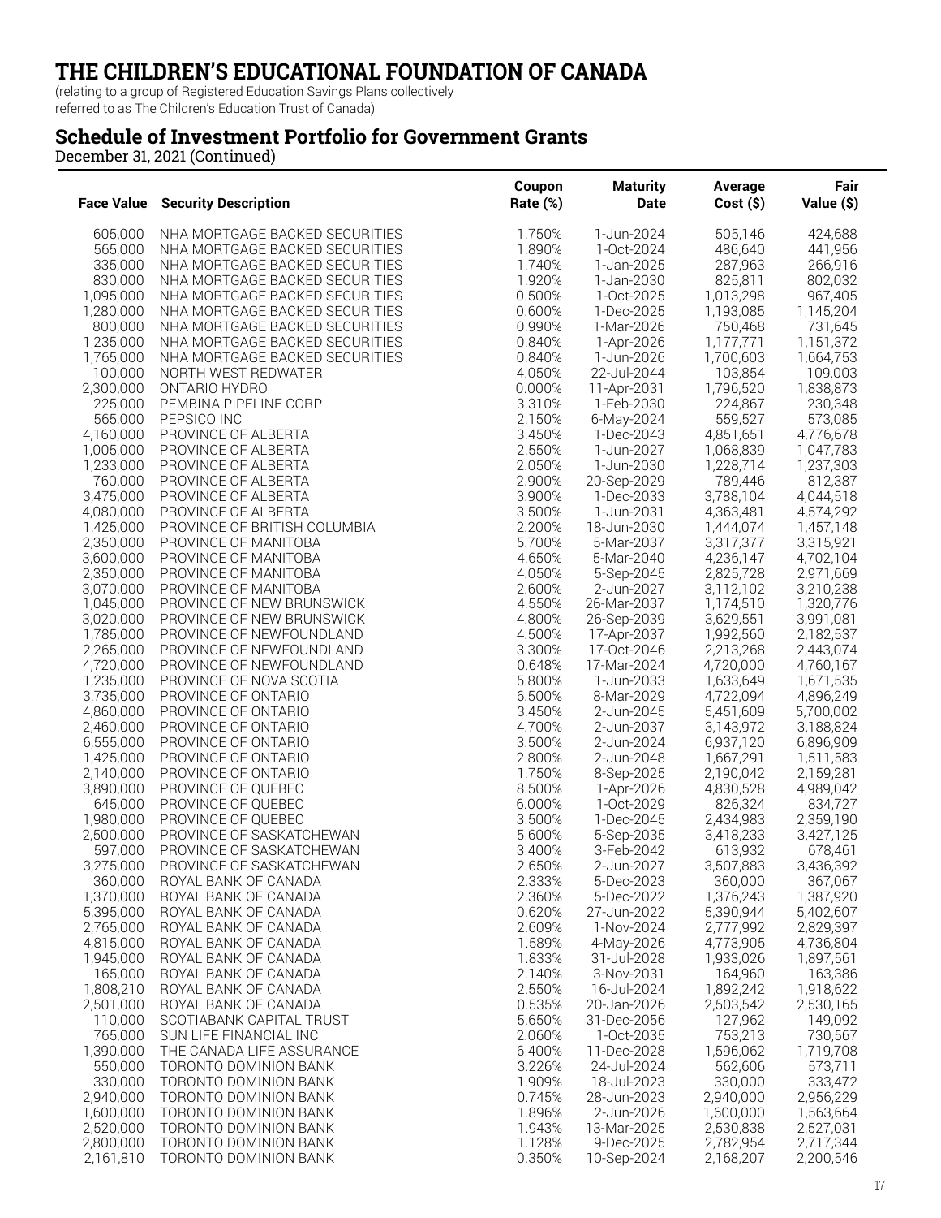# THE CHILDREN'S EDUCATIONAL FOUNDATION OF CANADA

(relating to a group of Registered Education Savings Plans collectively referred to as The Children's Education Trust of Canada)

## Schedule of Investment Portfolio for Government Grants

December 31, 2021 (Continued)

| Face Value | Security Description | Coupon Rate (%) | Maturity Date | Average Cost ($) | Fair Value ($) |
|---|---|---|---|---|---|
| 605,000 | NHA MORTGAGE BACKED SECURITIES | 1.750% | 1-Jun-2024 | 505,146 | 424,688 |
| 565,000 | NHA MORTGAGE BACKED SECURITIES | 1.890% | 1-Oct-2024 | 486,640 | 441,956 |
| 335,000 | NHA MORTGAGE BACKED SECURITIES | 1.740% | 1-Jan-2025 | 287,963 | 266,916 |
| 830,000 | NHA MORTGAGE BACKED SECURITIES | 1.920% | 1-Jan-2030 | 825,811 | 802,032 |
| 1,095,000 | NHA MORTGAGE BACKED SECURITIES | 0.500% | 1-Oct-2025 | 1,013,298 | 967,405 |
| 1,280,000 | NHA MORTGAGE BACKED SECURITIES | 0.600% | 1-Dec-2025 | 1,193,085 | 1,145,204 |
| 800,000 | NHA MORTGAGE BACKED SECURITIES | 0.990% | 1-Mar-2026 | 750,468 | 731,645 |
| 1,235,000 | NHA MORTGAGE BACKED SECURITIES | 0.840% | 1-Apr-2026 | 1,177,771 | 1,151,372 |
| 1,765,000 | NHA MORTGAGE BACKED SECURITIES | 0.840% | 1-Jun-2026 | 1,700,603 | 1,664,753 |
| 100,000 | NORTH WEST REDWATER | 4.050% | 22-Jul-2044 | 103,854 | 109,003 |
| 2,300,000 | ONTARIO HYDRO | 0.000% | 11-Apr-2031 | 1,796,520 | 1,838,873 |
| 225,000 | PEMBINA PIPELINE CORP | 3.310% | 1-Feb-2030 | 224,867 | 230,348 |
| 565,000 | PEPSICO INC | 2.150% | 6-May-2024 | 559,527 | 573,085 |
| 4,160,000 | PROVINCE OF ALBERTA | 3.450% | 1-Dec-2043 | 4,851,651 | 4,776,678 |
| 1,005,000 | PROVINCE OF ALBERTA | 2.550% | 1-Jun-2027 | 1,068,839 | 1,047,783 |
| 1,233,000 | PROVINCE OF ALBERTA | 2.050% | 1-Jun-2030 | 1,228,714 | 1,237,303 |
| 760,000 | PROVINCE OF ALBERTA | 2.900% | 20-Sep-2029 | 789,446 | 812,387 |
| 3,475,000 | PROVINCE OF ALBERTA | 3.900% | 1-Dec-2033 | 3,788,104 | 4,044,518 |
| 4,080,000 | PROVINCE OF ALBERTA | 3.500% | 1-Jun-2031 | 4,363,481 | 4,574,292 |
| 1,425,000 | PROVINCE OF BRITISH COLUMBIA | 2.200% | 18-Jun-2030 | 1,444,074 | 1,457,148 |
| 2,350,000 | PROVINCE OF MANITOBA | 5.700% | 5-Mar-2037 | 3,317,377 | 3,315,921 |
| 3,600,000 | PROVINCE OF MANITOBA | 4.650% | 5-Mar-2040 | 4,236,147 | 4,702,104 |
| 2,350,000 | PROVINCE OF MANITOBA | 4.050% | 5-Sep-2045 | 2,825,728 | 2,971,669 |
| 3,070,000 | PROVINCE OF MANITOBA | 2.600% | 2-Jun-2027 | 3,112,102 | 3,210,238 |
| 1,045,000 | PROVINCE OF NEW BRUNSWICK | 4.550% | 26-Mar-2037 | 1,174,510 | 1,320,776 |
| 3,020,000 | PROVINCE OF NEW BRUNSWICK | 4.800% | 26-Sep-2039 | 3,629,551 | 3,991,081 |
| 1,785,000 | PROVINCE OF NEWFOUNDLAND | 4.500% | 17-Apr-2037 | 1,992,560 | 2,182,537 |
| 2,265,000 | PROVINCE OF NEWFOUNDLAND | 3.300% | 17-Oct-2046 | 2,213,268 | 2,443,074 |
| 4,720,000 | PROVINCE OF NEWFOUNDLAND | 0.648% | 17-Mar-2024 | 4,720,000 | 4,760,167 |
| 1,235,000 | PROVINCE OF NOVA SCOTIA | 5.800% | 1-Jun-2033 | 1,633,649 | 1,671,535 |
| 3,735,000 | PROVINCE OF ONTARIO | 6.500% | 8-Mar-2029 | 4,722,094 | 4,896,249 |
| 4,860,000 | PROVINCE OF ONTARIO | 3.450% | 2-Jun-2045 | 5,451,609 | 5,700,002 |
| 2,460,000 | PROVINCE OF ONTARIO | 4.700% | 2-Jun-2037 | 3,143,972 | 3,188,824 |
| 6,555,000 | PROVINCE OF ONTARIO | 3.500% | 2-Jun-2024 | 6,937,120 | 6,896,909 |
| 1,425,000 | PROVINCE OF ONTARIO | 2.800% | 2-Jun-2048 | 1,667,291 | 1,511,583 |
| 2,140,000 | PROVINCE OF ONTARIO | 1.750% | 8-Sep-2025 | 2,190,042 | 2,159,281 |
| 3,890,000 | PROVINCE OF QUEBEC | 8.500% | 1-Apr-2026 | 4,830,528 | 4,989,042 |
| 645,000 | PROVINCE OF QUEBEC | 6.000% | 1-Oct-2029 | 826,324 | 834,727 |
| 1,980,000 | PROVINCE OF QUEBEC | 3.500% | 1-Dec-2045 | 2,434,983 | 2,359,190 |
| 2,500,000 | PROVINCE OF SASKATCHEWAN | 5.600% | 5-Sep-2035 | 3,418,233 | 3,427,125 |
| 597,000 | PROVINCE OF SASKATCHEWAN | 3.400% | 3-Feb-2042 | 613,932 | 678,461 |
| 3,275,000 | PROVINCE OF SASKATCHEWAN | 2.650% | 2-Jun-2027 | 3,507,883 | 3,436,392 |
| 360,000 | ROYAL BANK OF CANADA | 2.333% | 5-Dec-2023 | 360,000 | 367,067 |
| 1,370,000 | ROYAL BANK OF CANADA | 2.360% | 5-Dec-2022 | 1,376,243 | 1,387,920 |
| 5,395,000 | ROYAL BANK OF CANADA | 0.620% | 27-Jun-2022 | 5,390,944 | 5,402,607 |
| 2,765,000 | ROYAL BANK OF CANADA | 2.609% | 1-Nov-2024 | 2,777,992 | 2,829,397 |
| 4,815,000 | ROYAL BANK OF CANADA | 1.589% | 4-May-2026 | 4,773,905 | 4,736,804 |
| 1,945,000 | ROYAL BANK OF CANADA | 1.833% | 31-Jul-2028 | 1,933,026 | 1,897,561 |
| 165,000 | ROYAL BANK OF CANADA | 2.140% | 3-Nov-2031 | 164,960 | 163,386 |
| 1,808,210 | ROYAL BANK OF CANADA | 2.550% | 16-Jul-2024 | 1,892,242 | 1,918,622 |
| 2,501,000 | ROYAL BANK OF CANADA | 0.535% | 20-Jan-2026 | 2,503,542 | 2,530,165 |
| 110,000 | SCOTIABANK CAPITAL TRUST | 5.650% | 31-Dec-2056 | 127,962 | 149,092 |
| 765,000 | SUN LIFE FINANCIAL INC | 2.060% | 1-Oct-2035 | 753,213 | 730,567 |
| 1,390,000 | THE CANADA LIFE ASSURANCE | 6.400% | 11-Dec-2028 | 1,596,062 | 1,719,708 |
| 550,000 | TORONTO DOMINION BANK | 3.226% | 24-Jul-2024 | 562,606 | 573,711 |
| 330,000 | TORONTO DOMINION BANK | 1.909% | 18-Jul-2023 | 330,000 | 333,472 |
| 2,940,000 | TORONTO DOMINION BANK | 0.745% | 28-Jun-2023 | 2,940,000 | 2,956,229 |
| 1,600,000 | TORONTO DOMINION BANK | 1.896% | 2-Jun-2026 | 1,600,000 | 1,563,664 |
| 2,520,000 | TORONTO DOMINION BANK | 1.943% | 13-Mar-2025 | 2,530,838 | 2,527,031 |
| 2,800,000 | TORONTO DOMINION BANK | 1.128% | 9-Dec-2025 | 2,782,954 | 2,717,344 |
| 2,161,810 | TORONTO DOMINION BANK | 0.350% | 10-Sep-2024 | 2,168,207 | 2,200,546 |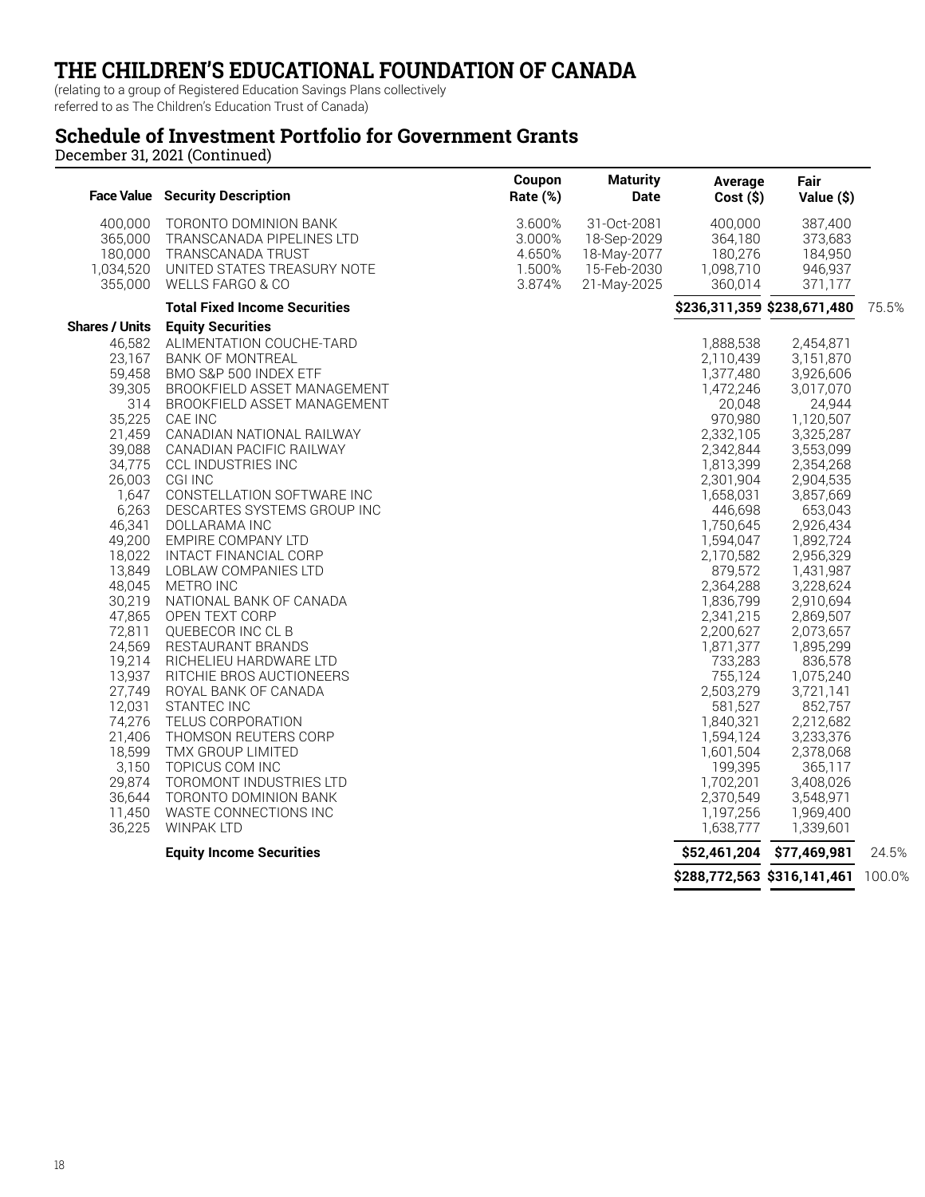# THE CHILDREN'S EDUCATIONAL FOUNDATION OF CANADA

(relating to a group of Registered Education Savings Plans collectively referred to as The Children's Education Trust of Canada)

## Schedule of Investment Portfolio for Government Grants

December 31, 2021 (Continued)

| Face Value | Security Description | Coupon Rate (%) | Maturity Date | Average Cost ($) | Fair Value ($) | |
|---|---|---|---|---|---|---|
| 400,000 | TORONTO DOMINION BANK | 3.600% | 31-Oct-2081 | 400,000 | 387,400 | |
| 365,000 | TRANSCANADA PIPELINES LTD | 3.000% | 18-Sep-2029 | 364,180 | 373,683 | |
| 180,000 | TRANSCANADA TRUST | 4.650% | 18-May-2077 | 180,276 | 184,950 | |
| 1,034,520 | UNITED STATES TREASURY NOTE | 1.500% | 15-Feb-2030 | 1,098,710 | 946,937 | |
| 355,000 | WELLS FARGO & CO | 3.874% | 21-May-2025 | 360,014 | 371,177 | |
| | **Total Fixed Income Securities** | | | **$236,311,359** | **$238,671,480** | 75.5% |
| **Shares / Units** | **Equity Securities** | | | | | |
| 46,582 | ALIMENTATION COUCHE-TARD | | | 1,888,538 | 2,454,871 | |
| 23,167 | BANK OF MONTREAL | | | 2,110,439 | 3,151,870 | |
| 59,458 | BMO S&P 500 INDEX ETF | | | 1,377,480 | 3,926,606 | |
| 39,305 | BROOKFIELD ASSET MANAGEMENT | | | 1,472,246 | 3,017,070 | |
| 314 | BROOKFIELD ASSET MANAGEMENT | | | 20,048 | 24,944 | |
| 35,225 | CAE INC | | | 970,980 | 1,120,507 | |
| 21,459 | CANADIAN NATIONAL RAILWAY | | | 2,332,105 | 3,325,287 | |
| 39,088 | CANADIAN PACIFIC RAILWAY | | | 2,342,844 | 3,553,099 | |
| 34,775 | CCL INDUSTRIES INC | | | 1,813,399 | 2,354,268 | |
| 26,003 | CGI INC | | | 2,301,904 | 2,904,535 | |
| 1,647 | CONSTELLATION SOFTWARE INC | | | 1,658,031 | 3,857,669 | |
| 6,263 | DESCARTES SYSTEMS GROUP INC | | | 446,698 | 653,043 | |
| 46,341 | DOLLARAMA INC | | | 1,750,645 | 2,926,434 | |
| 49,200 | EMPIRE COMPANY LTD | | | 1,594,047 | 1,892,724 | |
| 18,022 | INTACT FINANCIAL CORP | | | 2,170,582 | 2,956,329 | |
| 13,849 | LOBLAW COMPANIES LTD | | | 879,572 | 1,431,987 | |
| 48,045 | METRO INC | | | 2,364,288 | 3,228,624 | |
| 30,219 | NATIONAL BANK OF CANADA | | | 1,836,799 | 2,910,694 | |
| 47,865 | OPEN TEXT CORP | | | 2,341,215 | 2,869,507 | |
| 72,811 | QUEBECOR INC CL B | | | 2,200,627 | 2,073,657 | |
| 24,569 | RESTAURANT BRANDS | | | 1,871,377 | 1,895,299 | |
| 19,214 | RICHELIEU HARDWARE LTD | | | 733,283 | 836,578 | |
| 13,937 | RITCHIE BROS AUCTIONEERS | | | 755,124 | 1,075,240 | |
| 27,749 | ROYAL BANK OF CANADA | | | 2,503,279 | 3,721,141 | |
| 12,031 | STANTEC INC | | | 581,527 | 852,757 | |
| 74,276 | TELUS CORPORATION | | | 1,840,321 | 2,212,682 | |
| 21,406 | THOMSON REUTERS CORP | | | 1,594,124 | 3,233,376 | |
| 18,599 | TMX GROUP LIMITED | | | 1,601,504 | 2,378,068 | |
| 3,150 | TOPICUS COM INC | | | 199,395 | 365,117 | |
| 29,874 | TOROMONT INDUSTRIES LTD | | | 1,702,201 | 3,408,026 | |
| 36,644 | TORONTO DOMINION BANK | | | 2,370,549 | 3,548,971 | |
| 11,450 | WASTE CONNECTIONS INC | | | 1,197,256 | 1,969,400 | |
| 36,225 | WINPAK LTD | | | 1,638,777 | 1,339,601 | |
| | **Equity Income Securities** | | | **$52,461,204** | **$77,469,981** | 24.5% |
| | | | | **$288,772,563** | **$316,141,461** | 100.0% |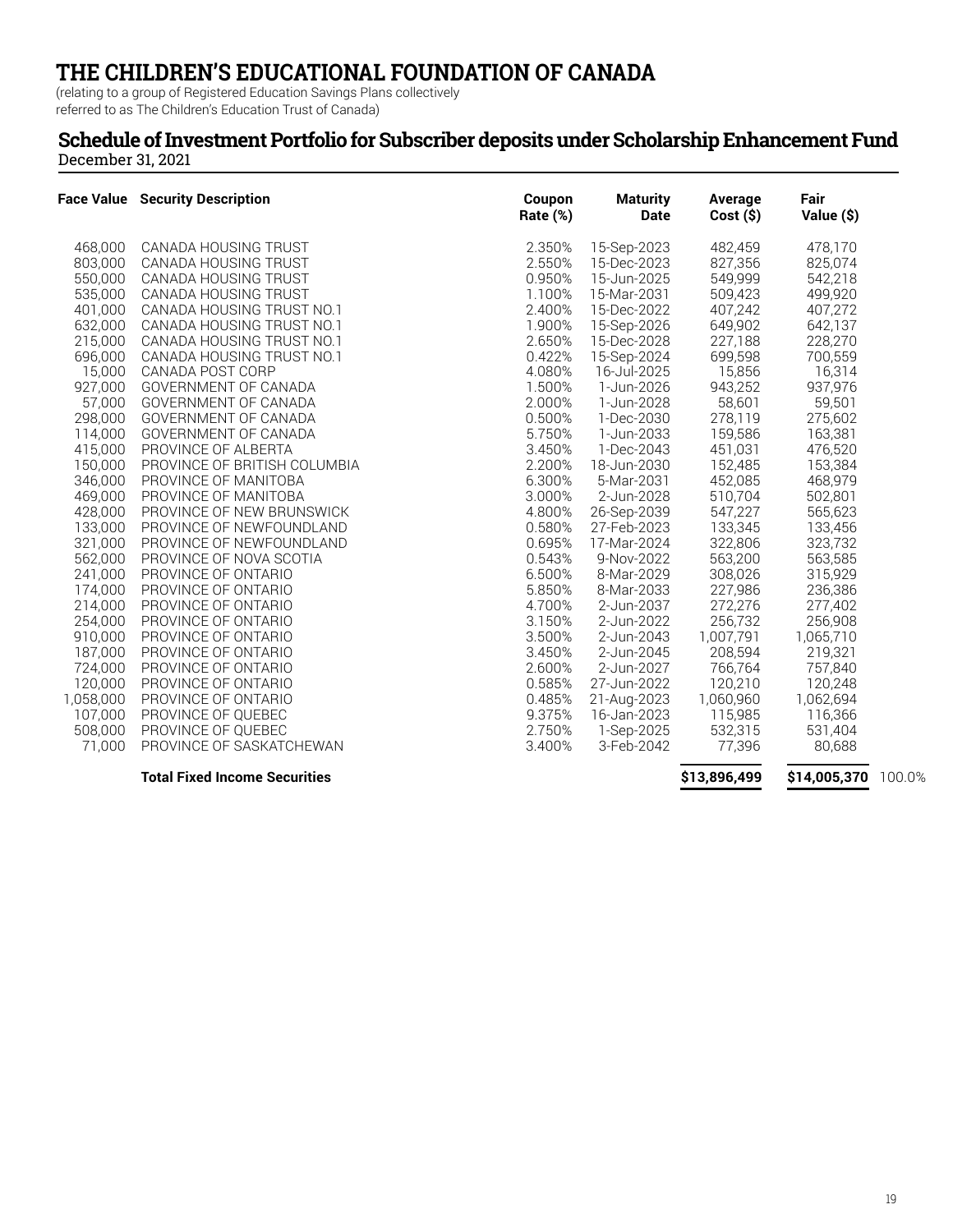# THE CHILDREN'S EDUCATIONAL FOUNDATION OF CANADA

(relating to a group of Registered Education Savings Plans collectively referred to as The Children's Education Trust of Canada)

## Schedule of Investment Portfolio for Subscriber deposits under Scholarship Enhancement Fund

December 31, 2021

| Face Value | Security Description | Coupon Rate (%) | Maturity Date | Average Cost ($) | Fair Value ($) | |
|---|---|---|---|---|---|---|
| 468,000 | CANADA HOUSING TRUST | 2.350% | 15-Sep-2023 | 482,459 | 478,170 | |
| 803,000 | CANADA HOUSING TRUST | 2.550% | 15-Dec-2023 | 827,356 | 825,074 | |
| 550,000 | CANADA HOUSING TRUST | 0.950% | 15-Jun-2025 | 549,999 | 542,218 | |
| 535,000 | CANADA HOUSING TRUST | 1.100% | 15-Mar-2031 | 509,423 | 499,920 | |
| 401,000 | CANADA HOUSING TRUST NO.1 | 2.400% | 15-Dec-2022 | 407,242 | 407,272 | |
| 632,000 | CANADA HOUSING TRUST NO.1 | 1.900% | 15-Sep-2026 | 649,902 | 642,137 | |
| 215,000 | CANADA HOUSING TRUST NO.1 | 2.650% | 15-Dec-2028 | 227,188 | 228,270 | |
| 696,000 | CANADA HOUSING TRUST NO.1 | 0.422% | 15-Sep-2024 | 699,598 | 700,559 | |
| 15,000 | CANADA POST CORP | 4.080% | 16-Jul-2025 | 15,856 | 16,314 | |
| 927,000 | GOVERNMENT OF CANADA | 1.500% | 1-Jun-2026 | 943,252 | 937,976 | |
| 57,000 | GOVERNMENT OF CANADA | 2.000% | 1-Jun-2028 | 58,601 | 59,501 | |
| 298,000 | GOVERNMENT OF CANADA | 0.500% | 1-Dec-2030 | 278,119 | 275,602 | |
| 114,000 | GOVERNMENT OF CANADA | 5.750% | 1-Jun-2033 | 159,586 | 163,381 | |
| 415,000 | PROVINCE OF ALBERTA | 3.450% | 1-Dec-2043 | 451,031 | 476,520 | |
| 150,000 | PROVINCE OF BRITISH COLUMBIA | 2.200% | 18-Jun-2030 | 152,485 | 153,384 | |
| 346,000 | PROVINCE OF MANITOBA | 6.300% | 5-Mar-2031 | 452,085 | 468,979 | |
| 469,000 | PROVINCE OF MANITOBA | 3.000% | 2-Jun-2028 | 510,704 | 502,801 | |
| 428,000 | PROVINCE OF NEW BRUNSWICK | 4.800% | 26-Sep-2039 | 547,227 | 565,623 | |
| 133,000 | PROVINCE OF NEWFOUNDLAND | 0.580% | 27-Feb-2023 | 133,345 | 133,456 | |
| 321,000 | PROVINCE OF NEWFOUNDLAND | 0.695% | 17-Mar-2024 | 322,806 | 323,732 | |
| 562,000 | PROVINCE OF NOVA SCOTIA | 0.543% | 9-Nov-2022 | 563,200 | 563,585 | |
| 241,000 | PROVINCE OF ONTARIO | 6.500% | 8-Mar-2029 | 308,026 | 315,929 | |
| 174,000 | PROVINCE OF ONTARIO | 5.850% | 8-Mar-2033 | 227,986 | 236,386 | |
| 214,000 | PROVINCE OF ONTARIO | 4.700% | 2-Jun-2037 | 272,276 | 277,402 | |
| 254,000 | PROVINCE OF ONTARIO | 3.150% | 2-Jun-2022 | 256,732 | 256,908 | |
| 910,000 | PROVINCE OF ONTARIO | 3.500% | 2-Jun-2043 | 1,007,791 | 1,065,710 | |
| 187,000 | PROVINCE OF ONTARIO | 3.450% | 2-Jun-2045 | 208,594 | 219,321 | |
| 724,000 | PROVINCE OF ONTARIO | 2.600% | 2-Jun-2027 | 766,764 | 757,840 | |
| 120,000 | PROVINCE OF ONTARIO | 0.585% | 27-Jun-2022 | 120,210 | 120,248 | |
| 1,058,000 | PROVINCE OF ONTARIO | 0.485% | 21-Aug-2023 | 1,060,960 | 1,062,694 | |
| 107,000 | PROVINCE OF QUEBEC | 9.375% | 16-Jan-2023 | 115,985 | 116,366 | |
| 508,000 | PROVINCE OF QUEBEC | 2.750% | 1-Sep-2025 | 532,315 | 531,404 | |
| 71,000 | PROVINCE OF SASKATCHEWAN | 3.400% | 3-Feb-2042 | 77,396 | 80,688 | |
| | **Total Fixed Income Securities** | | | **$13,896,499** | **$14,005,370** | 100.0% |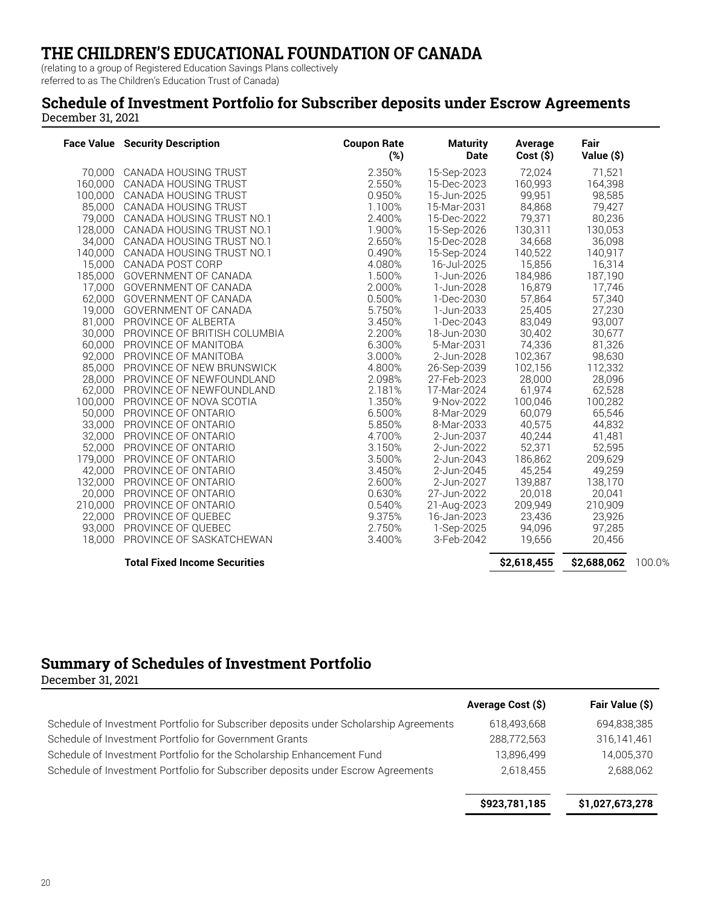# THE CHILDREN'S EDUCATIONAL FOUNDATION OF CANADA

(relating to a group of Registered Education Savings Plans collectively referred to as The Children's Education Trust of Canada)

## Schedule of Investment Portfolio for Subscriber deposits under Escrow Agreements

December 31, 2021

| Face Value | Security Description | Coupon Rate (%) | Maturity Date | Average Cost ($) | Fair Value ($) | |
|---|---|---|---|---|---|---|
| 70,000 | CANADA HOUSING TRUST | 2.350% | 15-Sep-2023 | 72,024 | 71,521 | |
| 160,000 | CANADA HOUSING TRUST | 2.550% | 15-Dec-2023 | 160,993 | 164,398 | |
| 100,000 | CANADA HOUSING TRUST | 0.950% | 15-Jun-2025 | 99,951 | 98,585 | |
| 85,000 | CANADA HOUSING TRUST | 1.100% | 15-Mar-2031 | 84,868 | 79,427 | |
| 79,000 | CANADA HOUSING TRUST NO.1 | 2.400% | 15-Dec-2022 | 79,371 | 80,236 | |
| 128,000 | CANADA HOUSING TRUST NO.1 | 1.900% | 15-Sep-2026 | 130,311 | 130,053 | |
| 34,000 | CANADA HOUSING TRUST NO.1 | 2.650% | 15-Dec-2028 | 34,668 | 36,098 | |
| 140,000 | CANADA HOUSING TRUST NO.1 | 0.490% | 15-Sep-2024 | 140,522 | 140,917 | |
| 15,000 | CANADA POST CORP | 4.080% | 16-Jul-2025 | 15,856 | 16,314 | |
| 185,000 | GOVERNMENT OF CANADA | 1.500% | 1-Jun-2026 | 184,986 | 187,190 | |
| 17,000 | GOVERNMENT OF CANADA | 2.000% | 1-Jun-2028 | 16,879 | 17,746 | |
| 62,000 | GOVERNMENT OF CANADA | 0.500% | 1-Dec-2030 | 57,864 | 57,340 | |
| 19,000 | GOVERNMENT OF CANADA | 5.750% | 1-Jun-2033 | 25,405 | 27,230 | |
| 81,000 | PROVINCE OF ALBERTA | 3.450% | 1-Dec-2043 | 83,049 | 93,007 | |
| 30,000 | PROVINCE OF BRITISH COLUMBIA | 2.200% | 18-Jun-2030 | 30,402 | 30,677 | |
| 60,000 | PROVINCE OF MANITOBA | 6.300% | 5-Mar-2031 | 74,336 | 81,326 | |
| 92,000 | PROVINCE OF MANITOBA | 3.000% | 2-Jun-2028 | 102,367 | 98,630 | |
| 85,000 | PROVINCE OF NEW BRUNSWICK | 4.800% | 26-Sep-2039 | 102,156 | 112,332 | |
| 28,000 | PROVINCE OF NEWFOUNDLAND | 2.098% | 27-Feb-2023 | 28,000 | 28,096 | |
| 62,000 | PROVINCE OF NEWFOUNDLAND | 2.181% | 17-Mar-2024 | 61,974 | 62,528 | |
| 100,000 | PROVINCE OF NOVA SCOTIA | 1.350% | 9-Nov-2022 | 100,046 | 100,282 | |
| 50,000 | PROVINCE OF ONTARIO | 6.500% | 8-Mar-2029 | 60,079 | 65,546 | |
| 33,000 | PROVINCE OF ONTARIO | 5.850% | 8-Mar-2033 | 40,575 | 44,832 | |
| 32,000 | PROVINCE OF ONTARIO | 4.700% | 2-Jun-2037 | 40,244 | 41,481 | |
| 52,000 | PROVINCE OF ONTARIO | 3.150% | 2-Jun-2022 | 52,371 | 52,595 | |
| 179,000 | PROVINCE OF ONTARIO | 3.500% | 2-Jun-2043 | 186,862 | 209,629 | |
| 42,000 | PROVINCE OF ONTARIO | 3.450% | 2-Jun-2045 | 45,254 | 49,259 | |
| 132,000 | PROVINCE OF ONTARIO | 2.600% | 2-Jun-2027 | 139,887 | 138,170 | |
| 20,000 | PROVINCE OF ONTARIO | 0.630% | 27-Jun-2022 | 20,018 | 20,041 | |
| 210,000 | PROVINCE OF ONTARIO | 0.540% | 21-Aug-2023 | 209,949 | 210,909 | |
| 22,000 | PROVINCE OF QUEBEC | 9.375% | 16-Jan-2023 | 23,436 | 23,926 | |
| 93,000 | PROVINCE OF QUEBEC | 2.750% | 1-Sep-2025 | 94,096 | 97,285 | |
| 18,000 | PROVINCE OF SASKATCHEWAN | 3.400% | 3-Feb-2042 | 19,656 | 20,456 | |
| | **Total Fixed Income Securities** | | | **$2,618,455** | **$2,688,062** | 100.0% |

## Summary of Schedules of Investment Portfolio

December 31, 2021

| | Average Cost ($) | Fair Value ($) |
|---|---|---|
| Schedule of Investment Portfolio for Subscriber deposits under Scholarship Agreements | 618,493,668 | 694,838,385 |
| Schedule of Investment Portfolio for Government Grants | 288,772,563 | 316,141,461 |
| Schedule of Investment Portfolio for the Scholarship Enhancement Fund | 13,896,499 | 14,005,370 |
| Schedule of Investment Portfolio for Subscriber deposits under Escrow Agreements | 2,618,455 | 2,688,062 |
| | **$923,781,185** | **$1,027,673,278** |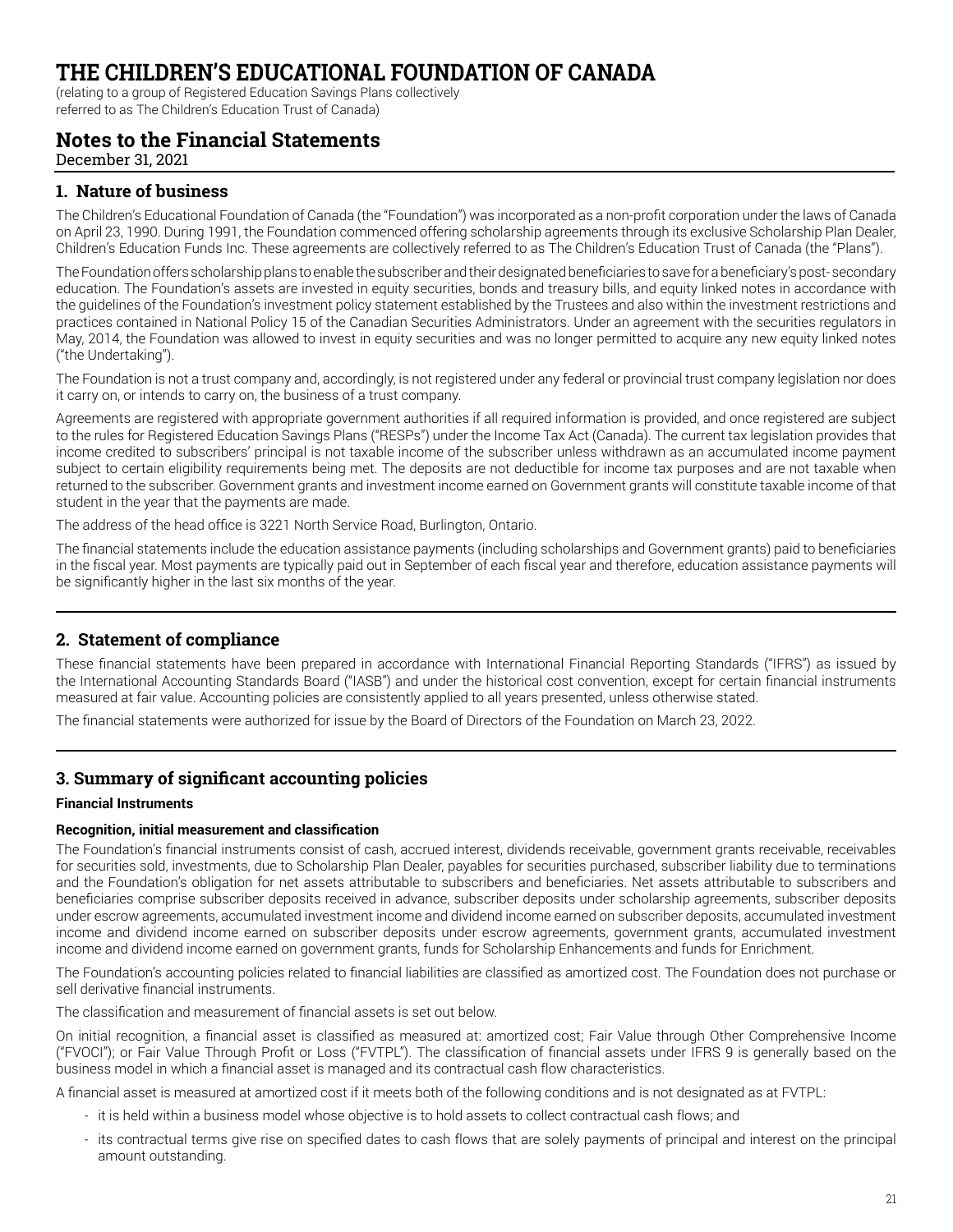# THE CHILDREN'S EDUCATIONAL FOUNDATION OF CANADA

(relating to a group of Registered Education Savings Plans collectively referred to as The Children's Education Trust of Canada)

## Notes to the Financial Statements

December 31, 2021

### 1. Nature of business

The Children's Educational Foundation of Canada (the "Foundation") was incorporated as a non-profit corporation under the laws of Canada on April 23, 1990. During 1991, the Foundation commenced offering scholarship agreements through its exclusive Scholarship Plan Dealer, Children's Education Funds Inc. These agreements are collectively referred to as The Children's Education Trust of Canada (the "Plans").

The Foundation offers scholarship plans to enable the subscriber and their designated beneficiaries to save for a beneficiary's post-secondary education. The Foundation's assets are invested in equity securities, bonds and treasury bills, and equity linked notes in accordance with the guidelines of the Foundation's investment policy statement established by the Trustees and also within the investment restrictions and practices contained in National Policy 15 of the Canadian Securities Administrators. Under an agreement with the securities regulators in May, 2014, the Foundation was allowed to invest in equity securities and was no longer permitted to acquire any new equity linked notes ("the Undertaking").

The Foundation is not a trust company and, accordingly, is not registered under any federal or provincial trust company legislation nor does it carry on, or intends to carry on, the business of a trust company.

Agreements are registered with appropriate government authorities if all required information is provided, and once registered are subject to the rules for Registered Education Savings Plans ("RESPs") under the Income Tax Act (Canada). The current tax legislation provides that income credited to subscribers' principal is not taxable income of the subscriber unless withdrawn as an accumulated income payment subject to certain eligibility requirements being met. The deposits are not deductible for income tax purposes and are not taxable when returned to the subscriber. Government grants and investment income earned on Government grants will constitute taxable income of that student in the year that the payments are made.

The address of the head office is 3221 North Service Road, Burlington, Ontario.

The financial statements include the education assistance payments (including scholarships and Government grants) paid to beneficiaries in the fiscal year. Most payments are typically paid out in September of each fiscal year and therefore, education assistance payments will be significantly higher in the last six months of the year.

### 2. Statement of compliance

These financial statements have been prepared in accordance with International Financial Reporting Standards ("IFRS") as issued by the International Accounting Standards Board ("IASB") and under the historical cost convention, except for certain financial instruments measured at fair value. Accounting policies are consistently applied to all years presented, unless otherwise stated.

The financial statements were authorized for issue by the Board of Directors of the Foundation on March 23, 2022.

### 3. Summary of significant accounting policies

**Financial Instruments**

**Recognition, initial measurement and classification**

The Foundation's financial instruments consist of cash, accrued interest, dividends receivable, government grants receivable, receivables for securities sold, investments, due to Scholarship Plan Dealer, payables for securities purchased, subscriber liability due to terminations and the Foundation's obligation for net assets attributable to subscribers and beneficiaries. Net assets attributable to subscribers and beneficiaries comprise subscriber deposits received in advance, subscriber deposits under scholarship agreements, subscriber deposits under escrow agreements, accumulated investment income and dividend income earned on subscriber deposits, accumulated investment income and dividend income earned on subscriber deposits under escrow agreements, government grants, accumulated investment income and dividend income earned on government grants, funds for Scholarship Enhancements and funds for Enrichment.

The Foundation's accounting policies related to financial liabilities are classified as amortized cost. The Foundation does not purchase or sell derivative financial instruments.

The classification and measurement of financial assets is set out below.

On initial recognition, a financial asset is classified as measured at: amortized cost; Fair Value through Other Comprehensive Income ("FVOCI"); or Fair Value Through Profit or Loss ("FVTPL"). The classification of financial assets under IFRS 9 is generally based on the business model in which a financial asset is managed and its contractual cash flow characteristics.

A financial asset is measured at amortized cost if it meets both of the following conditions and is not designated as at FVTPL:

- it is held within a business model whose objective is to hold assets to collect contractual cash flows; and
- its contractual terms give rise on specified dates to cash flows that are solely payments of principal and interest on the principal amount outstanding.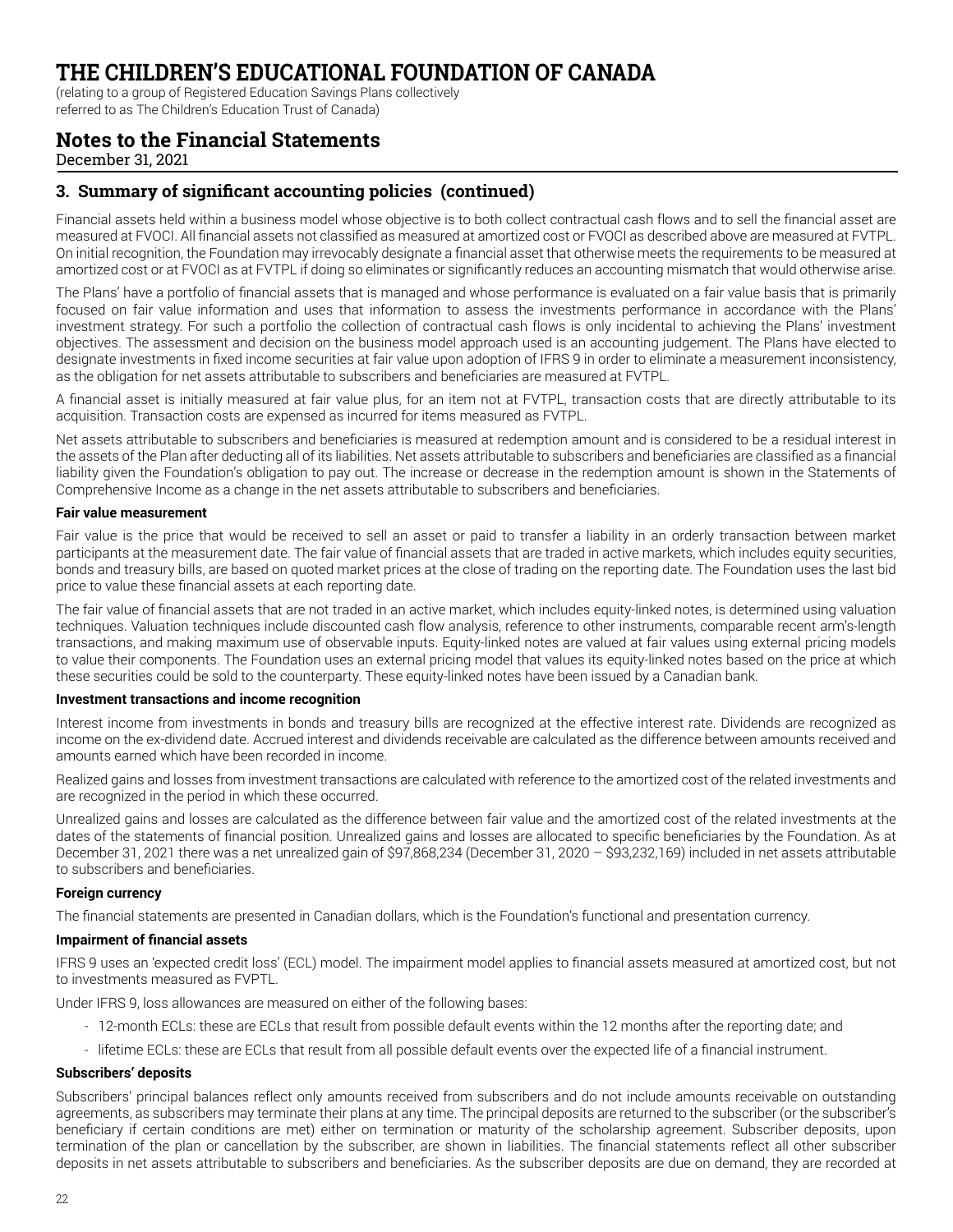# THE CHILDREN'S EDUCATIONAL FOUNDATION OF CANADA

(relating to a group of Registered Education Savings Plans collectively referred to as The Children's Education Trust of Canada)

## Notes to the Financial Statements

December 31, 2021

### 3. Summary of significant accounting policies (continued)

Financial assets held within a business model whose objective is to both collect contractual cash flows and to sell the financial asset are measured at FVOCI. All financial assets not classified as measured at amortized cost or FVOCI as described above are measured at FVTPL. On initial recognition, the Foundation may irrevocably designate a financial asset that otherwise meets the requirements to be measured at amortized cost or at FVOCI as at FVTPL if doing so eliminates or significantly reduces an accounting mismatch that would otherwise arise.

The Plans' have a portfolio of financial assets that is managed and whose performance is evaluated on a fair value basis that is primarily focused on fair value information and uses that information to assess the investments performance in accordance with the Plans' investment strategy. For such a portfolio the collection of contractual cash flows is only incidental to achieving the Plans' investment objectives. The assessment and decision on the business model approach used is an accounting judgement. The Plans have elected to designate investments in fixed income securities at fair value upon adoption of IFRS 9 in order to eliminate a measurement inconsistency, as the obligation for net assets attributable to subscribers and beneficiaries are measured at FVTPL.

A financial asset is initially measured at fair value plus, for an item not at FVTPL, transaction costs that are directly attributable to its acquisition. Transaction costs are expensed as incurred for items measured as FVTPL.

Net assets attributable to subscribers and beneficiaries is measured at redemption amount and is considered to be a residual interest in the assets of the Plan after deducting all of its liabilities. Net assets attributable to subscribers and beneficiaries are classified as a financial liability given the Foundation's obligation to pay out. The increase or decrease in the redemption amount is shown in the Statements of Comprehensive Income as a change in the net assets attributable to subscribers and beneficiaries.

#### Fair value measurement

Fair value is the price that would be received to sell an asset or paid to transfer a liability in an orderly transaction between market participants at the measurement date. The fair value of financial assets that are traded in active markets, which includes equity securities, bonds and treasury bills, are based on quoted market prices at the close of trading on the reporting date. The Foundation uses the last bid price to value these financial assets at each reporting date.

The fair value of financial assets that are not traded in an active market, which includes equity-linked notes, is determined using valuation techniques. Valuation techniques include discounted cash flow analysis, reference to other instruments, comparable recent arm's-length transactions, and making maximum use of observable inputs. Equity-linked notes are valued at fair values using external pricing models to value their components. The Foundation uses an external pricing model that values its equity-linked notes based on the price at which these securities could be sold to the counterparty. These equity-linked notes have been issued by a Canadian bank.

#### Investment transactions and income recognition

Interest income from investments in bonds and treasury bills are recognized at the effective interest rate. Dividends are recognized as income on the ex-dividend date. Accrued interest and dividends receivable are calculated as the difference between amounts received and amounts earned which have been recorded in income.

Realized gains and losses from investment transactions are calculated with reference to the amortized cost of the related investments and are recognized in the period in which these occurred.

Unrealized gains and losses are calculated as the difference between fair value and the amortized cost of the related investments at the dates of the statements of financial position. Unrealized gains and losses are allocated to specific beneficiaries by the Foundation. As at December 31, 2021 there was a net unrealized gain of $97,868,234 (December 31, 2020 – $93,232,169) included in net assets attributable to subscribers and beneficiaries.

#### Foreign currency

The financial statements are presented in Canadian dollars, which is the Foundation's functional and presentation currency.

#### Impairment of financial assets

IFRS 9 uses an 'expected credit loss' (ECL) model. The impairment model applies to financial assets measured at amortized cost, but not to investments measured as FVPTL.

Under IFRS 9, loss allowances are measured on either of the following bases:

- 12-month ECLs: these are ECLs that result from possible default events within the 12 months after the reporting date; and
- lifetime ECLs: these are ECLs that result from all possible default events over the expected life of a financial instrument.

#### Subscribers' deposits

Subscribers' principal balances reflect only amounts received from subscribers and do not include amounts receivable on outstanding agreements, as subscribers may terminate their plans at any time. The principal deposits are returned to the subscriber (or the subscriber's beneficiary if certain conditions are met) either on termination or maturity of the scholarship agreement. Subscriber deposits, upon termination of the plan or cancellation by the subscriber, are shown in liabilities. The financial statements reflect all other subscriber deposits in net assets attributable to subscribers and beneficiaries. As the subscriber deposits are due on demand, they are recorded at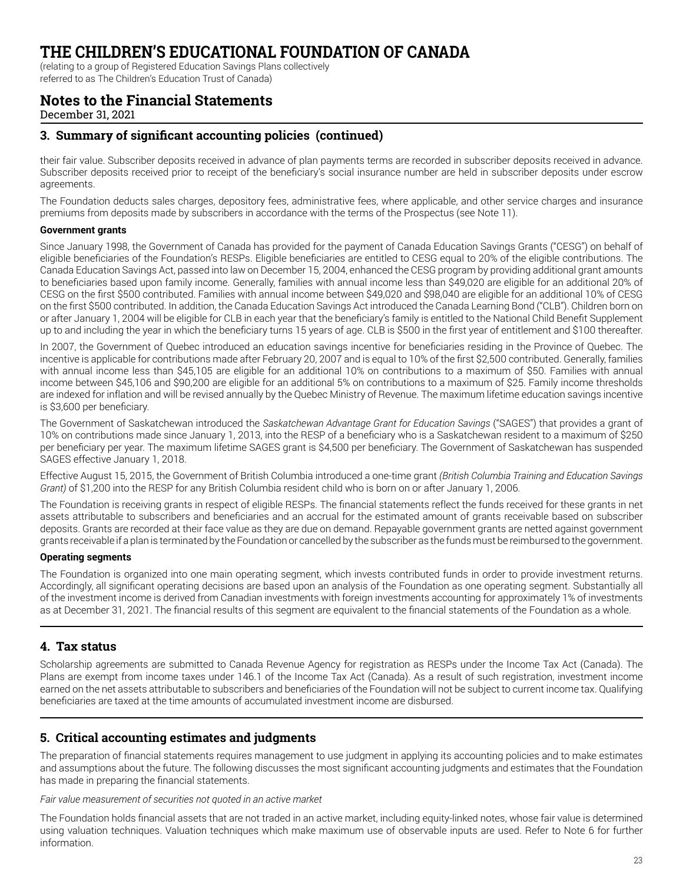# THE CHILDREN'S EDUCATIONAL FOUNDATION OF CANADA

(relating to a group of Registered Education Savings Plans collectively referred to as The Children's Education Trust of Canada)

## Notes to the Financial Statements

December 31, 2021

### 3. Summary of significant accounting policies (continued)

their fair value. Subscriber deposits received in advance of plan payments terms are recorded in subscriber deposits received in advance. Subscriber deposits received prior to receipt of the beneficiary's social insurance number are held in subscriber deposits under escrow agreements.

The Foundation deducts sales charges, depository fees, administrative fees, where applicable, and other service charges and insurance premiums from deposits made by subscribers in accordance with the terms of the Prospectus (see Note 11).

**Government grants**

Since January 1998, the Government of Canada has provided for the payment of Canada Education Savings Grants ("CESG") on behalf of eligible beneficiaries of the Foundation's RESPs. Eligible beneficiaries are entitled to CESG equal to 20% of the eligible contributions. The Canada Education Savings Act, passed into law on December 15, 2004, enhanced the CESG program by providing additional grant amounts to beneficiaries based upon family income. Generally, families with annual income less than $49,020 are eligible for an additional 20% of CESG on the first $500 contributed. Families with annual income between $49,020 and $98,040 are eligible for an additional 10% of CESG on the first $500 contributed. In addition, the Canada Education Savings Act introduced the Canada Learning Bond ("CLB"). Children born on or after January 1, 2004 will be eligible for CLB in each year that the beneficiary's family is entitled to the National Child Benefit Supplement up to and including the year in which the beneficiary turns 15 years of age. CLB is $500 in the first year of entitlement and $100 thereafter.

In 2007, the Government of Quebec introduced an education savings incentive for beneficiaries residing in the Province of Quebec. The incentive is applicable for contributions made after February 20, 2007 and is equal to 10% of the first $2,500 contributed. Generally, families with annual income less than $45,105 are eligible for an additional 10% on contributions to a maximum of $50. Families with annual income between $45,106 and $90,200 are eligible for an additional 5% on contributions to a maximum of $25. Family income thresholds are indexed for inflation and will be revised annually by the Quebec Ministry of Revenue. The maximum lifetime education savings incentive is $3,600 per beneficiary.

The Government of Saskatchewan introduced the *Saskatchewan Advantage Grant for Education Savings* ("SAGES") that provides a grant of 10% on contributions made since January 1, 2013, into the RESP of a beneficiary who is a Saskatchewan resident to a maximum of $250 per beneficiary per year. The maximum lifetime SAGES grant is $4,500 per beneficiary. The Government of Saskatchewan has suspended SAGES effective January 1, 2018.

Effective August 15, 2015, the Government of British Columbia introduced a one-time grant *(British Columbia Training and Education Savings Grant)* of $1,200 into the RESP for any British Columbia resident child who is born on or after January 1, 2006.

The Foundation is receiving grants in respect of eligible RESPs. The financial statements reflect the funds received for these grants in net assets attributable to subscribers and beneficiaries and an accrual for the estimated amount of grants receivable based on subscriber deposits. Grants are recorded at their face value as they are due on demand. Repayable government grants are netted against government grants receivable if a plan is terminated by the Foundation or cancelled by the subscriber as the funds must be reimbursed to the government.

**Operating segments**

The Foundation is organized into one main operating segment, which invests contributed funds in order to provide investment returns. Accordingly, all significant operating decisions are based upon an analysis of the Foundation as one operating segment. Substantially all of the investment income is derived from Canadian investments with foreign investments accounting for approximately 1% of investments as at December 31, 2021. The financial results of this segment are equivalent to the financial statements of the Foundation as a whole.

### 4. Tax status

Scholarship agreements are submitted to Canada Revenue Agency for registration as RESPs under the Income Tax Act (Canada). The Plans are exempt from income taxes under 146.1 of the Income Tax Act (Canada). As a result of such registration, investment income earned on the net assets attributable to subscribers and beneficiaries of the Foundation will not be subject to current income tax. Qualifying beneficiaries are taxed at the time amounts of accumulated investment income are disbursed.

### 5. Critical accounting estimates and judgments

The preparation of financial statements requires management to use judgment in applying its accounting policies and to make estimates and assumptions about the future. The following discusses the most significant accounting judgments and estimates that the Foundation has made in preparing the financial statements.

*Fair value measurement of securities not quoted in an active market*

The Foundation holds financial assets that are not traded in an active market, including equity-linked notes, whose fair value is determined using valuation techniques. Valuation techniques which make maximum use of observable inputs are used. Refer to Note 6 for further information.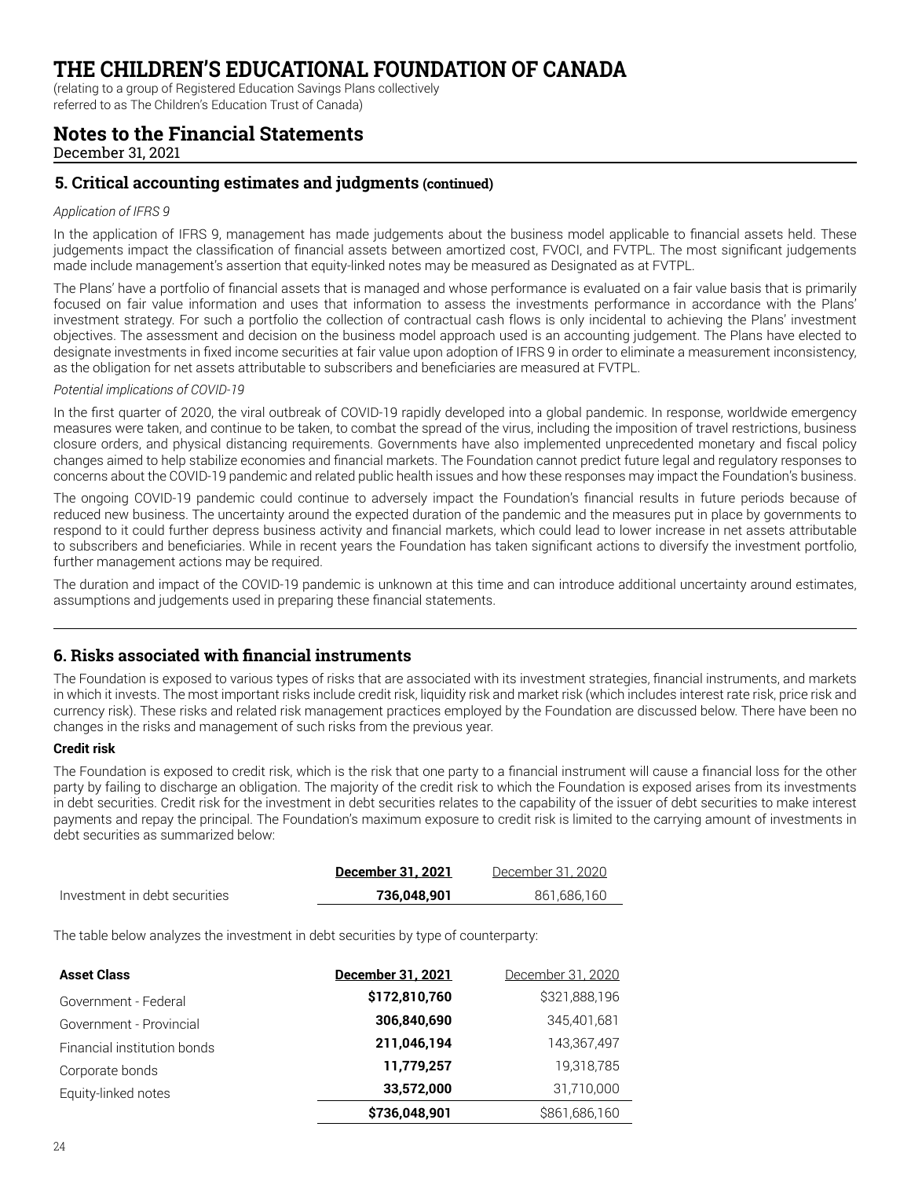# THE CHILDREN'S EDUCATIONAL FOUNDATION OF CANADA

(relating to a group of Registered Education Savings Plans collectively referred to as The Children's Education Trust of Canada)

## Notes to the Financial Statements

December 31, 2021

### 5. Critical accounting estimates and judgments (continued)

*Application of IFRS 9*

In the application of IFRS 9, management has made judgements about the business model applicable to financial assets held. These judgements impact the classification of financial assets between amortized cost, FVOCI, and FVTPL. The most significant judgements made include management's assertion that equity-linked notes may be measured as Designated as at FVTPL.

The Plans' have a portfolio of financial assets that is managed and whose performance is evaluated on a fair value basis that is primarily focused on fair value information and uses that information to assess the investments performance in accordance with the Plans' investment strategy. For such a portfolio the collection of contractual cash flows is only incidental to achieving the Plans' investment objectives. The assessment and decision on the business model approach used is an accounting judgement. The Plans have elected to designate investments in fixed income securities at fair value upon adoption of IFRS 9 in order to eliminate a measurement inconsistency, as the obligation for net assets attributable to subscribers and beneficiaries are measured at FVTPL.

*Potential implications of COVID-19*

In the first quarter of 2020, the viral outbreak of COVID-19 rapidly developed into a global pandemic. In response, worldwide emergency measures were taken, and continue to be taken, to combat the spread of the virus, including the imposition of travel restrictions, business closure orders, and physical distancing requirements. Governments have also implemented unprecedented monetary and fiscal policy changes aimed to help stabilize economies and financial markets. The Foundation cannot predict future legal and regulatory responses to concerns about the COVID-19 pandemic and related public health issues and how these responses may impact the Foundation's business.

The ongoing COVID-19 pandemic could continue to adversely impact the Foundation's financial results in future periods because of reduced new business. The uncertainty around the expected duration of the pandemic and the measures put in place by governments to respond to it could further depress business activity and financial markets, which could lead to lower increase in net assets attributable to subscribers and beneficiaries. While in recent years the Foundation has taken significant actions to diversify the investment portfolio, further management actions may be required.

The duration and impact of the COVID-19 pandemic is unknown at this time and can introduce additional uncertainty around estimates, assumptions and judgements used in preparing these financial statements.

### 6. Risks associated with financial instruments

The Foundation is exposed to various types of risks that are associated with its investment strategies, financial instruments, and markets in which it invests. The most important risks include credit risk, liquidity risk and market risk (which includes interest rate risk, price risk and currency risk). These risks and related risk management practices employed by the Foundation are discussed below. There have been no changes in the risks and management of such risks from the previous year.

**Credit risk**

The Foundation is exposed to credit risk, which is the risk that one party to a financial instrument will cause a financial loss for the other party by failing to discharge an obligation. The majority of the credit risk to which the Foundation is exposed arises from its investments in debt securities. Credit risk for the investment in debt securities relates to the capability of the issuer of debt securities to make interest payments and repay the principal. The Foundation's maximum exposure to credit risk is limited to the carrying amount of investments in debt securities as summarized below:

| | **December 31, 2021** | December 31, 2020 |
|---|---|---|
| Investment in debt securities | **736,048,901** | 861,686,160 |

The table below analyzes the investment in debt securities by type of counterparty:

| **Asset Class** | **December 31, 2021** | December 31, 2020 |
|---|---|---|
| Government - Federal | **$172,810,760** | $321,888,196 |
| Government - Provincial | **306,840,690** | 345,401,681 |
| Financial institution bonds | **211,046,194** | 143,367,497 |
| Corporate bonds | **11,779,257** | 19,318,785 |
| Equity-linked notes | **33,572,000** | 31,710,000 |
| | **$736,048,901** | $861,686,160 |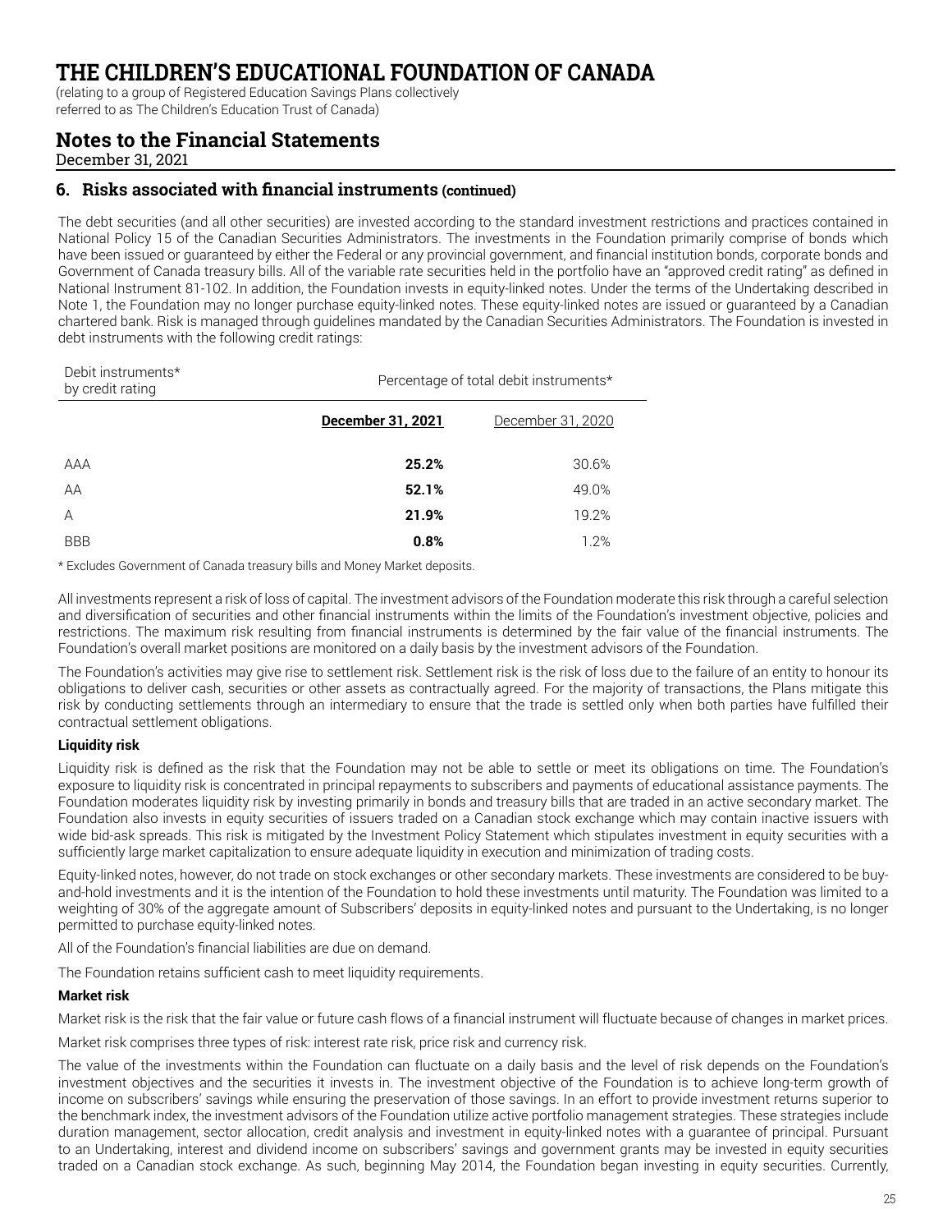# THE CHILDREN'S EDUCATIONAL FOUNDATION OF CANADA

(relating to a group of Registered Education Savings Plans collectively referred to as The Children's Education Trust of Canada)

## Notes to the Financial Statements

December 31, 2021

### 6. Risks associated with financial instruments (continued)

The debt securities (and all other securities) are invested according to the standard investment restrictions and practices contained in National Policy 15 of the Canadian Securities Administrators. The investments in the Foundation primarily comprise of bonds which have been issued or guaranteed by either the Federal or any provincial government, and financial institution bonds, corporate bonds and Government of Canada treasury bills. All of the variable rate securities held in the portfolio have an "approved credit rating" as defined in National Instrument 81-102. In addition, the Foundation invests in equity-linked notes. Under the terms of the Undertaking described in Note 1, the Foundation may no longer purchase equity-linked notes. These equity-linked notes are issued or guaranteed by a Canadian chartered bank. Risk is managed through guidelines mandated by the Canadian Securities Administrators. The Foundation is invested in debt instruments with the following credit ratings:

| Debit instruments* by credit rating | Percentage of total debit instruments* | |
|---|---|---|
| | **December 31, 2021** | December 31, 2020 |
| AAA | **25.2%** | 30.6% |
| AA | **52.1%** | 49.0% |
| A | **21.9%** | 19.2% |
| BBB | **0.8%** | 1.2% |

* Excludes Government of Canada treasury bills and Money Market deposits.

All investments represent a risk of loss of capital. The investment advisors of the Foundation moderate this risk through a careful selection and diversification of securities and other financial instruments within the limits of the Foundation's investment objective, policies and restrictions. The maximum risk resulting from financial instruments is determined by the fair value of the financial instruments. The Foundation's overall market positions are monitored on a daily basis by the investment advisors of the Foundation.

The Foundation's activities may give rise to settlement risk. Settlement risk is the risk of loss due to the failure of an entity to honour its obligations to deliver cash, securities or other assets as contractually agreed. For the majority of transactions, the Plans mitigate this risk by conducting settlements through an intermediary to ensure that the trade is settled only when both parties have fulfilled their contractual settlement obligations.

**Liquidity risk**

Liquidity risk is defined as the risk that the Foundation may not be able to settle or meet its obligations on time. The Foundation's exposure to liquidity risk is concentrated in principal repayments to subscribers and payments of educational assistance payments. The Foundation moderates liquidity risk by investing primarily in bonds and treasury bills that are traded in an active secondary market. The Foundation also invests in equity securities of issuers traded on a Canadian stock exchange which may contain inactive issuers with wide bid-ask spreads. This risk is mitigated by the Investment Policy Statement which stipulates investment in equity securities with a sufficiently large market capitalization to ensure adequate liquidity in execution and minimization of trading costs.

Equity-linked notes, however, do not trade on stock exchanges or other secondary markets. These investments are considered to be buy-and-hold investments and it is the intention of the Foundation to hold these investments until maturity. The Foundation was limited to a weighting of 30% of the aggregate amount of Subscribers' deposits in equity-linked notes and pursuant to the Undertaking, is no longer permitted to purchase equity-linked notes.

All of the Foundation's financial liabilities are due on demand.

The Foundation retains sufficient cash to meet liquidity requirements.

**Market risk**

Market risk is the risk that the fair value or future cash flows of a financial instrument will fluctuate because of changes in market prices.

Market risk comprises three types of risk: interest rate risk, price risk and currency risk.

The value of the investments within the Foundation can fluctuate on a daily basis and the level of risk depends on the Foundation's investment objectives and the securities it invests in. The investment objective of the Foundation is to achieve long-term growth of income on subscribers' savings while ensuring the preservation of those savings. In an effort to provide investment returns superior to the benchmark index, the investment advisors of the Foundation utilize active portfolio management strategies. These strategies include duration management, sector allocation, credit analysis and investment in equity-linked notes with a guarantee of principal. Pursuant to an Undertaking, interest and dividend income on subscribers' savings and government grants may be invested in equity securities traded on a Canadian stock exchange. As such, beginning May 2014, the Foundation began investing in equity securities. Currently,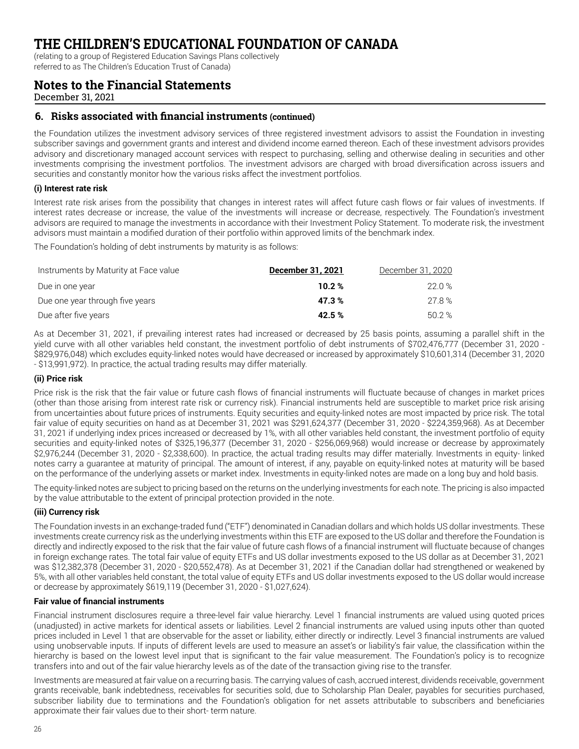# THE CHILDREN'S EDUCATIONAL FOUNDATION OF CANADA

(relating to a group of Registered Education Savings Plans collectively referred to as The Children's Education Trust of Canada)

## Notes to the Financial Statements

December 31, 2021

### 6. Risks associated with financial instruments (continued)

the Foundation utilizes the investment advisory services of three registered investment advisors to assist the Foundation in investing subscriber savings and government grants and interest and dividend income earned thereon. Each of these investment advisors provides advisory and discretionary managed account services with respect to purchasing, selling and otherwise dealing in securities and other investments comprising the investment portfolios. The investment advisors are charged with broad diversification across issuers and securities and constantly monitor how the various risks affect the investment portfolios.

**(i) Interest rate risk**

Interest rate risk arises from the possibility that changes in interest rates will affect future cash flows or fair values of investments. If interest rates decrease or increase, the value of the investments will increase or decrease, respectively. The Foundation's investment advisors are required to manage the investments in accordance with their Investment Policy Statement. To moderate risk, the investment advisors must maintain a modified duration of their portfolio within approved limits of the benchmark index.

The Foundation's holding of debt instruments by maturity is as follows:

| Instruments by Maturity at Face value | **December 31, 2021** | December 31, 2020 |
|---|---|---|
| Due in one year | **10.2 %** | 22.0 % |
| Due one year through five years | **47.3 %** | 27.8 % |
| Due after five years | **42.5 %** | 50.2 % |

As at December 31, 2021, if prevailing interest rates had increased or decreased by 25 basis points, assuming a parallel shift in the yield curve with all other variables held constant, the investment portfolio of debt instruments of $702,476,777 (December 31, 2020 - $829,976,048) which excludes equity-linked notes would have decreased or increased by approximately $10,601,314 (December 31, 2020 - $13,991,972). In practice, the actual trading results may differ materially.

**(ii) Price risk**

Price risk is the risk that the fair value or future cash flows of financial instruments will fluctuate because of changes in market prices (other than those arising from interest rate risk or currency risk). Financial instruments held are susceptible to market price risk arising from uncertainties about future prices of instruments. Equity securities and equity-linked notes are most impacted by price risk. The total fair value of equity securities on hand as at December 31, 2021 was $291,624,377 (December 31, 2020 - $224,359,968). As at December 31, 2021 if underlying index prices increased or decreased by 1%, with all other variables held constant, the investment portfolio of equity securities and equity-linked notes of $325,196,377 (December 31, 2020 - $256,069,968) would increase or decrease by approximately $2,976,244 (December 31, 2020 - $2,338,600). In practice, the actual trading results may differ materially. Investments in equity- linked notes carry a guarantee at maturity of principal. The amount of interest, if any, payable on equity-linked notes at maturity will be based on the performance of the underlying assets or market index. Investments in equity-linked notes are made on a long buy and hold basis.

The equity-linked notes are subject to pricing based on the returns on the underlying investments for each note. The pricing is also impacted by the value attributable to the extent of principal protection provided in the note.

**(iii) Currency risk**

The Foundation invests in an exchange-traded fund ("ETF") denominated in Canadian dollars and which holds US dollar investments. These investments create currency risk as the underlying investments within this ETF are exposed to the US dollar and therefore the Foundation is directly and indirectly exposed to the risk that the fair value of future cash flows of a financial instrument will fluctuate because of changes in foreign exchange rates. The total fair value of equity ETFs and US dollar investments exposed to the US dollar as at December 31, 2021 was $12,382,378 (December 31, 2020 - $20,552,478). As at December 31, 2021 if the Canadian dollar had strengthened or weakened by 5%, with all other variables held constant, the total value of equity ETFs and US dollar investments exposed to the US dollar would increase or decrease by approximately $619,119 (December 31, 2020 - $1,027,624).

**Fair value of financial instruments**

Financial instrument disclosures require a three-level fair value hierarchy. Level 1 financial instruments are valued using quoted prices (unadjusted) in active markets for identical assets or liabilities. Level 2 financial instruments are valued using inputs other than quoted prices included in Level 1 that are observable for the asset or liability, either directly or indirectly. Level 3 financial instruments are valued using unobservable inputs. If inputs of different levels are used to measure an asset's or liability's fair value, the classification within the hierarchy is based on the lowest level input that is significant to the fair value measurement. The Foundation's policy is to recognize transfers into and out of the fair value hierarchy levels as of the date of the transaction giving rise to the transfer.

Investments are measured at fair value on a recurring basis. The carrying values of cash, accrued interest, dividends receivable, government grants receivable, bank indebtedness, receivables for securities sold, due to Scholarship Plan Dealer, payables for securities purchased, subscriber liability due to terminations and the Foundation's obligation for net assets attributable to subscribers and beneficiaries approximate their fair values due to their short- term nature.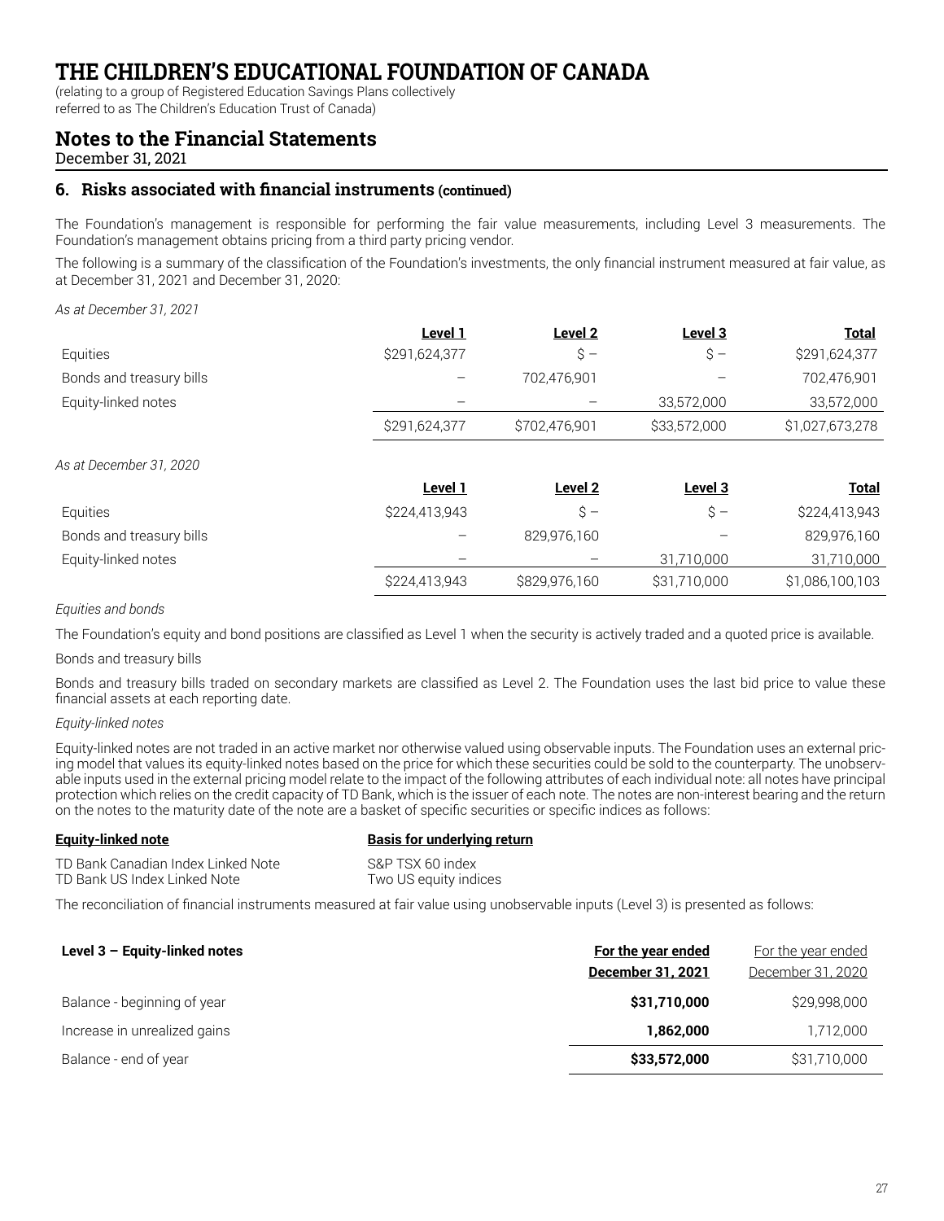# THE CHILDREN'S EDUCATIONAL FOUNDATION OF CANADA

(relating to a group of Registered Education Savings Plans collectively referred to as The Children's Education Trust of Canada)

## Notes to the Financial Statements

December 31, 2021

### 6. Risks associated with financial instruments (continued)

The Foundation's management is responsible for performing the fair value measurements, including Level 3 measurements. The Foundation's management obtains pricing from a third party pricing vendor.

The following is a summary of the classification of the Foundation's investments, the only financial instrument measured at fair value, as at December 31, 2021 and December 31, 2020:

*As at December 31, 2021*

| | Level 1 | Level 2 | Level 3 | Total |
|---|---|---|---|---|
| Equities | $291,624,377 | $ – | $ – | $291,624,377 |
| Bonds and treasury bills | – | 702,476,901 | – | 702,476,901 |
| Equity-linked notes | – | – | 33,572,000 | 33,572,000 |
| | $291,624,377 | $702,476,901 | $33,572,000 | $1,027,673,278 |

*As at December 31, 2020*

| | Level 1 | Level 2 | Level 3 | Total |
|---|---|---|---|---|
| Equities | $224,413,943 | $ – | $ – | $224,413,943 |
| Bonds and treasury bills | – | 829,976,160 | – | 829,976,160 |
| Equity-linked notes | – | – | 31,710,000 | 31,710,000 |
| | $224,413,943 | $829,976,160 | $31,710,000 | $1,086,100,103 |

*Equities and bonds*

The Foundation's equity and bond positions are classified as Level 1 when the security is actively traded and a quoted price is available.

Bonds and treasury bills

Bonds and treasury bills traded on secondary markets are classified as Level 2. The Foundation uses the last bid price to value these financial assets at each reporting date.

*Equity-linked notes*

Equity-linked notes are not traded in an active market nor otherwise valued using observable inputs. The Foundation uses an external pricing model that values its equity-linked notes based on the price for which these securities could be sold to the counterparty. The unobservable inputs used in the external pricing model relate to the impact of the following attributes of each individual note: all notes have principal protection which relies on the credit capacity of TD Bank, which is the issuer of each note. The notes are non-interest bearing and the return on the notes to the maturity date of the note are a basket of specific securities or specific indices as follows:

| Equity-linked note | Basis for underlying return |
|---|---|
| TD Bank Canadian Index Linked Note | S&P TSX 60 index |
| TD Bank US Index Linked Note | Two US equity indices |

The reconciliation of financial instruments measured at fair value using unobservable inputs (Level 3) is presented as follows:

| Level 3 – Equity-linked notes | For the year ended December 31, 2021 | For the year ended December 31, 2020 |
|---|---|---|
| Balance - beginning of year | **$31,710,000** | $29,998,000 |
| Increase in unrealized gains | **1,862,000** | 1,712,000 |
| Balance - end of year | **$33,572,000** | $31,710,000 |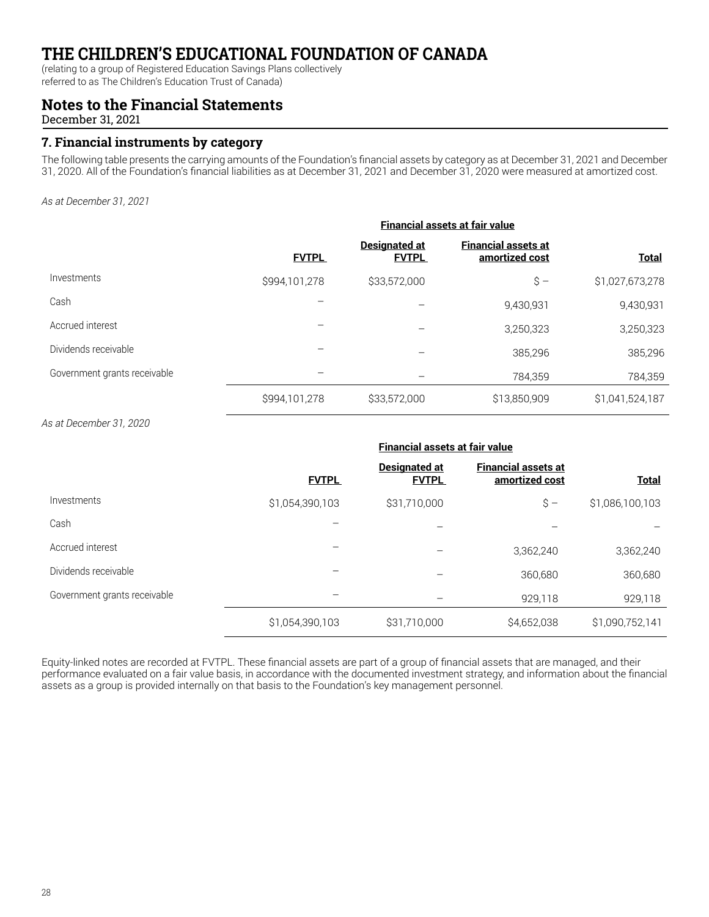# THE CHILDREN'S EDUCATIONAL FOUNDATION OF CANADA

(relating to a group of Registered Education Savings Plans collectively referred to as The Children's Education Trust of Canada)

## Notes to the Financial Statements

December 31, 2021

### 7. Financial instruments by category

The following table presents the carrying amounts of the Foundation's financial assets by category as at December 31, 2021 and December 31, 2020. All of the Foundation's financial liabilities as at December 31, 2021 and December 31, 2020 were measured at amortized cost.

*As at December 31, 2021*

| | Financial assets at fair value | | | |
|---|---|---|---|---|
| | **FVTPL** | **Designated at FVTPL** | **Financial assets at amortized cost** | **Total** |
| Investments | $994,101,278 | $33,572,000 | $ – | $1,027,673,278 |
| Cash | – | – | 9,430,931 | 9,430,931 |
| Accrued interest | – | – | 3,250,323 | 3,250,323 |
| Dividends receivable | – | – | 385,296 | 385,296 |
| Government grants receivable | – | – | 784,359 | 784,359 |
| | $994,101,278 | $33,572,000 | $13,850,909 | $1,041,524,187 |

*As at December 31, 2020*

| | Financial assets at fair value | | | |
|---|---|---|---|---|
| | **FVTPL** | **Designated at FVTPL** | **Financial assets at amortized cost** | **Total** |
| Investments | $1,054,390,103 | $31,710,000 | $ – | $1,086,100,103 |
| Cash | – | – | – | – |
| Accrued interest | – | – | 3,362,240 | 3,362,240 |
| Dividends receivable | – | – | 360,680 | 360,680 |
| Government grants receivable | – | – | 929,118 | 929,118 |
| | $1,054,390,103 | $31,710,000 | $4,652,038 | $1,090,752,141 |

Equity-linked notes are recorded at FVTPL. These financial assets are part of a group of financial assets that are managed, and their performance evaluated on a fair value basis, in accordance with the documented investment strategy, and information about the financial assets as a group is provided internally on that basis to the Foundation's key management personnel.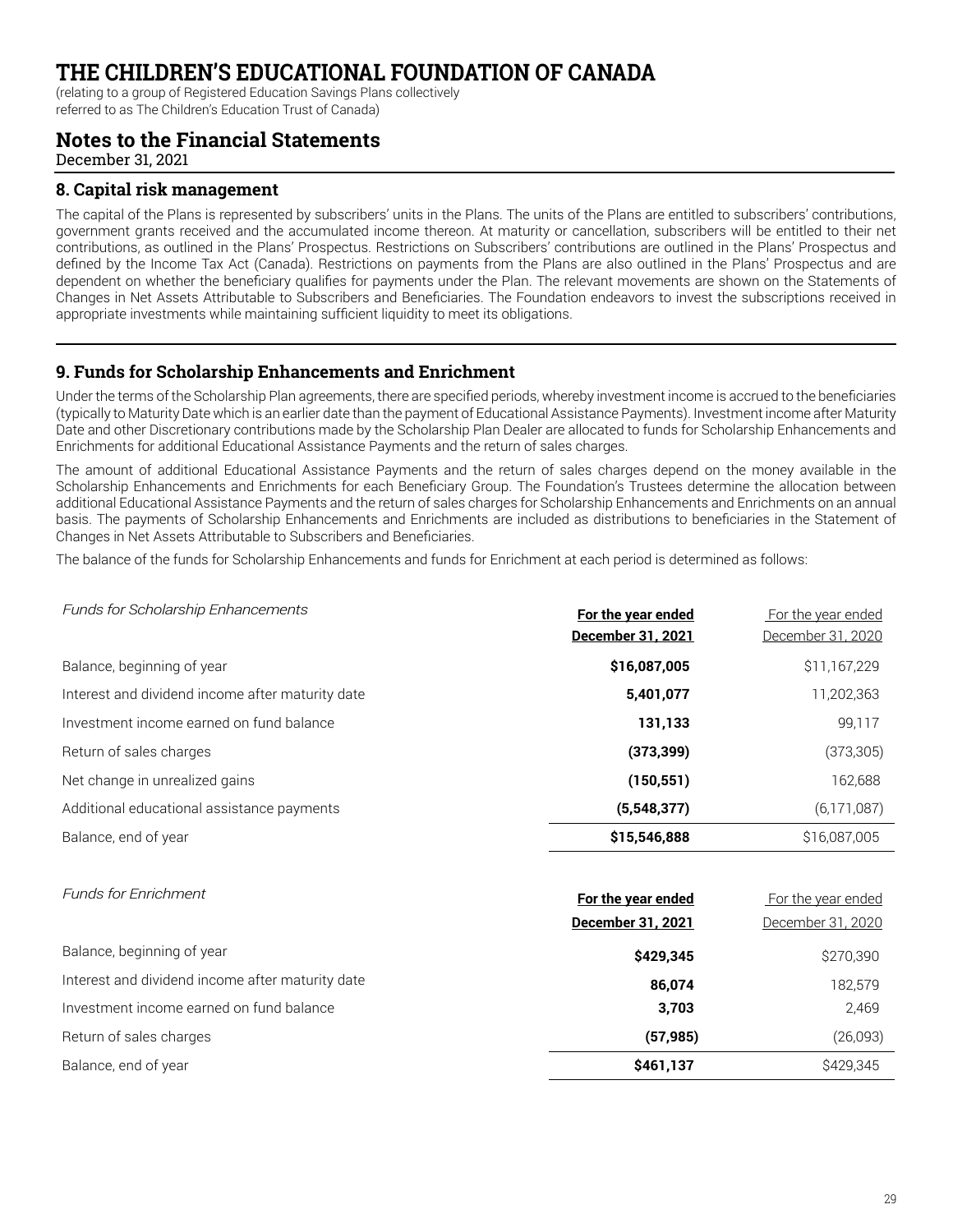# THE CHILDREN'S EDUCATIONAL FOUNDATION OF CANADA

(relating to a group of Registered Education Savings Plans collectively referred to as The Children's Education Trust of Canada)

## Notes to the Financial Statements

December 31, 2021

### 8. Capital risk management

The capital of the Plans is represented by subscribers' units in the Plans. The units of the Plans are entitled to subscribers' contributions, government grants received and the accumulated income thereon. At maturity or cancellation, subscribers will be entitled to their net contributions, as outlined in the Plans' Prospectus. Restrictions on Subscribers' contributions are outlined in the Plans' Prospectus and defined by the Income Tax Act (Canada). Restrictions on payments from the Plans are also outlined in the Plans' Prospectus and are dependent on whether the beneficiary qualifies for payments under the Plan. The relevant movements are shown on the Statements of Changes in Net Assets Attributable to Subscribers and Beneficiaries. The Foundation endeavors to invest the subscriptions received in appropriate investments while maintaining sufficient liquidity to meet its obligations.

### 9. Funds for Scholarship Enhancements and Enrichment

Under the terms of the Scholarship Plan agreements, there are specified periods, whereby investment income is accrued to the beneficiaries (typically to Maturity Date which is an earlier date than the payment of Educational Assistance Payments). Investment income after Maturity Date and other Discretionary contributions made by the Scholarship Plan Dealer are allocated to funds for Scholarship Enhancements and Enrichments for additional Educational Assistance Payments and the return of sales charges.

The amount of additional Educational Assistance Payments and the return of sales charges depend on the money available in the Scholarship Enhancements and Enrichments for each Beneficiary Group. The Foundation's Trustees determine the allocation between additional Educational Assistance Payments and the return of sales charges for Scholarship Enhancements and Enrichments on an annual basis. The payments of Scholarship Enhancements and Enrichments are included as distributions to beneficiaries in the Statement of Changes in Net Assets Attributable to Subscribers and Beneficiaries.

The balance of the funds for Scholarship Enhancements and funds for Enrichment at each period is determined as follows:

| *Funds for Scholarship Enhancements* | **For the year ended December 31, 2021** | For the year ended December 31, 2020 |
|---|---|---|
| Balance, beginning of year | **$16,087,005** | $11,167,229 |
| Interest and dividend income after maturity date | **5,401,077** | 11,202,363 |
| Investment income earned on fund balance | **131,133** | 99,117 |
| Return of sales charges | **(373,399)** | (373,305) |
| Net change in unrealized gains | **(150,551)** | 162,688 |
| Additional educational assistance payments | **(5,548,377)** | (6,171,087) |
| Balance, end of year | **$15,546,888** | $16,087,005 |

| *Funds for Enrichment* | **For the year ended December 31, 2021** | For the year ended December 31, 2020 |
|---|---|---|
| Balance, beginning of year | **$429,345** | $270,390 |
| Interest and dividend income after maturity date | **86,074** | 182,579 |
| Investment income earned on fund balance | **3,703** | 2,469 |
| Return of sales charges | **(57,985)** | (26,093) |
| Balance, end of year | **$461,137** | $429,345 |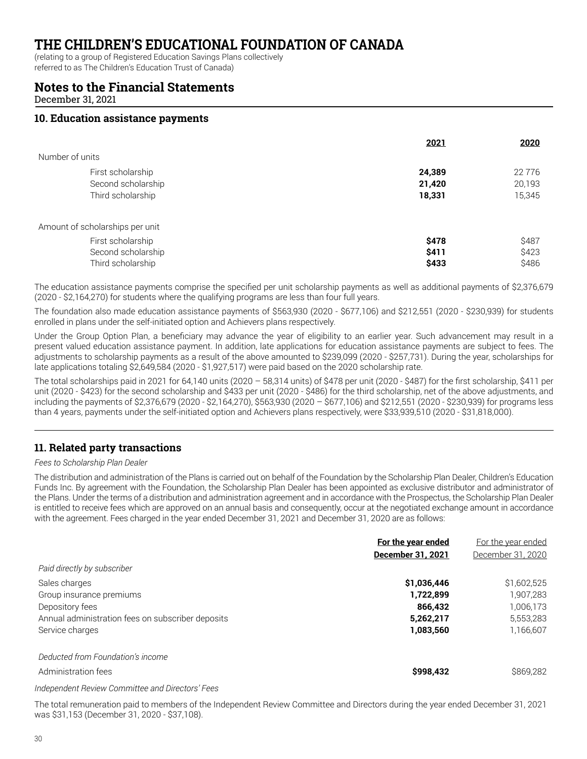# THE CHILDREN'S EDUCATIONAL FOUNDATION OF CANADA

(relating to a group of Registered Education Savings Plans collectively referred to as The Children's Education Trust of Canada)

## Notes to the Financial Statements

December 31, 2021

### 10. Education assistance payments

| | 2021 | 2020 |
|---|---|---|
| Number of units | | |
| First scholarship | **24,389** | 22 776 |
| Second scholarship | **21,420** | 20,193 |
| Third scholarship | **18,331** | 15,345 |
| Amount of scholarships per unit | | |
| First scholarship | **$478** | $487 |
| Second scholarship | **$411** | $423 |
| Third scholarship | **$433** | $486 |

The education assistance payments comprise the specified per unit scholarship payments as well as additional payments of $2,376,679 (2020 - $2,164,270) for students where the qualifying programs are less than four full years.

The foundation also made education assistance payments of $563,930 (2020 - $677,106) and $212,551 (2020 - $230,939) for students enrolled in plans under the self-initiated option and Achievers plans respectively.

Under the Group Option Plan, a beneficiary may advance the year of eligibility to an earlier year. Such advancement may result in a present valued education assistance payment. In addition, late applications for education assistance payments are subject to fees. The adjustments to scholarship payments as a result of the above amounted to $239,099 (2020 - $257,731). During the year, scholarships for late applications totaling $2,649,584 (2020 - $1,927,517) were paid based on the 2020 scholarship rate.

The total scholarships paid in 2021 for 64,140 units (2020 – 58,314 units) of $478 per unit (2020 - $487) for the first scholarship, $411 per unit (2020 - $423) for the second scholarship and $433 per unit (2020 - $486) for the third scholarship, net of the above adjustments, and including the payments of $2,376,679 (2020 - $2,164,270), $563,930 (2020 – $677,106) and $212,551 (2020 - $230,939) for programs less than 4 years, payments under the self-initiated option and Achievers plans respectively, were $33,939,510 (2020 - $31,818,000).

### 11. Related party transactions

*Fees to Scholarship Plan Dealer*

The distribution and administration of the Plans is carried out on behalf of the Foundation by the Scholarship Plan Dealer, Children's Education Funds Inc. By agreement with the Foundation, the Scholarship Plan Dealer has been appointed as exclusive distributor and administrator of the Plans. Under the terms of a distribution and administration agreement and in accordance with the Prospectus, the Scholarship Plan Dealer is entitled to receive fees which are approved on an annual basis and consequently, occur at the negotiated exchange amount in accordance with the agreement. Fees charged in the year ended December 31, 2021 and December 31, 2020 are as follows:

| | **For the year ended December 31, 2021** | For the year ended December 31, 2020 |
|---|---|---|
| *Paid directly by subscriber* | | |
| Sales charges | **$1,036,446** | $1,602,525 |
| Group insurance premiums | **1,722,899** | 1,907,283 |
| Depository fees | **866,432** | 1,006,173 |
| Annual administration fees on subscriber deposits | **5,262,217** | 5,553,283 |
| Service charges | **1,083,560** | 1,166,607 |
| *Deducted from Foundation's income* | | |
| Administration fees | **$998,432** | $869,282 |

*Independent Review Committee and Directors' Fees*

The total remuneration paid to members of the Independent Review Committee and Directors during the year ended December 31, 2021 was $31,153 (December 31, 2020 - $37,108).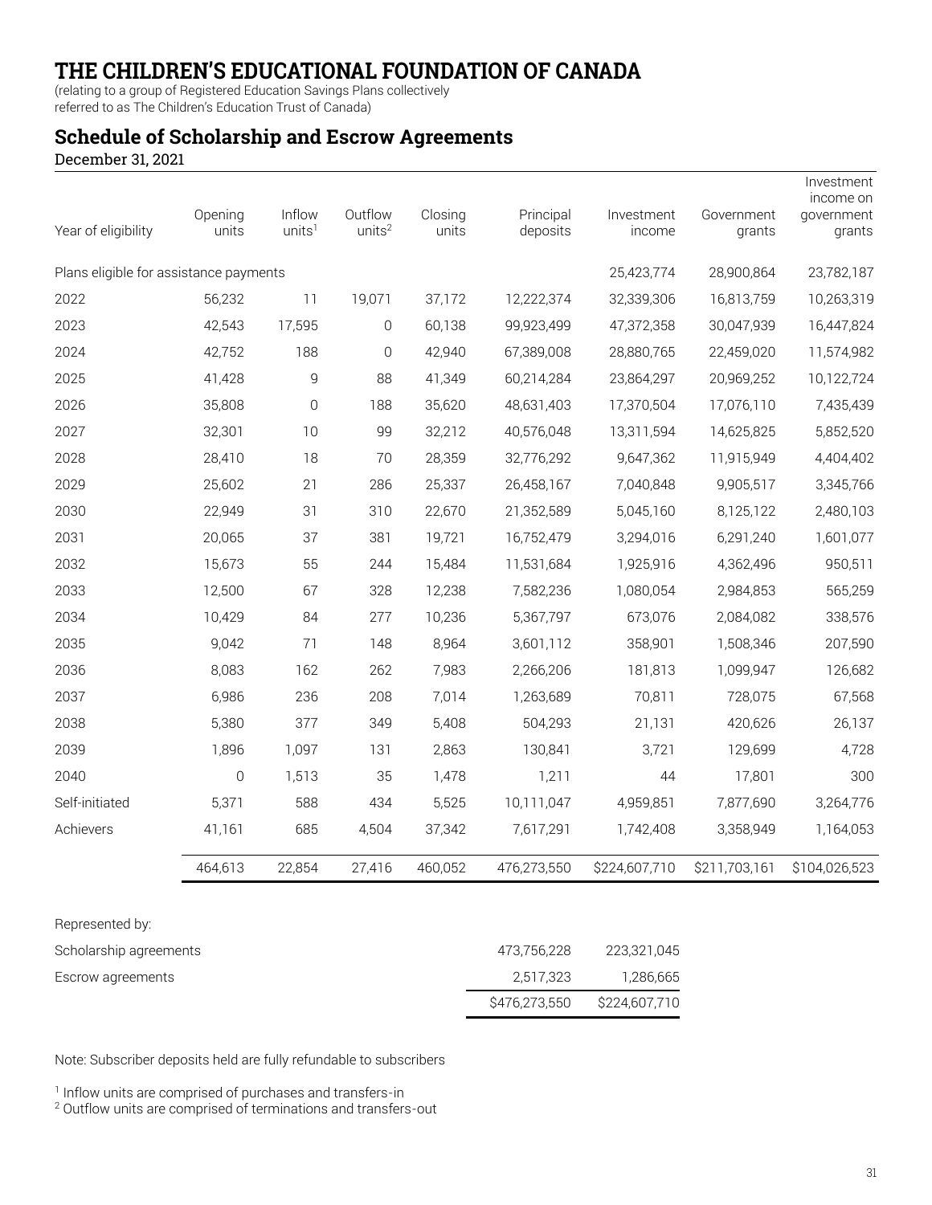# THE CHILDREN'S EDUCATIONAL FOUNDATION OF CANADA

(relating to a group of Registered Education Savings Plans collectively referred to as The Children's Education Trust of Canada)

## Schedule of Scholarship and Escrow Agreements

December 31, 2021

| Year of eligibility | Opening units | Inflow units[1] | Outflow units[2] | Closing units | Principal deposits | Investment income | Government grants | Investment income on government grants |
|---|---|---|---|---|---|---|---|---|
| Plans eligible for assistance payments | | | | | | 25,423,774 | 28,900,864 | 23,782,187 |
| 2022 | 56,232 | 11 | 19,071 | 37,172 | 12,222,374 | 32,339,306 | 16,813,759 | 10,263,319 |
| 2023 | 42,543 | 17,595 | 0 | 60,138 | 99,923,499 | 47,372,358 | 30,047,939 | 16,447,824 |
| 2024 | 42,752 | 188 | 0 | 42,940 | 67,389,008 | 28,880,765 | 22,459,020 | 11,574,982 |
| 2025 | 41,428 | 9 | 88 | 41,349 | 60,214,284 | 23,864,297 | 20,969,252 | 10,122,724 |
| 2026 | 35,808 | 0 | 188 | 35,620 | 48,631,403 | 17,370,504 | 17,076,110 | 7,435,439 |
| 2027 | 32,301 | 10 | 99 | 32,212 | 40,576,048 | 13,311,594 | 14,625,825 | 5,852,520 |
| 2028 | 28,410 | 18 | 70 | 28,359 | 32,776,292 | 9,647,362 | 11,915,949 | 4,404,402 |
| 2029 | 25,602 | 21 | 286 | 25,337 | 26,458,167 | 7,040,848 | 9,905,517 | 3,345,766 |
| 2030 | 22,949 | 31 | 310 | 22,670 | 21,352,589 | 5,045,160 | 8,125,122 | 2,480,103 |
| 2031 | 20,065 | 37 | 381 | 19,721 | 16,752,479 | 3,294,016 | 6,291,240 | 1,601,077 |
| 2032 | 15,673 | 55 | 244 | 15,484 | 11,531,684 | 1,925,916 | 4,362,496 | 950,511 |
| 2033 | 12,500 | 67 | 328 | 12,238 | 7,582,236 | 1,080,054 | 2,984,853 | 565,259 |
| 2034 | 10,429 | 84 | 277 | 10,236 | 5,367,797 | 673,076 | 2,084,082 | 338,576 |
| 2035 | 9,042 | 71 | 148 | 8,964 | 3,601,112 | 358,901 | 1,508,346 | 207,590 |
| 2036 | 8,083 | 162 | 262 | 7,983 | 2,266,206 | 181,813 | 1,099,947 | 126,682 |
| 2037 | 6,986 | 236 | 208 | 7,014 | 1,263,689 | 70,811 | 728,075 | 67,568 |
| 2038 | 5,380 | 377 | 349 | 5,408 | 504,293 | 21,131 | 420,626 | 26,137 |
| 2039 | 1,896 | 1,097 | 131 | 2,863 | 130,841 | 3,721 | 129,699 | 4,728 |
| 2040 | 0 | 1,513 | 35 | 1,478 | 1,211 | 44 | 17,801 | 300 |
| Self-initiated | 5,371 | 588 | 434 | 5,525 | 10,111,047 | 4,959,851 | 7,877,690 | 3,264,776 |
| Achievers | 41,161 | 685 | 4,504 | 37,342 | 7,617,291 | 1,742,408 | 3,358,949 | 1,164,053 |
| | 464,613 | 22,854 | 27,416 | 460,052 | 476,273,550 | $224,607,710 | $211,703,161 | $104,026,523 |

| Represented by: | Principal deposits | Investment income |
|---|---|---|
| Scholarship agreements | 473,756,228 | 223,321,045 |
| Escrow agreements | 2,517,323 | 1,286,665 |
| | $476,273,550 | $224,607,710 |

Note: Subscriber deposits held are fully refundable to subscribers

[1] Inflow units are comprised of purchases and transfers-in

[2] Outflow units are comprised of terminations and transfers-out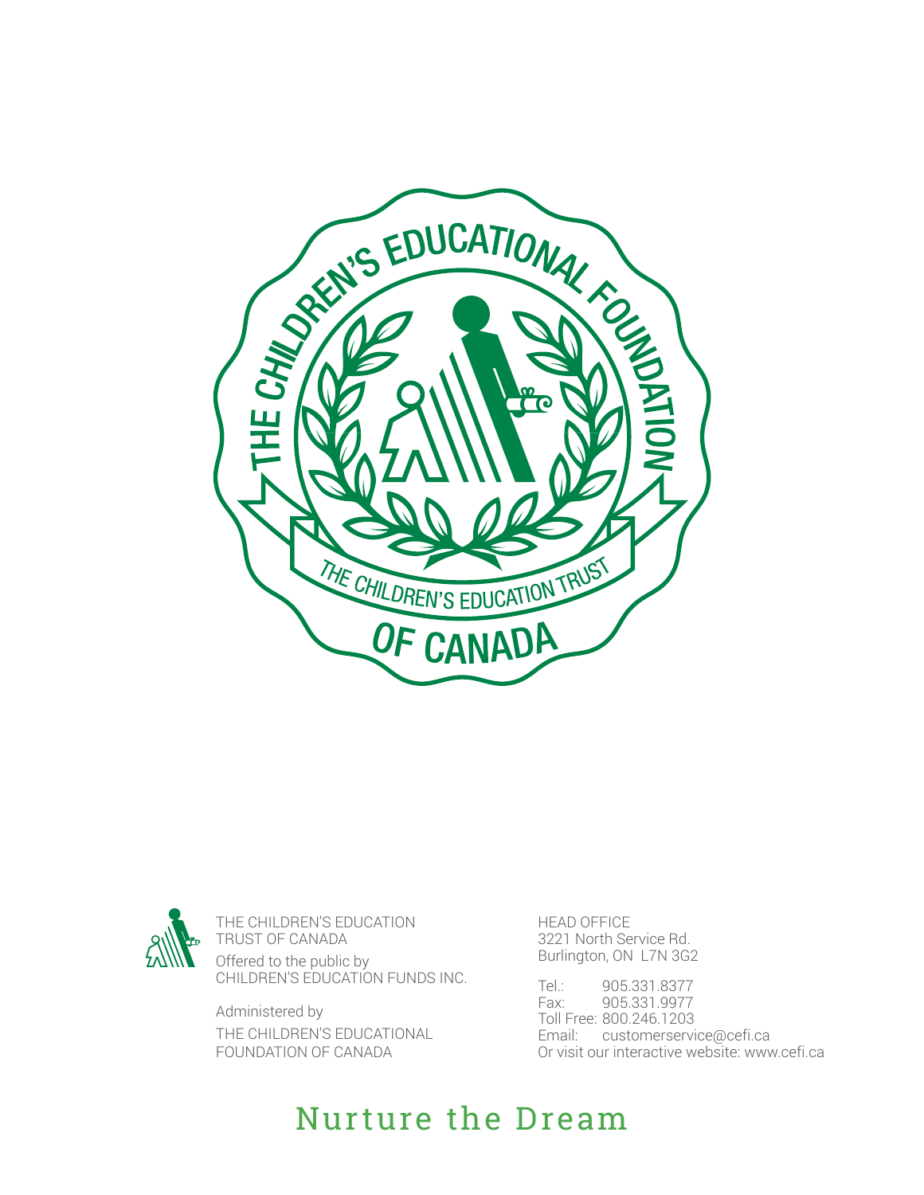THE CHILDREN'S EDUCATION TRUST OF CANADA

Offered to the public by
CHILDREN'S EDUCATION FUNDS INC.

Administered by
THE CHILDREN'S EDUCATIONAL FOUNDATION OF CANADA

HEAD OFFICE
3221 North Service Rd.
Burlington, ON L7N 3G2

Tel.: 905.331.8377
Fax: 905.331.9977
Toll Free: 800.246.1203
Email: customerservice@cefi.ca
Or visit our interactive website: www.cefi.ca

Nurture the Dream